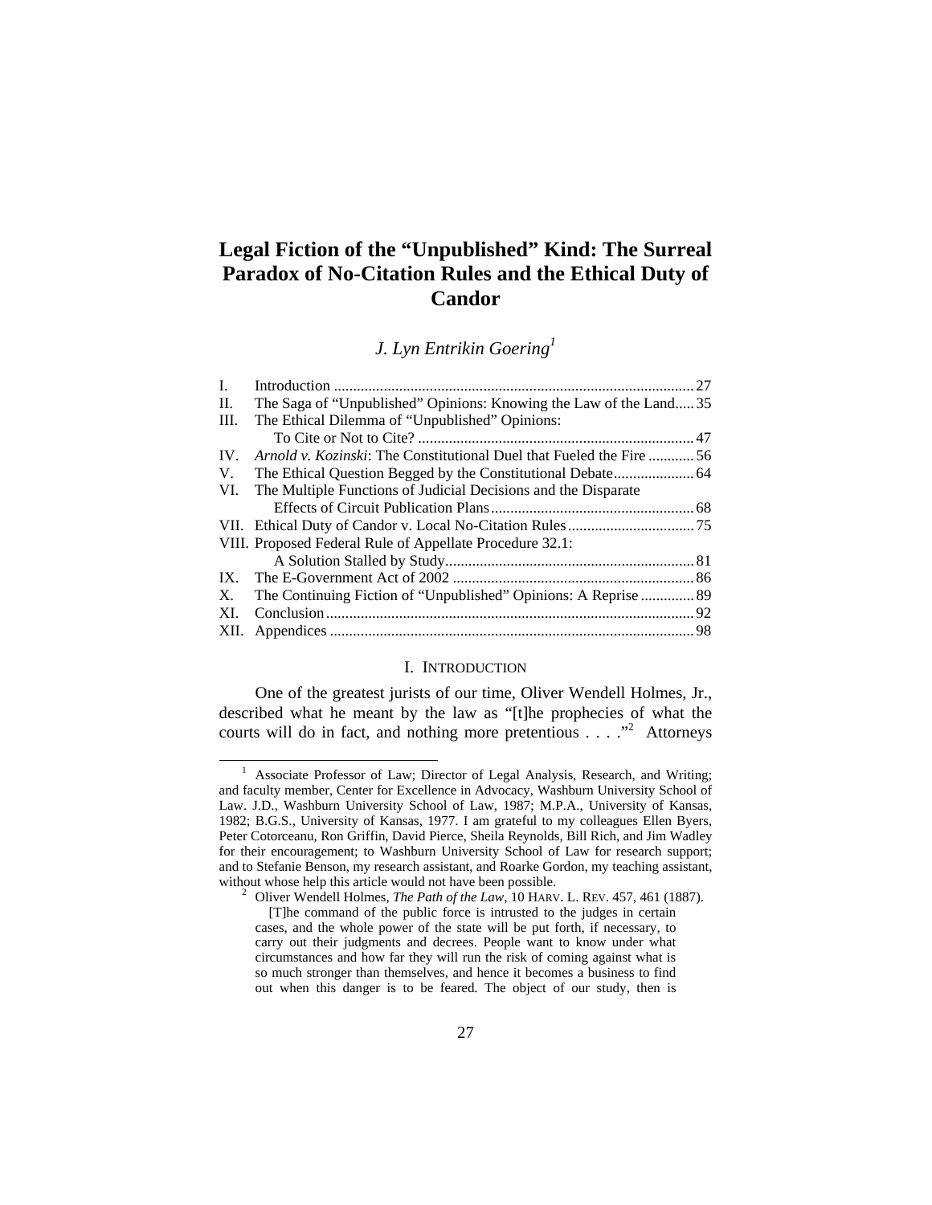# Legal Fiction of the "Unpublished" Kind: The Surreal Paradox of No-Citation Rules and the Ethical Duty of Candor

*J. Lyn Entrikin Goering*[1]

| | | |
|---|---|---|
| I. | Introduction | 27 |
| II. | The Saga of "Unpublished" Opinions: Knowing the Law of the Land | 35 |
| III. | The Ethical Dilemma of "Unpublished" Opinions: To Cite or Not to Cite? | 47 |
| IV. | *Arnold v. Kozinski*: The Constitutional Duel that Fueled the Fire | 56 |
| V. | The Ethical Question Begged by the Constitutional Debate | 64 |
| VI. | The Multiple Functions of Judicial Decisions and the Disparate Effects of Circuit Publication Plans | 68 |
| VII. | Ethical Duty of Candor v. Local No-Citation Rules | 75 |
| VIII. | Proposed Federal Rule of Appellate Procedure 32.1: A Solution Stalled by Study | 81 |
| IX. | The E-Government Act of 2002 | 86 |
| X. | The Continuing Fiction of "Unpublished" Opinions: A Reprise | 89 |
| XI. | Conclusion | 92 |
| XII. | Appendices | 98 |

## I. INTRODUCTION

One of the greatest jurists of our time, Oliver Wendell Holmes, Jr., described what he meant by the law as "[t]he prophecies of what the courts will do in fact, and nothing more pretentious . . . ."[2] Attorneys

---

[1] Associate Professor of Law; Director of Legal Analysis, Research, and Writing; and faculty member, Center for Excellence in Advocacy, Washburn University School of Law. J.D., Washburn University School of Law, 1987; M.P.A., University of Kansas, 1982; B.G.S., University of Kansas, 1977. I am grateful to my colleagues Ellen Byers, Peter Cotorceanu, Ron Griffin, David Pierce, Sheila Reynolds, Bill Rich, and Jim Wadley for their encouragement; to Washburn University School of Law for research support; and to Stefanie Benson, my research assistant, and Roarke Gordon, my teaching assistant, without whose help this article would not have been possible.

[2] Oliver Wendell Holmes, *The Path of the Law*, 10 HARV. L. REV. 457, 461 (1887).

> [T]he command of the public force is intrusted to the judges in certain cases, and the whole power of the state will be put forth, if necessary, to carry out their judgments and decrees. People want to know under what circumstances and how far they will run the risk of coming against what is so much stronger than themselves, and hence it becomes a business to find out when this danger is to be feared. The object of our study, then is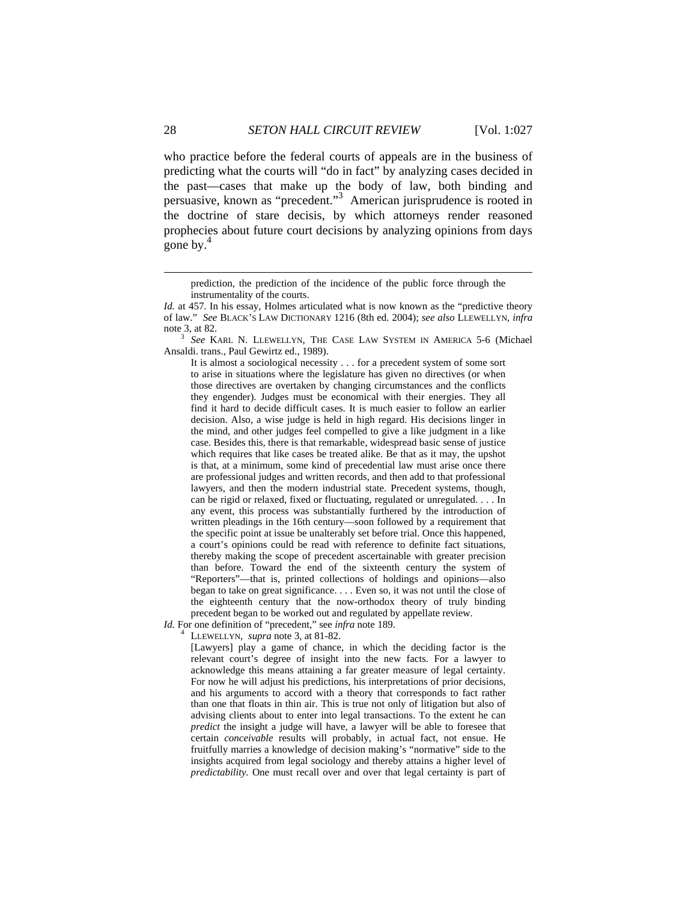who practice before the federal courts of appeals are in the business of predicting what the courts will "do in fact" by analyzing cases decided in the past—cases that make up the body of law, both binding and persuasive, known as "precedent."[3] American jurisprudence is rooted in the doctrine of stare decisis, by which attorneys render reasoned prophecies about future court decisions by analyzing opinions from days gone by.[4]

---

> prediction, the prediction of the incidence of the public force through the instrumentality of the courts.

*Id.* at 457. In his essay, Holmes articulated what is now known as the "predictive theory of law." *See* BLACK'S LAW DICTIONARY 1216 (8th ed. 2004); *see also* LLEWELLYN, *infra* note 3, at 82.

[3] *See* KARL N. LLEWELLYN, THE CASE LAW SYSTEM IN AMERICA 5-6 (Michael Ansaldi. trans., Paul Gewirtz ed., 1989).

> It is almost a sociological necessity . . . for a precedent system of some sort to arise in situations where the legislature has given no directives (or when those directives are overtaken by changing circumstances and the conflicts they engender). Judges must be economical with their energies. They all find it hard to decide difficult cases. It is much easier to follow an earlier decision. Also, a wise judge is held in high regard. His decisions linger in the mind, and other judges feel compelled to give a like judgment in a like case. Besides this, there is that remarkable, widespread basic sense of justice which requires that like cases be treated alike. Be that as it may, the upshot is that, at a minimum, some kind of precedential law must arise once there are professional judges and written records, and then add to that professional lawyers, and then the modern industrial state. Precedent systems, though, can be rigid or relaxed, fixed or fluctuating, regulated or unregulated. . . . In any event, this process was substantially furthered by the introduction of written pleadings in the 16th century—soon followed by a requirement that the specific point at issue be unalterably set before trial. Once this happened, a court's opinions could be read with reference to definite fact situations, thereby making the scope of precedent ascertainable with greater precision than before. Toward the end of the sixteenth century the system of "Reporters"—that is, printed collections of holdings and opinions—also began to take on great significance. . . . Even so, it was not until the close of the eighteenth century that the now-orthodox theory of truly binding precedent began to be worked out and regulated by appellate review.

*Id.* For one definition of "precedent," see *infra* note 189.

[4] LLEWELLYN, *supra* note 3, at 81-82.

> [Lawyers] play a game of chance, in which the deciding factor is the relevant court's degree of insight into the new facts. For a lawyer to acknowledge this means attaining a far greater measure of legal certainty. For now he will adjust his predictions, his interpretations of prior decisions, and his arguments to accord with a theory that corresponds to fact rather than one that floats in thin air. This is true not only of litigation but also of advising clients about to enter into legal transactions. To the extent he can *predict* the insight a judge will have, a lawyer will be able to foresee that certain *conceivable* results will probably, in actual fact, not ensue. He fruitfully marries a knowledge of decision making's "normative" side to the insights acquired from legal sociology and thereby attains a higher level of *predictability.* One must recall over and over that legal certainty is part of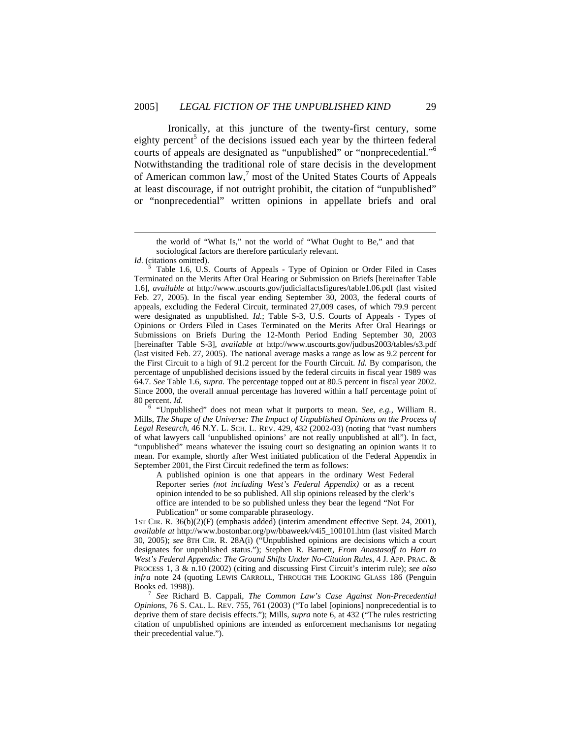Ironically, at this juncture of the twenty-first century, some eighty percent[5] of the decisions issued each year by the thirteen federal courts of appeals are designated as "unpublished" or "nonprecedential."[6] Notwithstanding the traditional role of stare decisis in the development of American common law,[7] most of the United States Courts of Appeals at least discourage, if not outright prohibit, the citation of "unpublished" or "nonprecedential" written opinions in appellate briefs and oral

---

> the world of "What Is," not the world of "What Ought to Be," and that sociological factors are therefore particularly relevant.

*Id*. (citations omitted).

[5] Table 1.6, U.S. Courts of Appeals - Type of Opinion or Order Filed in Cases Terminated on the Merits After Oral Hearing or Submission on Briefs [hereinafter Table 1.6], *available at* http://www.uscourts.gov/judicialfactsfigures/table1.06.pdf (last visited Feb. 27, 2005). In the fiscal year ending September 30, 2003, the federal courts of appeals, excluding the Federal Circuit, terminated 27,009 cases, of which 79.9 percent were designated as unpublished. *Id.*; Table S-3, U.S. Courts of Appeals - Types of Opinions or Orders Filed in Cases Terminated on the Merits After Oral Hearings or Submissions on Briefs During the 12-Month Period Ending September 30, 2003 [hereinafter Table S-3], *available at* http://www.uscourts.gov/judbus2003/tables/s3.pdf (last visited Feb. 27, 2005). The national average masks a range as low as 9.2 percent for the First Circuit to a high of 91.2 percent for the Fourth Circuit. *Id.* By comparison, the percentage of unpublished decisions issued by the federal circuits in fiscal year 1989 was 64.7. *See* Table 1.6, *supra.* The percentage topped out at 80.5 percent in fiscal year 2002. Since 2000, the overall annual percentage has hovered within a half percentage point of 80 percent. *Id.*

[6] "Unpublished" does not mean what it purports to mean. *See, e.g.*, William R. Mills, *The Shape of the Universe: The Impact of Unpublished Opinions on the Process of Legal Research*, 46 N.Y. L. SCH. L. REV. 429, 432 (2002-03) (noting that "vast numbers of what lawyers call 'unpublished opinions' are not really unpublished at all"). In fact, "unpublished" means whatever the issuing court so designating an opinion wants it to mean. For example, shortly after West initiated publication of the Federal Appendix in September 2001, the First Circuit redefined the term as follows:

> A published opinion is one that appears in the ordinary West Federal Reporter series *(not including West's Federal Appendix)* or as a recent opinion intended to be so published. All slip opinions released by the clerk's office are intended to be so published unless they bear the legend "Not For Publication" or some comparable phraseology.

1ST CIR. R. 36(b)(2)(F) (emphasis added) (interim amendment effective Sept. 24, 2001), *available at* http://www.bostonbar.org/pw/bbaweek/v4i5_100101.htm (last visited March 30, 2005); *see* 8TH CIR. R. 28A(i) ("Unpublished opinions are decisions which a court designates for unpublished status."); Stephen R. Barnett, *From Anastasoff to Hart to West's Federal Appendix: The Ground Shifts Under No-Citation Rules*, 4 J. APP. PRAC. & PROCESS 1, 3 & n.10 (2002) (citing and discussing First Circuit's interim rule); *see also infra* note 24 (quoting LEWIS CARROLL, THROUGH THE LOOKING GLASS 186 (Penguin Books ed. 1998)).

[7] *See* Richard B. Cappali, *The Common Law's Case Against Non-Precedential Opinions*, 76 S. CAL. L. REV. 755, 761 (2003) ("To label [opinions] nonprecedential is to deprive them of stare decisis effects."); Mills, *supra* note 6, at 432 ("The rules restricting citation of unpublished opinions are intended as enforcement mechanisms for negating their precedential value.").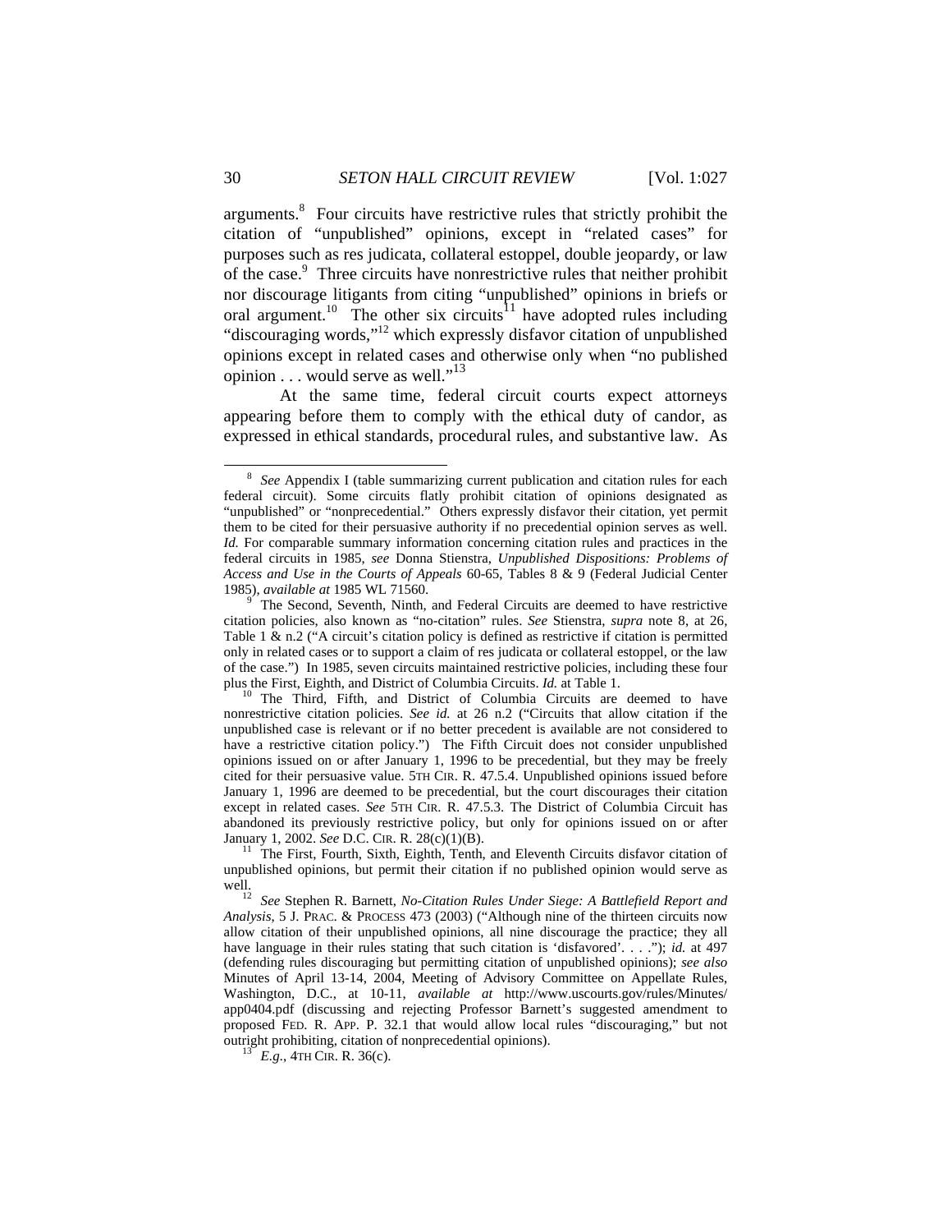arguments.[8] Four circuits have restrictive rules that strictly prohibit the citation of "unpublished" opinions, except in "related cases" for purposes such as res judicata, collateral estoppel, double jeopardy, or law of the case.[9] Three circuits have nonrestrictive rules that neither prohibit nor discourage litigants from citing "unpublished" opinions in briefs or oral argument.[10] The other six circuits[11] have adopted rules including "discouraging words,"[12] which expressly disfavor citation of unpublished opinions except in related cases and otherwise only when "no published opinion . . . would serve as well."[13]

At the same time, federal circuit courts expect attorneys appearing before them to comply with the ethical duty of candor, as expressed in ethical standards, procedural rules, and substantive law. As

---

[8] *See* Appendix I (table summarizing current publication and citation rules for each federal circuit). Some circuits flatly prohibit citation of opinions designated as "unpublished" or "nonprecedential." Others expressly disfavor their citation, yet permit them to be cited for their persuasive authority if no precedential opinion serves as well. *Id.* For comparable summary information concerning citation rules and practices in the federal circuits in 1985, *see* Donna Stienstra, *Unpublished Dispositions: Problems of Access and Use in the Courts of Appeals* 60-65, Tables 8 & 9 (Federal Judicial Center 1985), *available at* 1985 WL 71560.

[9] The Second, Seventh, Ninth, and Federal Circuits are deemed to have restrictive citation policies, also known as "no-citation" rules. *See* Stienstra, *supra* note 8, at 26, Table 1 & n.2 ("A circuit's citation policy is defined as restrictive if citation is permitted only in related cases or to support a claim of res judicata or collateral estoppel, or the law of the case.") In 1985, seven circuits maintained restrictive policies, including these four plus the First, Eighth, and District of Columbia Circuits. *Id.* at Table 1.

[10] The Third, Fifth, and District of Columbia Circuits are deemed to have nonrestrictive citation policies. *See id.* at 26 n.2 ("Circuits that allow citation if the unpublished case is relevant or if no better precedent is available are not considered to have a restrictive citation policy.") The Fifth Circuit does not consider unpublished opinions issued on or after January 1, 1996 to be precedential, but they may be freely cited for their persuasive value. 5TH CIR. R. 47.5.4. Unpublished opinions issued before January 1, 1996 are deemed to be precedential, but the court discourages their citation except in related cases. *See* 5TH CIR. R. 47.5.3. The District of Columbia Circuit has abandoned its previously restrictive policy, but only for opinions issued on or after January 1, 2002. *See* D.C. CIR. R. 28(c)(1)(B).

[11] The First, Fourth, Sixth, Eighth, Tenth, and Eleventh Circuits disfavor citation of unpublished opinions, but permit their citation if no published opinion would serve as well.

[12] *See* Stephen R. Barnett, *No-Citation Rules Under Siege: A Battlefield Report and Analysis*, 5 J. PRAC. & PROCESS 473 (2003) ("Although nine of the thirteen circuits now allow citation of their unpublished opinions, all nine discourage the practice; they all have language in their rules stating that such citation is 'disfavored'. . . ."); *id.* at 497 (defending rules discouraging but permitting citation of unpublished opinions); *see also* Minutes of April 13-14, 2004, Meeting of Advisory Committee on Appellate Rules, Washington, D.C., at 10-11, *available at* http://www.uscourts.gov/rules/Minutes/app0404.pdf (discussing and rejecting Professor Barnett's suggested amendment to proposed FED. R. APP. P. 32.1 that would allow local rules "discouraging," but not outright prohibiting, citation of nonprecedential opinions).

[13] *E.g.*, 4TH CIR. R. 36(c).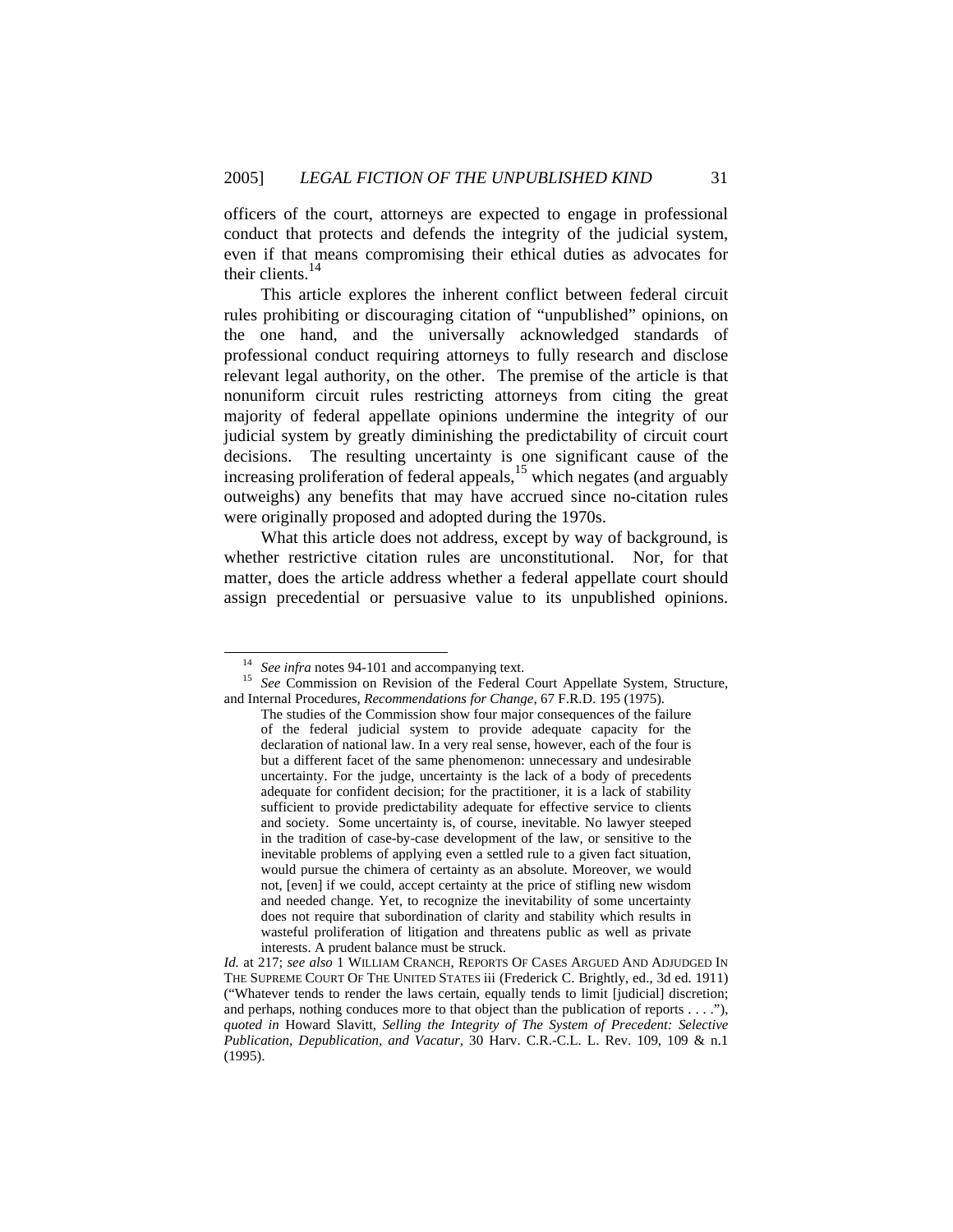officers of the court, attorneys are expected to engage in professional conduct that protects and defends the integrity of the judicial system, even if that means compromising their ethical duties as advocates for their clients.[14]

This article explores the inherent conflict between federal circuit rules prohibiting or discouraging citation of "unpublished" opinions, on the one hand, and the universally acknowledged standards of professional conduct requiring attorneys to fully research and disclose relevant legal authority, on the other. The premise of the article is that nonuniform circuit rules restricting attorneys from citing the great majority of federal appellate opinions undermine the integrity of our judicial system by greatly diminishing the predictability of circuit court decisions. The resulting uncertainty is one significant cause of the increasing proliferation of federal appeals,[15] which negates (and arguably outweighs) any benefits that may have accrued since no-citation rules were originally proposed and adopted during the 1970s.

What this article does not address, except by way of background, is whether restrictive citation rules are unconstitutional. Nor, for that matter, does the article address whether a federal appellate court should assign precedential or persuasive value to its unpublished opinions.

---

[14] *See infra* notes 94-101 and accompanying text.

[15] *See* Commission on Revision of the Federal Court Appellate System, Structure, and Internal Procedures, *Recommendations for Change*, 67 F.R.D. 195 (1975).

> The studies of the Commission show four major consequences of the failure of the federal judicial system to provide adequate capacity for the declaration of national law. In a very real sense, however, each of the four is but a different facet of the same phenomenon: unnecessary and undesirable uncertainty. For the judge, uncertainty is the lack of a body of precedents adequate for confident decision; for the practitioner, it is a lack of stability sufficient to provide predictability adequate for effective service to clients and society. Some uncertainty is, of course, inevitable. No lawyer steeped in the tradition of case-by-case development of the law, or sensitive to the inevitable problems of applying even a settled rule to a given fact situation, would pursue the chimera of certainty as an absolute. Moreover, we would not, [even] if we could, accept certainty at the price of stifling new wisdom and needed change. Yet, to recognize the inevitability of some uncertainty does not require that subordination of clarity and stability which results in wasteful proliferation of litigation and threatens public as well as private interests. A prudent balance must be struck.

*Id.* at 217; *see also* 1 WILLIAM CRANCH, REPORTS OF CASES ARGUED AND ADJUDGED IN THE SUPREME COURT OF THE UNITED STATES iii (Frederick C. Brightly, ed., 3d ed. 1911) ("Whatever tends to render the laws certain, equally tends to limit [judicial] discretion; and perhaps, nothing conduces more to that object than the publication of reports . . . ."), *quoted in* Howard Slavitt, *Selling the Integrity of The System of Precedent: Selective Publication, Depublication, and Vacatur*, 30 Harv. C.R.-C.L. L. Rev. 109, 109 & n.1 (1995).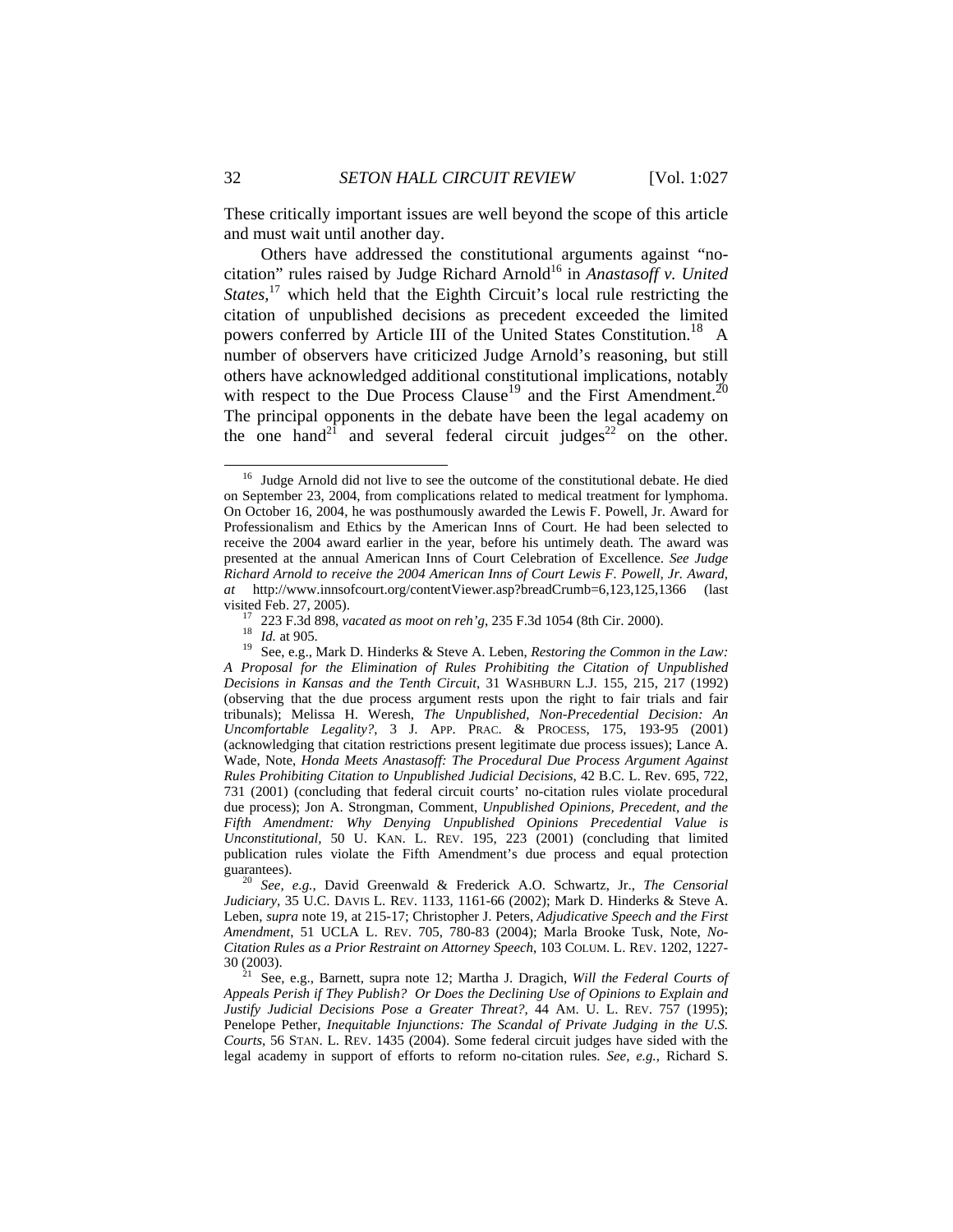These critically important issues are well beyond the scope of this article and must wait until another day.

Others have addressed the constitutional arguments against "no-citation" rules raised by Judge Richard Arnold[16] in *Anastasoff v. United States*,[17] which held that the Eighth Circuit's local rule restricting the citation of unpublished decisions as precedent exceeded the limited powers conferred by Article III of the United States Constitution.[18] A number of observers have criticized Judge Arnold's reasoning, but still others have acknowledged additional constitutional implications, notably with respect to the Due Process Clause[19] and the First Amendment.[20] The principal opponents in the debate have been the legal academy on the one hand[21] and several federal circuit judges[22] on the other.

---

[16] Judge Arnold did not live to see the outcome of the constitutional debate. He died on September 23, 2004, from complications related to medical treatment for lymphoma. On October 16, 2004, he was posthumously awarded the Lewis F. Powell, Jr. Award for Professionalism and Ethics by the American Inns of Court. He had been selected to receive the 2004 award earlier in the year, before his untimely death. The award was presented at the annual American Inns of Court Celebration of Excellence. *See Judge Richard Arnold to receive the 2004 American Inns of Court Lewis F. Powell, Jr. Award*, *at* http://www.innsofcourt.org/contentViewer.asp?breadCrumb=6,123,125,1366 (last visited Feb. 27, 2005).

[17] 223 F.3d 898, *vacated as moot on reh'g*, 235 F.3d 1054 (8th Cir. 2000).

[18] *Id.* at 905.

[19] See, e.g., Mark D. Hinderks & Steve A. Leben, *Restoring the Common in the Law: A Proposal for the Elimination of Rules Prohibiting the Citation of Unpublished Decisions in Kansas and the Tenth Circuit*, 31 WASHBURN L.J. 155, 215, 217 (1992) (observing that the due process argument rests upon the right to fair trials and fair tribunals); Melissa H. Weresh, *The Unpublished, Non-Precedential Decision: An Uncomfortable Legality?*, 3 J. APP. PRAC. & PROCESS, 175, 193-95 (2001) (acknowledging that citation restrictions present legitimate due process issues); Lance A. Wade, Note, *Honda Meets Anastasoff: The Procedural Due Process Argument Against Rules Prohibiting Citation to Unpublished Judicial Decisions*, 42 B.C. L. Rev. 695, 722, 731 (2001) (concluding that federal circuit courts' no-citation rules violate procedural due process); Jon A. Strongman, Comment, *Unpublished Opinions, Precedent, and the Fifth Amendment: Why Denying Unpublished Opinions Precedential Value is Unconstitutional*, 50 U. KAN. L. REV. 195, 223 (2001) (concluding that limited publication rules violate the Fifth Amendment's due process and equal protection guarantees).

[20] *See, e.g.*, David Greenwald & Frederick A.O. Schwartz, Jr., *The Censorial Judiciary*, 35 U.C. DAVIS L. REV. 1133, 1161-66 (2002); Mark D. Hinderks & Steve A. Leben, *supra* note 19, at 215-17; Christopher J. Peters, *Adjudicative Speech and the First Amendment*, 51 UCLA L. REV. 705, 780-83 (2004); Marla Brooke Tusk, Note, *No-Citation Rules as a Prior Restraint on Attorney Speech*, 103 COLUM. L. REV. 1202, 1227-30 (2003).

[21] See, e.g., Barnett, supra note 12; Martha J. Dragich, *Will the Federal Courts of Appeals Perish if They Publish? Or Does the Declining Use of Opinions to Explain and Justify Judicial Decisions Pose a Greater Threat?*, 44 AM. U. L. REV. 757 (1995); Penelope Pether, *Inequitable Injunctions: The Scandal of Private Judging in the U.S. Courts*, 56 STAN. L. REV. 1435 (2004). Some federal circuit judges have sided with the legal academy in support of efforts to reform no-citation rules. *See, e.g.*, Richard S.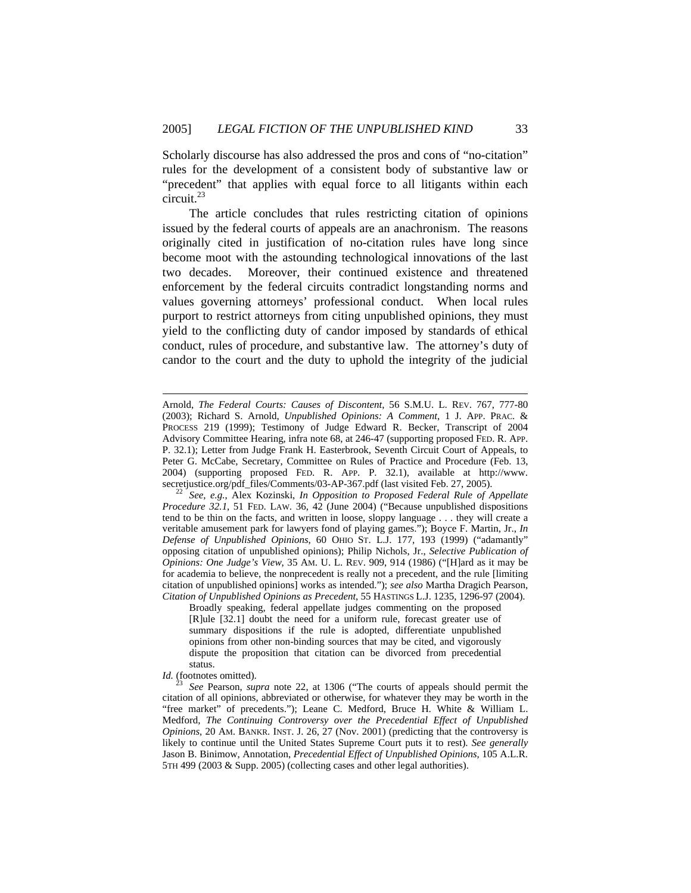Scholarly discourse has also addressed the pros and cons of "no-citation" rules for the development of a consistent body of substantive law or "precedent" that applies with equal force to all litigants within each circuit.[23]

The article concludes that rules restricting citation of opinions issued by the federal courts of appeals are an anachronism. The reasons originally cited in justification of no-citation rules have long since become moot with the astounding technological innovations of the last two decades. Moreover, their continued existence and threatened enforcement by the federal circuits contradict longstanding norms and values governing attorneys' professional conduct. When local rules purport to restrict attorneys from citing unpublished opinions, they must yield to the conflicting duty of candor imposed by standards of ethical conduct, rules of procedure, and substantive law. The attorney's duty of candor to the court and the duty to uphold the integrity of the judicial

---

Arnold, *The Federal Courts: Causes of Discontent*, 56 S.M.U. L. REV. 767, 777-80 (2003); Richard S. Arnold, *Unpublished Opinions: A Comment*, 1 J. APP. PRAC. & PROCESS 219 (1999); Testimony of Judge Edward R. Becker, Transcript of 2004 Advisory Committee Hearing, infra note 68, at 246-47 (supporting proposed FED. R. APP. P. 32.1); Letter from Judge Frank H. Easterbrook, Seventh Circuit Court of Appeals, to Peter G. McCabe, Secretary, Committee on Rules of Practice and Procedure (Feb. 13, 2004) (supporting proposed FED. R. APP. P. 32.1), available at http://www.secretjustice.org/pdf_files/Comments/03-AP-367.pdf (last visited Feb. 27, 2005).

[22] *See, e.g.*, Alex Kozinski, *In Opposition to Proposed Federal Rule of Appellate Procedure 32.1*, 51 FED. LAW. 36, 42 (June 2004) ("Because unpublished dispositions tend to be thin on the facts, and written in loose, sloppy language . . . they will create a veritable amusement park for lawyers fond of playing games."); Boyce F. Martin, Jr., *In Defense of Unpublished Opinions*, 60 OHIO ST. L.J. 177, 193 (1999) ("adamantly" opposing citation of unpublished opinions); Philip Nichols, Jr., *Selective Publication of Opinions: One Judge's View*, 35 AM. U. L. REV. 909, 914 (1986) ("[H]ard as it may be for academia to believe, the nonprecedent is really not a precedent, and the rule [limiting citation of unpublished opinions] works as intended."); *see also* Martha Dragich Pearson, *Citation of Unpublished Opinions as Precedent*, 55 HASTINGS L.J. 1235, 1296-97 (2004).

> Broadly speaking, federal appellate judges commenting on the proposed [R]ule [32.1] doubt the need for a uniform rule, forecast greater use of summary dispositions if the rule is adopted, differentiate unpublished opinions from other non-binding sources that may be cited, and vigorously dispute the proposition that citation can be divorced from precedential status.

*Id.* (footnotes omitted).

[23] *See* Pearson, *supra* note 22, at 1306 ("The courts of appeals should permit the citation of all opinions, abbreviated or otherwise, for whatever they may be worth in the "free market" of precedents."); Leane C. Medford, Bruce H. White & William L. Medford, *The Continuing Controversy over the Precedential Effect of Unpublished Opinions*, 20 AM. BANKR. INST. J. 26, 27 (Nov. 2001) (predicting that the controversy is likely to continue until the United States Supreme Court puts it to rest). *See generally* Jason B. Binimow, Annotation, *Precedential Effect of Unpublished Opinions*, 105 A.L.R. 5TH 499 (2003 & Supp. 2005) (collecting cases and other legal authorities).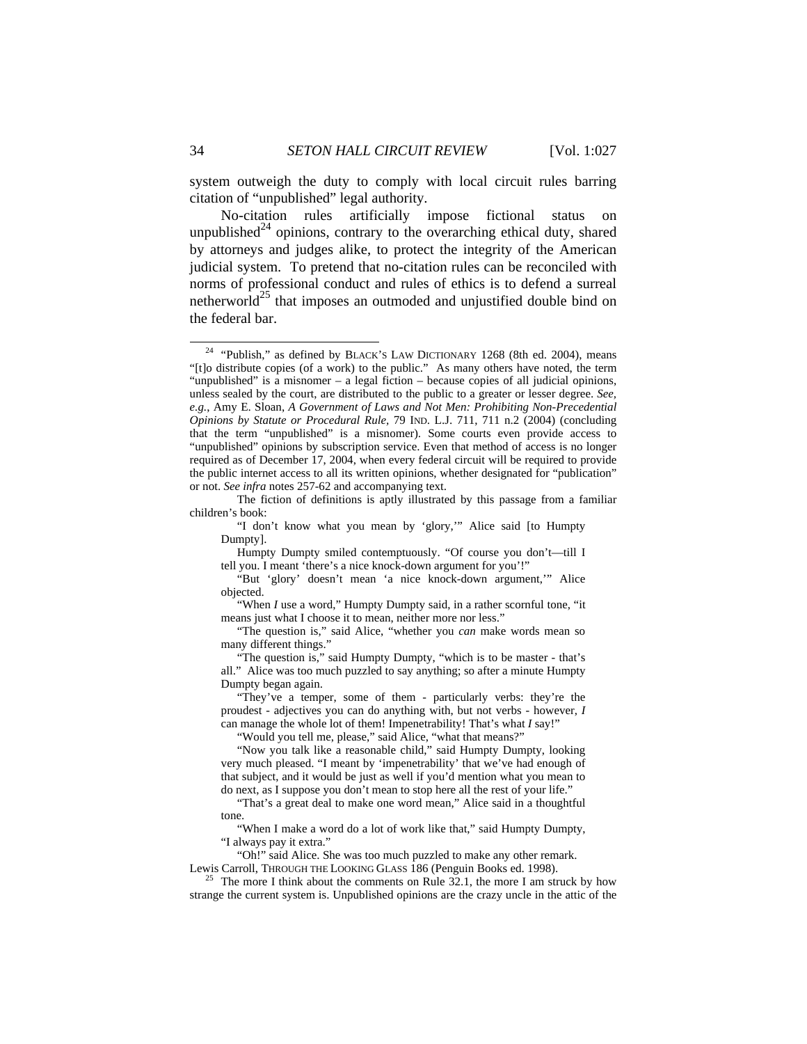system outweigh the duty to comply with local circuit rules barring citation of "unpublished" legal authority.

No-citation rules artificially impose fictional status on unpublished[24] opinions, contrary to the overarching ethical duty, shared by attorneys and judges alike, to protect the integrity of the American judicial system. To pretend that no-citation rules can be reconciled with norms of professional conduct and rules of ethics is to defend a surreal netherworld[25] that imposes an outmoded and unjustified double bind on the federal bar.

---

[24] "Publish," as defined by BLACK'S LAW DICTIONARY 1268 (8th ed. 2004), means "[t]o distribute copies (of a work) to the public." As many others have noted, the term "unpublished" is a misnomer – a legal fiction – because copies of all judicial opinions, unless sealed by the court, are distributed to the public to a greater or lesser degree. *See, e.g.*, Amy E. Sloan, *A Government of Laws and Not Men: Prohibiting Non-Precedential Opinions by Statute or Procedural Rule*, 79 IND. L.J. 711, 711 n.2 (2004) (concluding that the term "unpublished" is a misnomer). Some courts even provide access to "unpublished" opinions by subscription service. Even that method of access is no longer required as of December 17, 2004, when every federal circuit will be required to provide the public internet access to all its written opinions, whether designated for "publication" or not. *See infra* notes 257-62 and accompanying text.

The fiction of definitions is aptly illustrated by this passage from a familiar children's book:

> "I don't know what you mean by 'glory,'" Alice said [to Humpty Dumpty].
>
> Humpty Dumpty smiled contemptuously. "Of course you don't—till I tell you. I meant 'there's a nice knock-down argument for you'!"
>
> "But 'glory' doesn't mean 'a nice knock-down argument,'" Alice objected.
>
> "When *I* use a word," Humpty Dumpty said, in a rather scornful tone, "it means just what I choose it to mean, neither more nor less."
>
> "The question is," said Alice, "whether you *can* make words mean so many different things."
>
> "The question is," said Humpty Dumpty, "which is to be master - that's all." Alice was too much puzzled to say anything; so after a minute Humpty Dumpty began again.
>
> "They've a temper, some of them - particularly verbs: they're the proudest - adjectives you can do anything with, but not verbs - however, *I* can manage the whole lot of them! Impenetrability! That's what *I* say!"
>
> "Would you tell me, please," said Alice, "what that means?"
>
> "Now you talk like a reasonable child," said Humpty Dumpty, looking very much pleased. "I meant by 'impenetrability' that we've had enough of that subject, and it would be just as well if you'd mention what you mean to do next, as I suppose you don't mean to stop here all the rest of your life."
>
> "That's a great deal to make one word mean," Alice said in a thoughtful tone.
>
> "When I make a word do a lot of work like that," said Humpty Dumpty, "I always pay it extra."
>
> "Oh!" said Alice. She was too much puzzled to make any other remark.

Lewis Carroll, THROUGH THE LOOKING GLASS 186 (Penguin Books ed. 1998).

[25] The more I think about the comments on Rule 32.1, the more I am struck by how strange the current system is. Unpublished opinions are the crazy uncle in the attic of the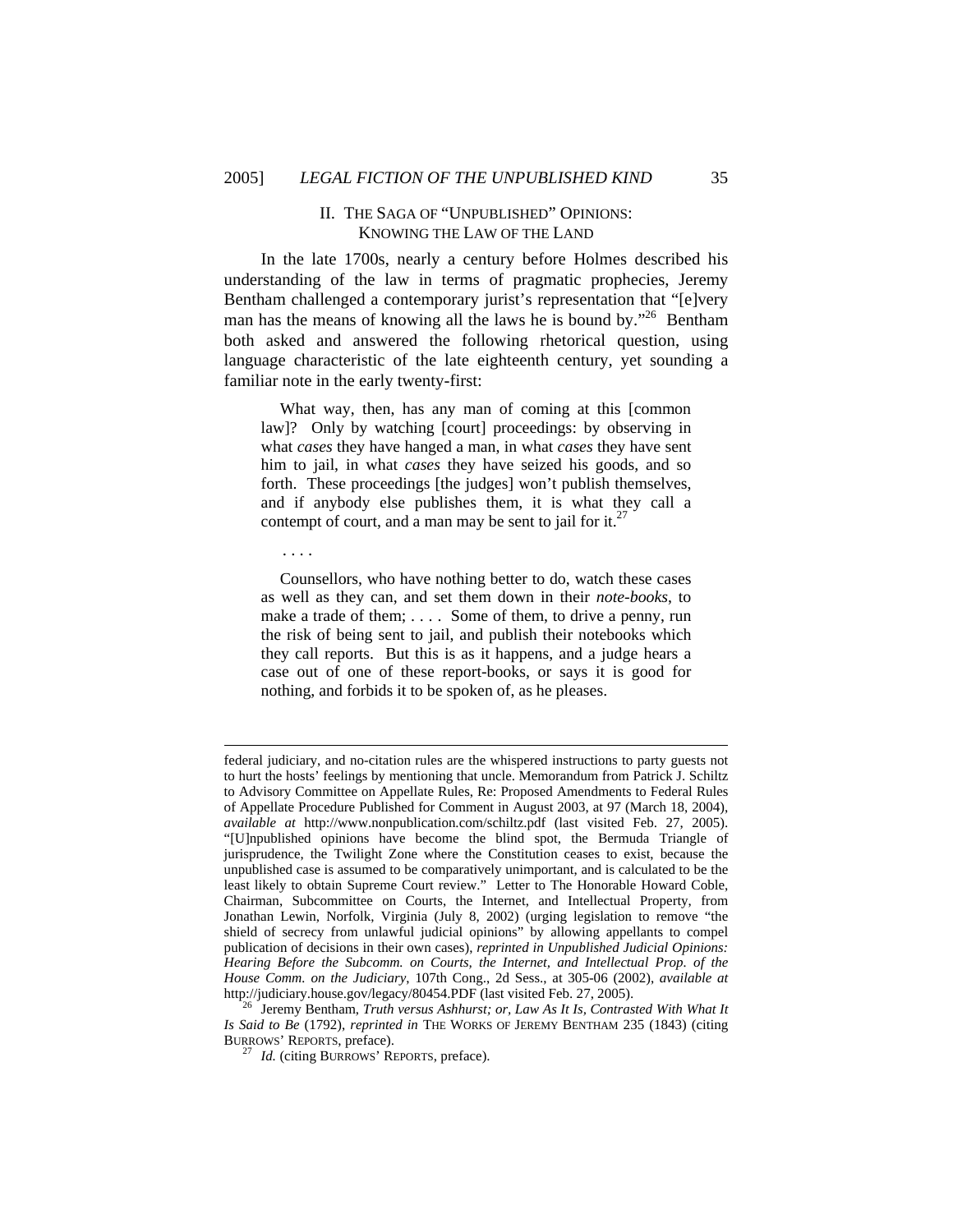## II. The Saga of "Unpublished" Opinions: Knowing the Law of the Land

In the late 1700s, nearly a century before Holmes described his understanding of the law in terms of pragmatic prophecies, Jeremy Bentham challenged a contemporary jurist's representation that "[e]very man has the means of knowing all the laws he is bound by."[26] Bentham both asked and answered the following rhetorical question, using language characteristic of the late eighteenth century, yet sounding a familiar note in the early twenty-first:

> What way, then, has any man of coming at this [common law]? Only by watching [court] proceedings: by observing in what *cases* they have hanged a man, in what *cases* they have sent him to jail, in what *cases* they have seized his goods, and so forth. These proceedings [the judges] won't publish themselves, and if anybody else publishes them, it is what they call a contempt of court, and a man may be sent to jail for it.[27]
>
> . . . .
>
> Counsellors, who have nothing better to do, watch these cases as well as they can, and set them down in their *note-books*, to make a trade of them; . . . . Some of them, to drive a penny, run the risk of being sent to jail, and publish their notebooks which they call reports. But this is as it happens, and a judge hears a case out of one of these report-books, or says it is good for nothing, and forbids it to be spoken of, as he pleases.

---

federal judiciary, and no-citation rules are the whispered instructions to party guests not to hurt the hosts' feelings by mentioning that uncle. Memorandum from Patrick J. Schiltz to Advisory Committee on Appellate Rules, Re: Proposed Amendments to Federal Rules of Appellate Procedure Published for Comment in August 2003, at 97 (March 18, 2004), *available at* http://www.nonpublication.com/schiltz.pdf (last visited Feb. 27, 2005). "[U]npublished opinions have become the blind spot, the Bermuda Triangle of jurisprudence, the Twilight Zone where the Constitution ceases to exist, because the unpublished case is assumed to be comparatively unimportant, and is calculated to be the least likely to obtain Supreme Court review." Letter to The Honorable Howard Coble, Chairman, Subcommittee on Courts, the Internet, and Intellectual Property, from Jonathan Lewin, Norfolk, Virginia (July 8, 2002) (urging legislation to remove "the shield of secrecy from unlawful judicial opinions" by allowing appellants to compel publication of decisions in their own cases), *reprinted in Unpublished Judicial Opinions: Hearing Before the Subcomm. on Courts, the Internet, and Intellectual Prop. of the House Comm. on the Judiciary*, 107th Cong., 2d Sess., at 305-06 (2002), *available at* http://judiciary.house.gov/legacy/80454.PDF (last visited Feb. 27, 2005).

[26] Jeremy Bentham, *Truth versus Ashhurst; or, Law As It Is, Contrasted With What It Is Said to Be* (1792), *reprinted in* THE WORKS OF JEREMY BENTHAM 235 (1843) (citing BURROWS' REPORTS, preface).

[27] *Id.* (citing BURROWS' REPORTS, preface).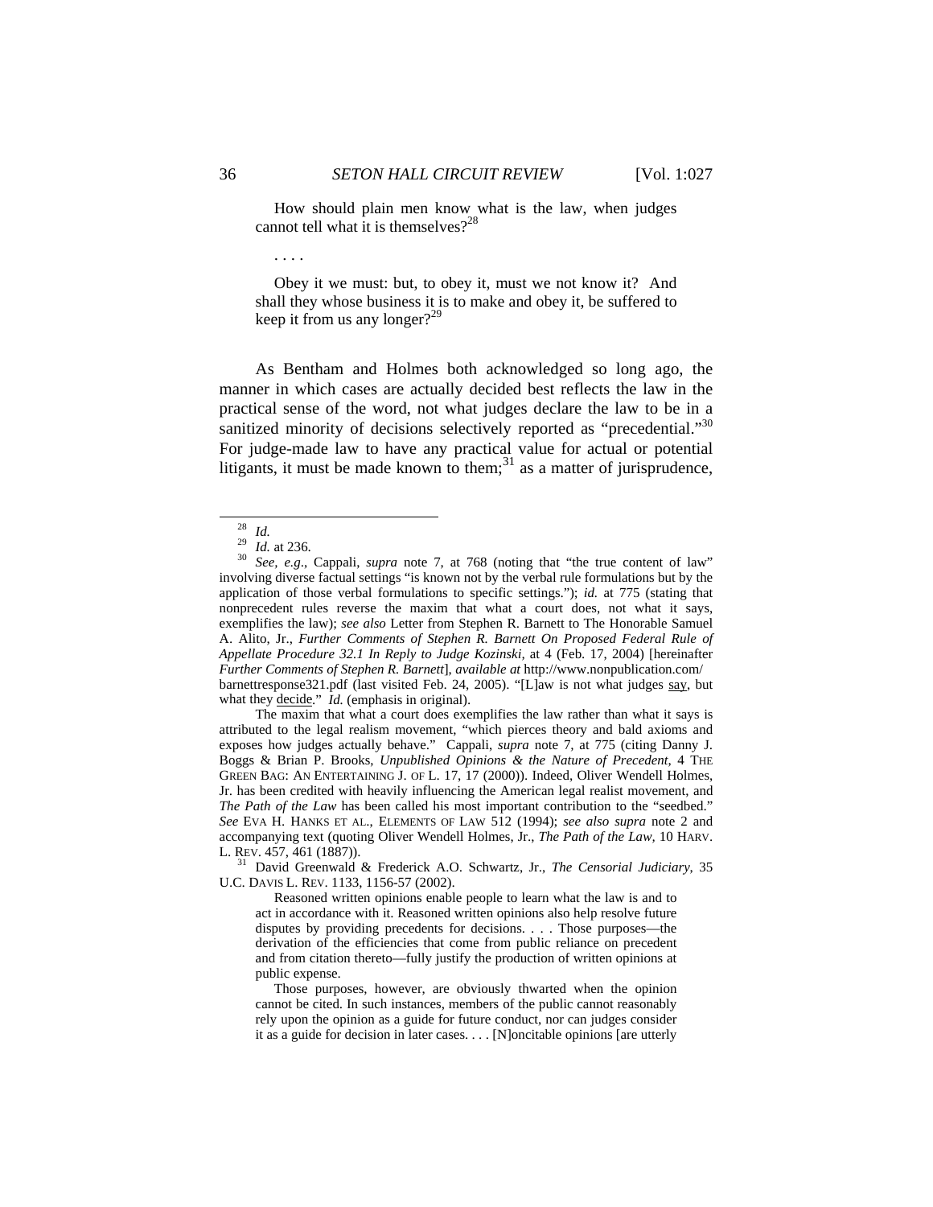> How should plain men know what is the law, when judges cannot tell what it is themselves?[28]
>
> . . . .
>
> Obey it we must: but, to obey it, must we not know it? And shall they whose business it is to make and obey it, be suffered to keep it from us any longer?[29]

As Bentham and Holmes both acknowledged so long ago, the manner in which cases are actually decided best reflects the law in the practical sense of the word, not what judges declare the law to be in a sanitized minority of decisions selectively reported as "precedential."[30] For judge-made law to have any practical value for actual or potential litigants, it must be made known to them;[31] as a matter of jurisprudence,

---

[28] *Id.*

[29] *Id.* at 236.

[30] *See, e.g.*, Cappali, *supra* note 7, at 768 (noting that "the true content of law" involving diverse factual settings "is known not by the verbal rule formulations but by the application of those verbal formulations to specific settings."); *id.* at 775 (stating that nonprecedent rules reverse the maxim that what a court does, not what it says, exemplifies the law); *see also* Letter from Stephen R. Barnett to The Honorable Samuel A. Alito, Jr., *Further Comments of Stephen R. Barnett On Proposed Federal Rule of Appellate Procedure 32.1 In Reply to Judge Kozinski*, at 4 (Feb. 17, 2004) [hereinafter *Further Comments of Stephen R. Barnett*], *available at* http://www.nonpublication.com/barnettresponse321.pdf (last visited Feb. 24, 2005). "[L]aw is not what judges say, but what they decide." *Id.* (emphasis in original).

The maxim that what a court does exemplifies the law rather than what it says is attributed to the legal realism movement, "which pierces theory and bald axioms and exposes how judges actually behave." Cappali, *supra* note 7, at 775 (citing Danny J. Boggs & Brian P. Brooks, *Unpublished Opinions & the Nature of Precedent*, 4 THE GREEN BAG: AN ENTERTAINING J. OF L. 17, 17 (2000)). Indeed, Oliver Wendell Holmes, Jr. has been credited with heavily influencing the American legal realist movement, and *The Path of the Law* has been called his most important contribution to the "seedbed." *See* EVA H. HANKS ET AL., ELEMENTS OF LAW 512 (1994); *see also supra* note 2 and accompanying text (quoting Oliver Wendell Holmes, Jr., *The Path of the Law*, 10 HARV. L. REV. 457, 461 (1887)).

[31] David Greenwald & Frederick A.O. Schwartz, Jr., *The Censorial Judiciary*, 35 U.C. DAVIS L. REV. 1133, 1156-57 (2002).

> Reasoned written opinions enable people to learn what the law is and to act in accordance with it. Reasoned written opinions also help resolve future disputes by providing precedents for decisions. . . . Those purposes—the derivation of the efficiencies that come from public reliance on precedent and from citation thereto—fully justify the production of written opinions at public expense.
>
> Those purposes, however, are obviously thwarted when the opinion cannot be cited. In such instances, members of the public cannot reasonably rely upon the opinion as a guide for future conduct, nor can judges consider it as a guide for decision in later cases. . . . [N]oncitable opinions [are utterly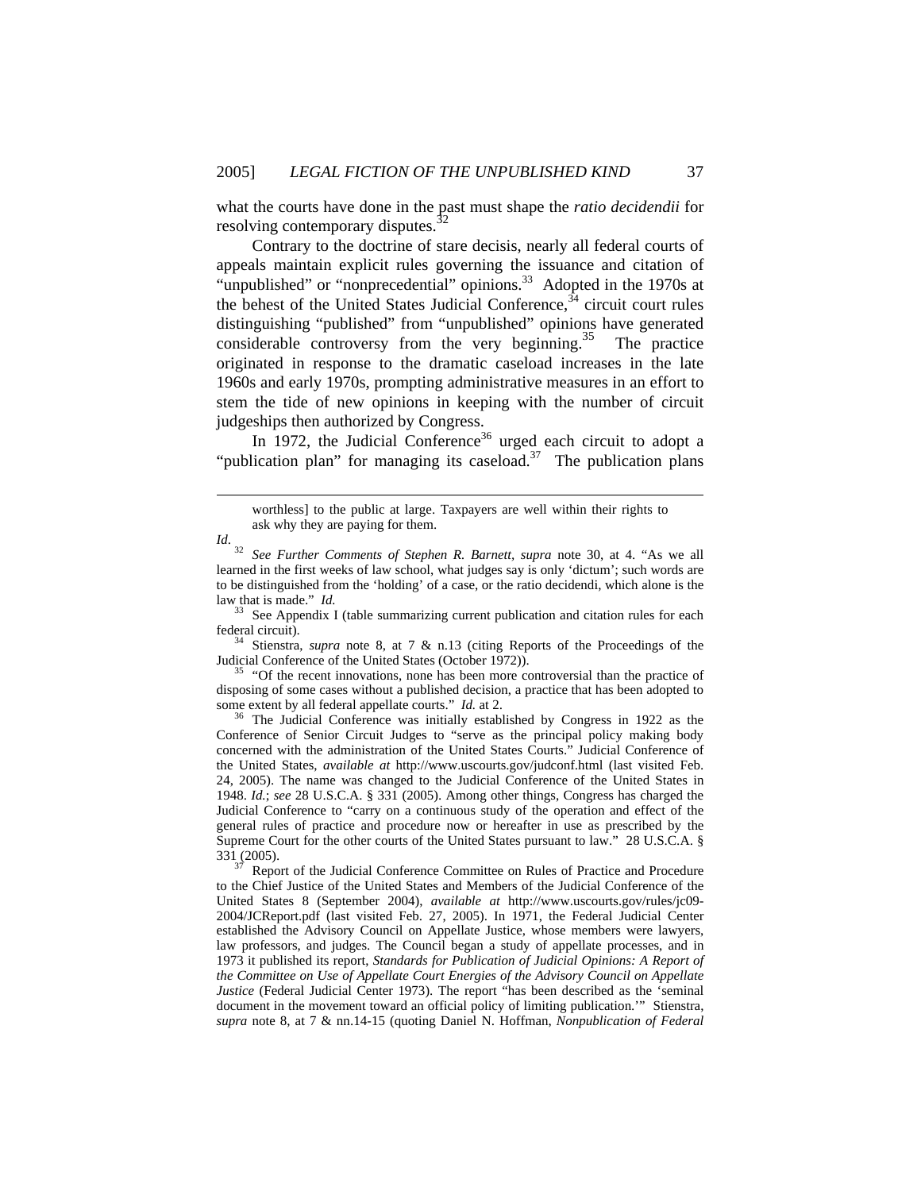what the courts have done in the past must shape the *ratio decidendii* for resolving contemporary disputes.[32]

Contrary to the doctrine of stare decisis, nearly all federal courts of appeals maintain explicit rules governing the issuance and citation of "unpublished" or "nonprecedential" opinions.[33] Adopted in the 1970s at the behest of the United States Judicial Conference,[34] circuit court rules distinguishing "published" from "unpublished" opinions have generated considerable controversy from the very beginning.[35] The practice originated in response to the dramatic caseload increases in the late 1960s and early 1970s, prompting administrative measures in an effort to stem the tide of new opinions in keeping with the number of circuit judgeships then authorized by Congress.

In 1972, the Judicial Conference[36] urged each circuit to adopt a "publication plan" for managing its caseload.[37] The publication plans

---

> worthless] to the public at large. Taxpayers are well within their rights to ask why they are paying for them.

*Id*.

[32] *See Further Comments of Stephen R. Barnett*, *supra* note 30, at 4. "As we all learned in the first weeks of law school, what judges say is only 'dictum'; such words are to be distinguished from the 'holding' of a case, or the ratio decidendi, which alone is the law that is made." *Id.*

[33] See Appendix I (table summarizing current publication and citation rules for each federal circuit).

[34] Stienstra, *supra* note 8, at 7 & n.13 (citing Reports of the Proceedings of the Judicial Conference of the United States (October 1972)).

[35] "Of the recent innovations, none has been more controversial than the practice of disposing of some cases without a published decision, a practice that has been adopted to some extent by all federal appellate courts." *Id.* at 2.

[36] The Judicial Conference was initially established by Congress in 1922 as the Conference of Senior Circuit Judges to "serve as the principal policy making body concerned with the administration of the United States Courts." Judicial Conference of the United States, *available at* http://www.uscourts.gov/judconf.html (last visited Feb. 24, 2005). The name was changed to the Judicial Conference of the United States in 1948. *Id.*; *see* 28 U.S.C.A. § 331 (2005). Among other things, Congress has charged the Judicial Conference to "carry on a continuous study of the operation and effect of the general rules of practice and procedure now or hereafter in use as prescribed by the Supreme Court for the other courts of the United States pursuant to law." 28 U.S.C.A. § 331 (2005).

[37] Report of the Judicial Conference Committee on Rules of Practice and Procedure to the Chief Justice of the United States and Members of the Judicial Conference of the United States 8 (September 2004), *available at* http://www.uscourts.gov/rules/jc09-2004/JCReport.pdf (last visited Feb. 27, 2005). In 1971, the Federal Judicial Center established the Advisory Council on Appellate Justice, whose members were lawyers, law professors, and judges. The Council began a study of appellate processes, and in 1973 it published its report, *Standards for Publication of Judicial Opinions: A Report of the Committee on Use of Appellate Court Energies of the Advisory Council on Appellate Justice* (Federal Judicial Center 1973). The report "has been described as the 'seminal document in the movement toward an official policy of limiting publication.'" Stienstra, *supra* note 8, at 7 & nn.14-15 (quoting Daniel N. Hoffman, *Nonpublication of Federal*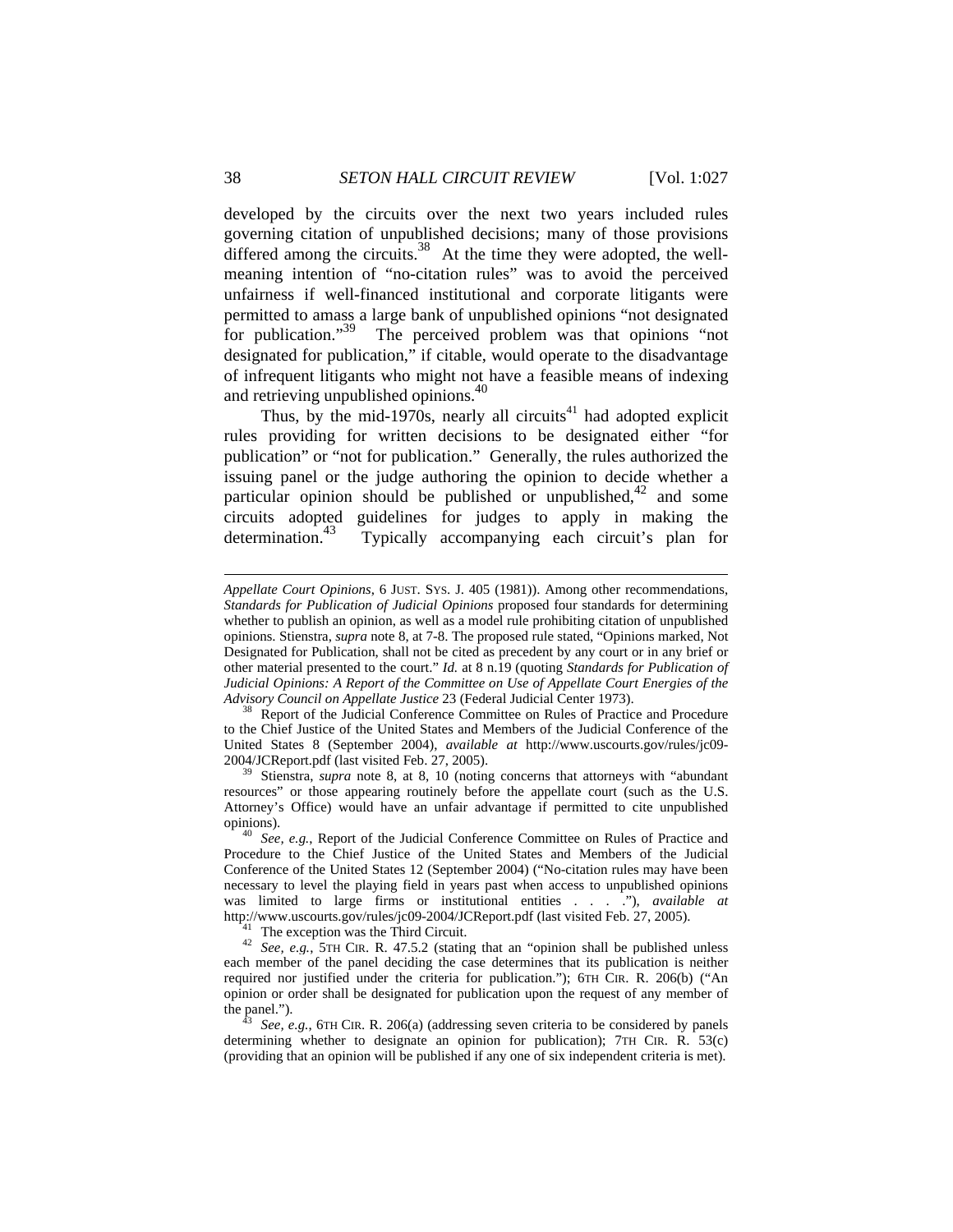developed by the circuits over the next two years included rules governing citation of unpublished decisions; many of those provisions differed among the circuits.[38] At the time they were adopted, the well-meaning intention of "no-citation rules" was to avoid the perceived unfairness if well-financed institutional and corporate litigants were permitted to amass a large bank of unpublished opinions "not designated for publication."[39] The perceived problem was that opinions "not designated for publication," if citable, would operate to the disadvantage of infrequent litigants who might not have a feasible means of indexing and retrieving unpublished opinions.[40]

Thus, by the mid-1970s, nearly all circuits[41] had adopted explicit rules providing for written decisions to be designated either "for publication" or "not for publication." Generally, the rules authorized the issuing panel or the judge authoring the opinion to decide whether a particular opinion should be published or unpublished,[42] and some circuits adopted guidelines for judges to apply in making the determination.[43] Typically accompanying each circuit's plan for

---

*Appellate Court Opinions*, 6 JUST. SYS. J. 405 (1981)). Among other recommendations, *Standards for Publication of Judicial Opinions* proposed four standards for determining whether to publish an opinion, as well as a model rule prohibiting citation of unpublished opinions. Stienstra, *supra* note 8, at 7-8. The proposed rule stated, "Opinions marked, Not Designated for Publication, shall not be cited as precedent by any court or in any brief or other material presented to the court." *Id.* at 8 n.19 (quoting *Standards for Publication of Judicial Opinions: A Report of the Committee on Use of Appellate Court Energies of the Advisory Council on Appellate Justice* 23 (Federal Judicial Center 1973).

[38] Report of the Judicial Conference Committee on Rules of Practice and Procedure to the Chief Justice of the United States and Members of the Judicial Conference of the United States 8 (September 2004), *available at* http://www.uscourts.gov/rules/jc09-2004/JCReport.pdf (last visited Feb. 27, 2005).

[39] Stienstra, *supra* note 8, at 8, 10 (noting concerns that attorneys with "abundant resources" or those appearing routinely before the appellate court (such as the U.S. Attorney's Office) would have an unfair advantage if permitted to cite unpublished opinions).

[40] *See, e.g.*, Report of the Judicial Conference Committee on Rules of Practice and Procedure to the Chief Justice of the United States and Members of the Judicial Conference of the United States 12 (September 2004) ("No-citation rules may have been necessary to level the playing field in years past when access to unpublished opinions was limited to large firms or institutional entities . . . ."), *available at* http://www.uscourts.gov/rules/jc09-2004/JCReport.pdf (last visited Feb. 27, 2005).

[41] The exception was the Third Circuit.

[42] *See, e.g.*, 5TH CIR. R. 47.5.2 (stating that an "opinion shall be published unless each member of the panel deciding the case determines that its publication is neither required nor justified under the criteria for publication."); 6TH CIR. R. 206(b) ("An opinion or order shall be designated for publication upon the request of any member of the panel.").

[43] *See, e.g.*, 6TH CIR. R. 206(a) (addressing seven criteria to be considered by panels determining whether to designate an opinion for publication); 7TH CIR. R. 53(c) (providing that an opinion will be published if any one of six independent criteria is met).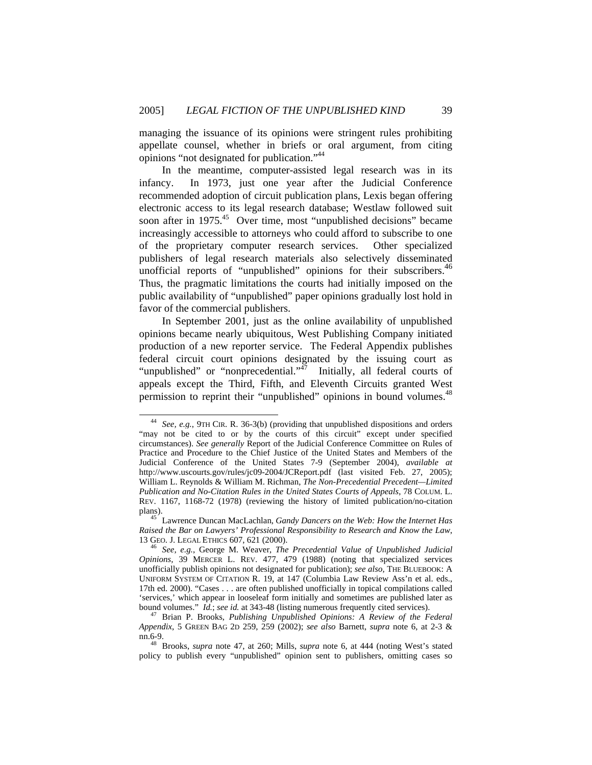managing the issuance of its opinions were stringent rules prohibiting appellate counsel, whether in briefs or oral argument, from citing opinions "not designated for publication."[44]

In the meantime, computer-assisted legal research was in its infancy. In 1973, just one year after the Judicial Conference recommended adoption of circuit publication plans, Lexis began offering electronic access to its legal research database; Westlaw followed suit soon after in 1975.[45] Over time, most "unpublished decisions" became increasingly accessible to attorneys who could afford to subscribe to one of the proprietary computer research services. Other specialized publishers of legal research materials also selectively disseminated unofficial reports of "unpublished" opinions for their subscribers.[46] Thus, the pragmatic limitations the courts had initially imposed on the public availability of "unpublished" paper opinions gradually lost hold in favor of the commercial publishers.

In September 2001, just as the online availability of unpublished opinions became nearly ubiquitous, West Publishing Company initiated production of a new reporter service. The Federal Appendix publishes federal circuit court opinions designated by the issuing court as "unpublished" or "nonprecedential."[47] Initially, all federal courts of appeals except the Third, Fifth, and Eleventh Circuits granted West permission to reprint their "unpublished" opinions in bound volumes.[48]

---

[44] *See, e.g.*, 9TH CIR. R. 36-3(b) (providing that unpublished dispositions and orders "may not be cited to or by the courts of this circuit" except under specified circumstances). *See generally* Report of the Judicial Conference Committee on Rules of Practice and Procedure to the Chief Justice of the United States and Members of the Judicial Conference of the United States 7-9 (September 2004), *available at* http://www.uscourts.gov/rules/jc09-2004/JCReport.pdf (last visited Feb. 27, 2005); William L. Reynolds & William M. Richman, *The Non-Precedential Precedent—Limited Publication and No-Citation Rules in the United States Courts of Appeals*, 78 COLUM. L. REV. 1167, 1168-72 (1978) (reviewing the history of limited publication/no-citation plans).

[45] Lawrence Duncan MacLachlan, *Gandy Dancers on the Web: How the Internet Has Raised the Bar on Lawyers' Professional Responsibility to Research and Know the Law*, 13 GEO. J. LEGAL ETHICS 607, 621 (2000).

[46] *See, e.g.*, George M. Weaver, *The Precedential Value of Unpublished Judicial Opinions*, 39 MERCER L. REV. 477, 479 (1988) (noting that specialized services unofficially publish opinions not designated for publication); *see also*, THE BLUEBOOK: A UNIFORM SYSTEM OF CITATION R. 19, at 147 (Columbia Law Review Ass'n et al. eds., 17th ed. 2000). "Cases . . . are often published unofficially in topical compilations called 'services,' which appear in looseleaf form initially and sometimes are published later as bound volumes." *Id.*; *see id.* at 343-48 (listing numerous frequently cited services).

[47] Brian P. Brooks, *Publishing Unpublished Opinions: A Review of the Federal Appendix*, 5 GREEN BAG 2D 259, 259 (2002); *see also* Barnett, *supra* note 6, at 2-3 & nn.6-9.

[48] Brooks, *supra* note 47, at 260; Mills, *supra* note 6, at 444 (noting West's stated policy to publish every "unpublished" opinion sent to publishers, omitting cases so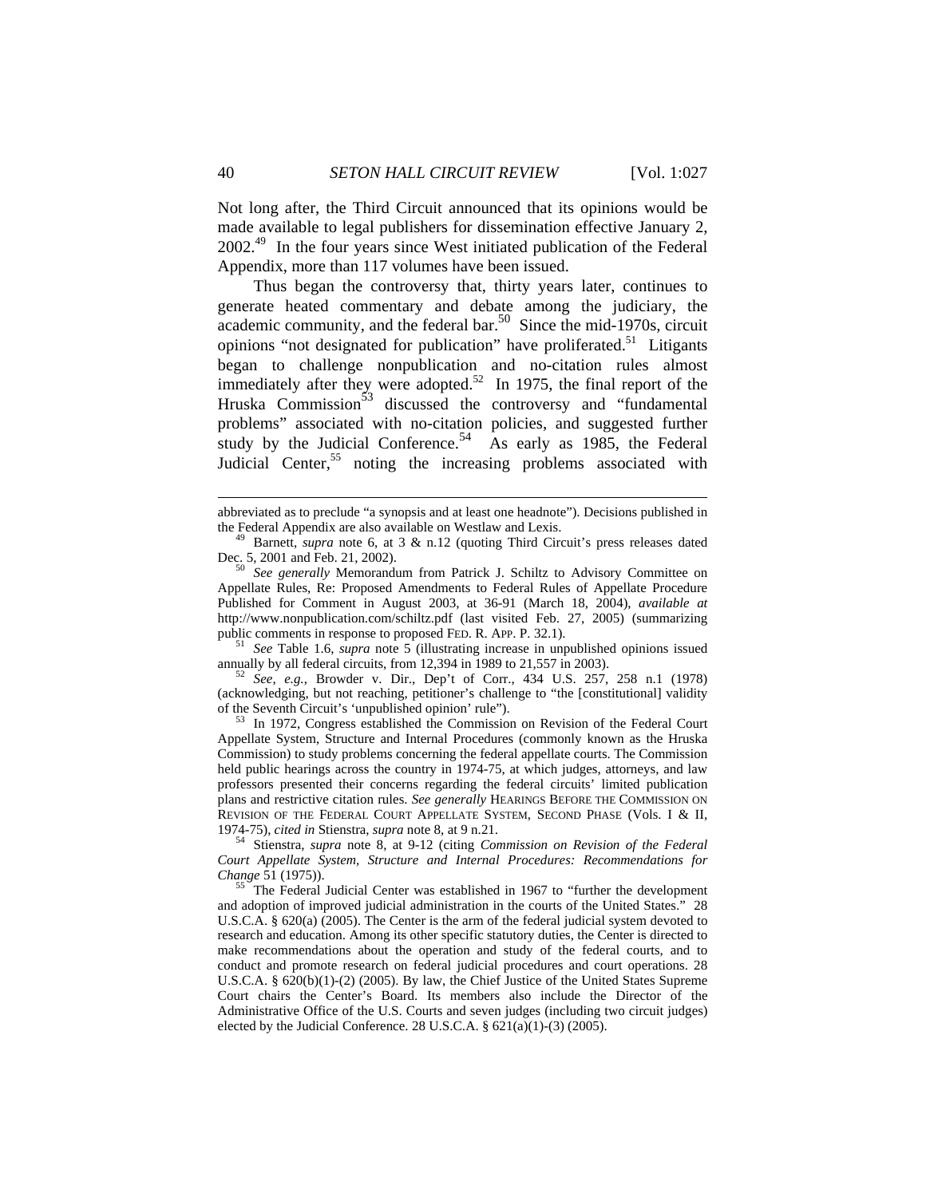Not long after, the Third Circuit announced that its opinions would be made available to legal publishers for dissemination effective January 2, 2002.[49] In the four years since West initiated publication of the Federal Appendix, more than 117 volumes have been issued.

Thus began the controversy that, thirty years later, continues to generate heated commentary and debate among the judiciary, the academic community, and the federal bar.[50] Since the mid-1970s, circuit opinions "not designated for publication" have proliferated.[51] Litigants began to challenge nonpublication and no-citation rules almost immediately after they were adopted.[52] In 1975, the final report of the Hruska Commission[53] discussed the controversy and "fundamental problems" associated with no-citation policies, and suggested further study by the Judicial Conference.[54] As early as 1985, the Federal Judicial Center,[55] noting the increasing problems associated with

---

abbreviated as to preclude "a synopsis and at least one headnote"). Decisions published in the Federal Appendix are also available on Westlaw and Lexis.

[49] Barnett, *supra* note 6, at 3 & n.12 (quoting Third Circuit's press releases dated Dec. 5, 2001 and Feb. 21, 2002).

[50] *See generally* Memorandum from Patrick J. Schiltz to Advisory Committee on Appellate Rules, Re: Proposed Amendments to Federal Rules of Appellate Procedure Published for Comment in August 2003, at 36-91 (March 18, 2004), *available at* http://www.nonpublication.com/schiltz.pdf (last visited Feb. 27, 2005) (summarizing public comments in response to proposed FED. R. APP. P. 32.1).

[51] *See* Table 1.6, *supra* note 5 (illustrating increase in unpublished opinions issued annually by all federal circuits, from 12,394 in 1989 to 21,557 in 2003).

[52] *See, e.g.*, Browder v. Dir., Dep't of Corr., 434 U.S. 257, 258 n.1 (1978) (acknowledging, but not reaching, petitioner's challenge to "the [constitutional] validity of the Seventh Circuit's 'unpublished opinion' rule").

[53] In 1972, Congress established the Commission on Revision of the Federal Court Appellate System, Structure and Internal Procedures (commonly known as the Hruska Commission) to study problems concerning the federal appellate courts. The Commission held public hearings across the country in 1974-75, at which judges, attorneys, and law professors presented their concerns regarding the federal circuits' limited publication plans and restrictive citation rules. *See generally* HEARINGS BEFORE THE COMMISSION ON REVISION OF THE FEDERAL COURT APPELLATE SYSTEM, SECOND PHASE (Vols. I & II, 1974-75), *cited in* Stienstra, *supra* note 8, at 9 n.21.

[54] Stienstra, *supra* note 8, at 9-12 (citing *Commission on Revision of the Federal Court Appellate System, Structure and Internal Procedures: Recommendations for Change* 51 (1975)).

[55] The Federal Judicial Center was established in 1967 to "further the development and adoption of improved judicial administration in the courts of the United States." 28 U.S.C.A. § 620(a) (2005). The Center is the arm of the federal judicial system devoted to research and education. Among its other specific statutory duties, the Center is directed to make recommendations about the operation and study of the federal courts, and to conduct and promote research on federal judicial procedures and court operations. 28 U.S.C.A. § 620(b)(1)-(2) (2005). By law, the Chief Justice of the United States Supreme Court chairs the Center's Board. Its members also include the Director of the Administrative Office of the U.S. Courts and seven judges (including two circuit judges) elected by the Judicial Conference. 28 U.S.C.A. § 621(a)(1)-(3) (2005).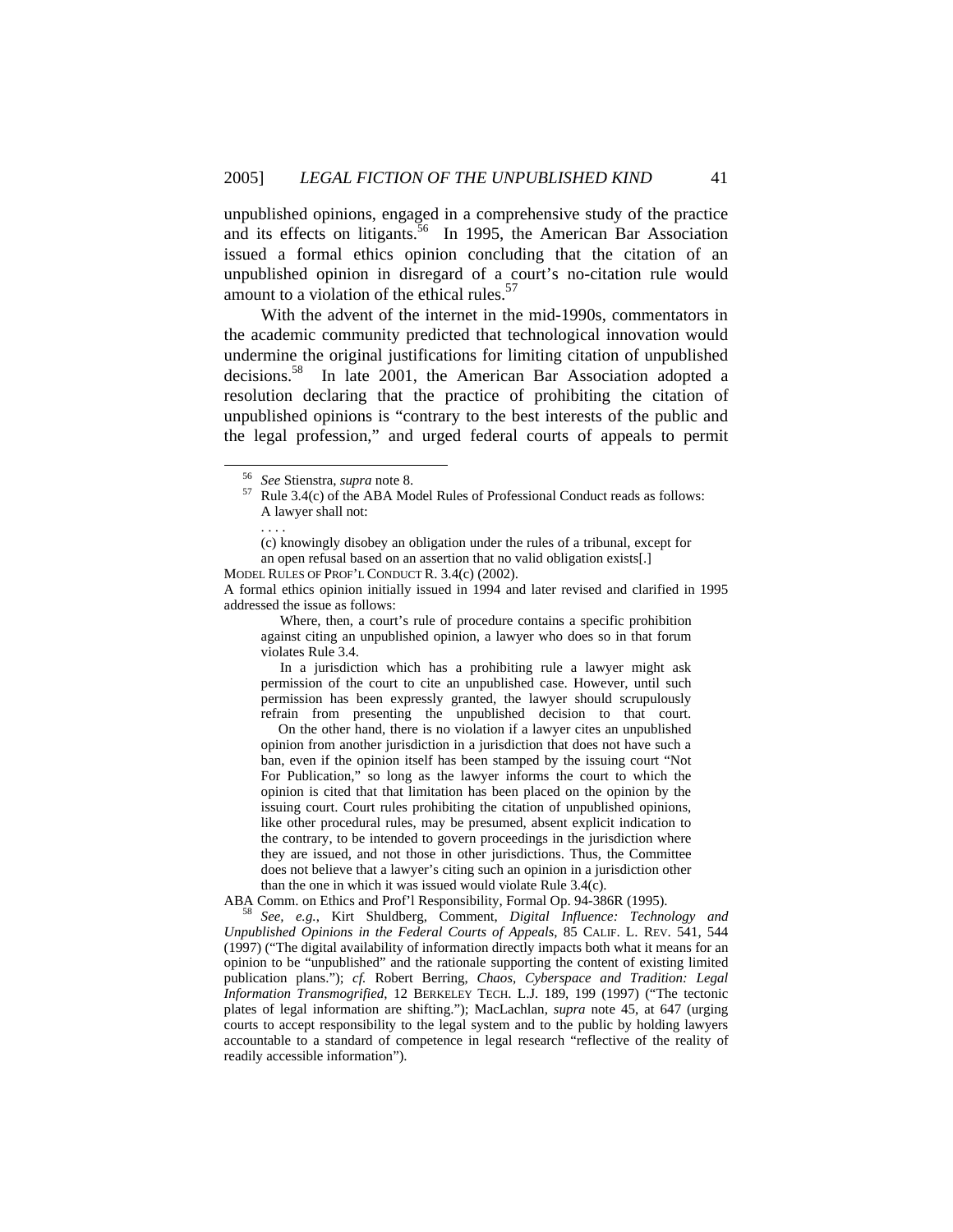unpublished opinions, engaged in a comprehensive study of the practice and its effects on litigants.[56] In 1995, the American Bar Association issued a formal ethics opinion concluding that the citation of an unpublished opinion in disregard of a court's no-citation rule would amount to a violation of the ethical rules.[57]

With the advent of the internet in the mid-1990s, commentators in the academic community predicted that technological innovation would undermine the original justifications for limiting citation of unpublished decisions.[58] In late 2001, the American Bar Association adopted a resolution declaring that the practice of prohibiting the citation of unpublished opinions is "contrary to the best interests of the public and the legal profession," and urged federal courts of appeals to permit

---

[56] *See* Stienstra, *supra* note 8.

[57] Rule 3.4(c) of the ABA Model Rules of Professional Conduct reads as follows:

> A lawyer shall not:
>
> . . . .
>
> (c) knowingly disobey an obligation under the rules of a tribunal, except for an open refusal based on an assertion that no valid obligation exists[.]

MODEL RULES OF PROF'L CONDUCT R. 3.4(c) (2002).

A formal ethics opinion initially issued in 1994 and later revised and clarified in 1995 addressed the issue as follows:

> Where, then, a court's rule of procedure contains a specific prohibition against citing an unpublished opinion, a lawyer who does so in that forum violates Rule 3.4.
>
> In a jurisdiction which has a prohibiting rule a lawyer might ask permission of the court to cite an unpublished case. However, until such permission has been expressly granted, the lawyer should scrupulously refrain from presenting the unpublished decision to that court.
>
> On the other hand, there is no violation if a lawyer cites an unpublished opinion from another jurisdiction in a jurisdiction that does not have such a ban, even if the opinion itself has been stamped by the issuing court "Not For Publication," so long as the lawyer informs the court to which the opinion is cited that that limitation has been placed on the opinion by the issuing court. Court rules prohibiting the citation of unpublished opinions, like other procedural rules, may be presumed, absent explicit indication to the contrary, to be intended to govern proceedings in the jurisdiction where they are issued, and not those in other jurisdictions. Thus, the Committee does not believe that a lawyer's citing such an opinion in a jurisdiction other than the one in which it was issued would violate Rule 3.4(c).

ABA Comm. on Ethics and Prof'l Responsibility, Formal Op. 94-386R (1995).

[58] *See, e.g.*, Kirt Shuldberg, Comment, *Digital Influence: Technology and Unpublished Opinions in the Federal Courts of Appeals*, 85 CALIF. L. REV. 541, 544 (1997) ("The digital availability of information directly impacts both what it means for an opinion to be "unpublished" and the rationale supporting the content of existing limited publication plans."); *cf.* Robert Berring, *Chaos, Cyberspace and Tradition: Legal Information Transmogrified*, 12 BERKELEY TECH. L.J. 189, 199 (1997) ("The tectonic plates of legal information are shifting."); MacLachlan, *supra* note 45, at 647 (urging courts to accept responsibility to the legal system and to the public by holding lawyers accountable to a standard of competence in legal research "reflective of the reality of readily accessible information").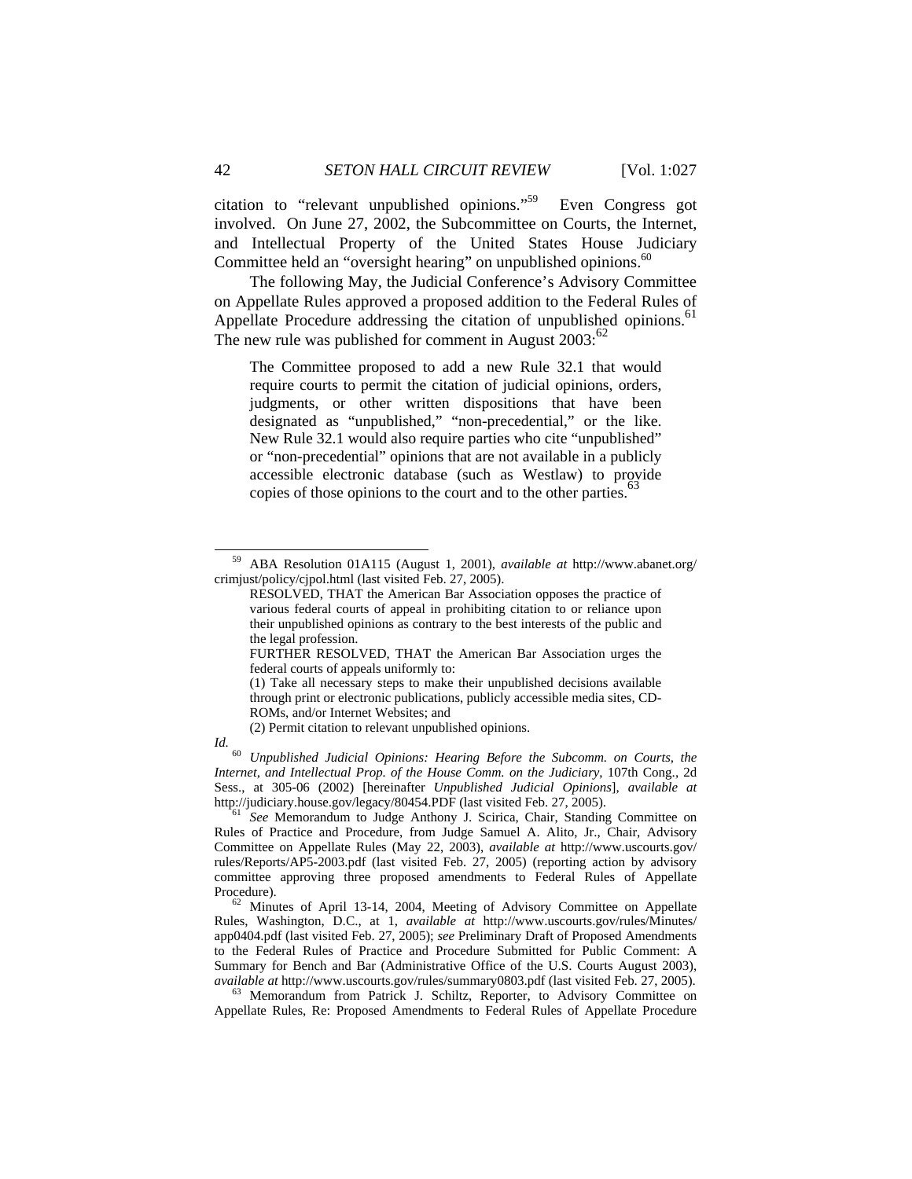citation to "relevant unpublished opinions."[59] Even Congress got involved. On June 27, 2002, the Subcommittee on Courts, the Internet, and Intellectual Property of the United States House Judiciary Committee held an "oversight hearing" on unpublished opinions.[60]

The following May, the Judicial Conference's Advisory Committee on Appellate Rules approved a proposed addition to the Federal Rules of Appellate Procedure addressing the citation of unpublished opinions.[61] The new rule was published for comment in August 2003:[62]

> The Committee proposed to add a new Rule 32.1 that would require courts to permit the citation of judicial opinions, orders, judgments, or other written dispositions that have been designated as "unpublished," "non-precedential," or the like. New Rule 32.1 would also require parties who cite "unpublished" or "non-precedential" opinions that are not available in a publicly accessible electronic database (such as Westlaw) to provide copies of those opinions to the court and to the other parties.[63]

---

[59] ABA Resolution 01A115 (August 1, 2001), *available at* http://www.abanet.org/crimjust/policy/cjpol.html (last visited Feb. 27, 2005).

> RESOLVED, THAT the American Bar Association opposes the practice of various federal courts of appeal in prohibiting citation to or reliance upon their unpublished opinions as contrary to the best interests of the public and the legal profession.
>
> FURTHER RESOLVED, THAT the American Bar Association urges the federal courts of appeals uniformly to:
>
> (1) Take all necessary steps to make their unpublished decisions available through print or electronic publications, publicly accessible media sites, CD-ROMs, and/or Internet Websites; and
>
> (2) Permit citation to relevant unpublished opinions.

*Id.*

[60] *Unpublished Judicial Opinions: Hearing Before the Subcomm. on Courts, the Internet, and Intellectual Prop. of the House Comm. on the Judiciary*, 107th Cong., 2d Sess., at 305-06 (2002) [hereinafter *Unpublished Judicial Opinions*], *available at* http://judiciary.house.gov/legacy/80454.PDF (last visited Feb. 27, 2005).

[61] *See* Memorandum to Judge Anthony J. Scirica, Chair, Standing Committee on Rules of Practice and Procedure, from Judge Samuel A. Alito, Jr., Chair, Advisory Committee on Appellate Rules (May 22, 2003), *available at* http://www.uscourts.gov/rules/Reports/AP5-2003.pdf (last visited Feb. 27, 2005) (reporting action by advisory committee approving three proposed amendments to Federal Rules of Appellate Procedure).

[62] Minutes of April 13-14, 2004, Meeting of Advisory Committee on Appellate Rules, Washington, D.C., at 1, *available at* http://www.uscourts.gov/rules/Minutes/app0404.pdf (last visited Feb. 27, 2005); *see* Preliminary Draft of Proposed Amendments to the Federal Rules of Practice and Procedure Submitted for Public Comment: A Summary for Bench and Bar (Administrative Office of the U.S. Courts August 2003), *available at* http://www.uscourts.gov/rules/summary0803.pdf (last visited Feb. 27, 2005).

[63] Memorandum from Patrick J. Schiltz, Reporter, to Advisory Committee on Appellate Rules, Re: Proposed Amendments to Federal Rules of Appellate Procedure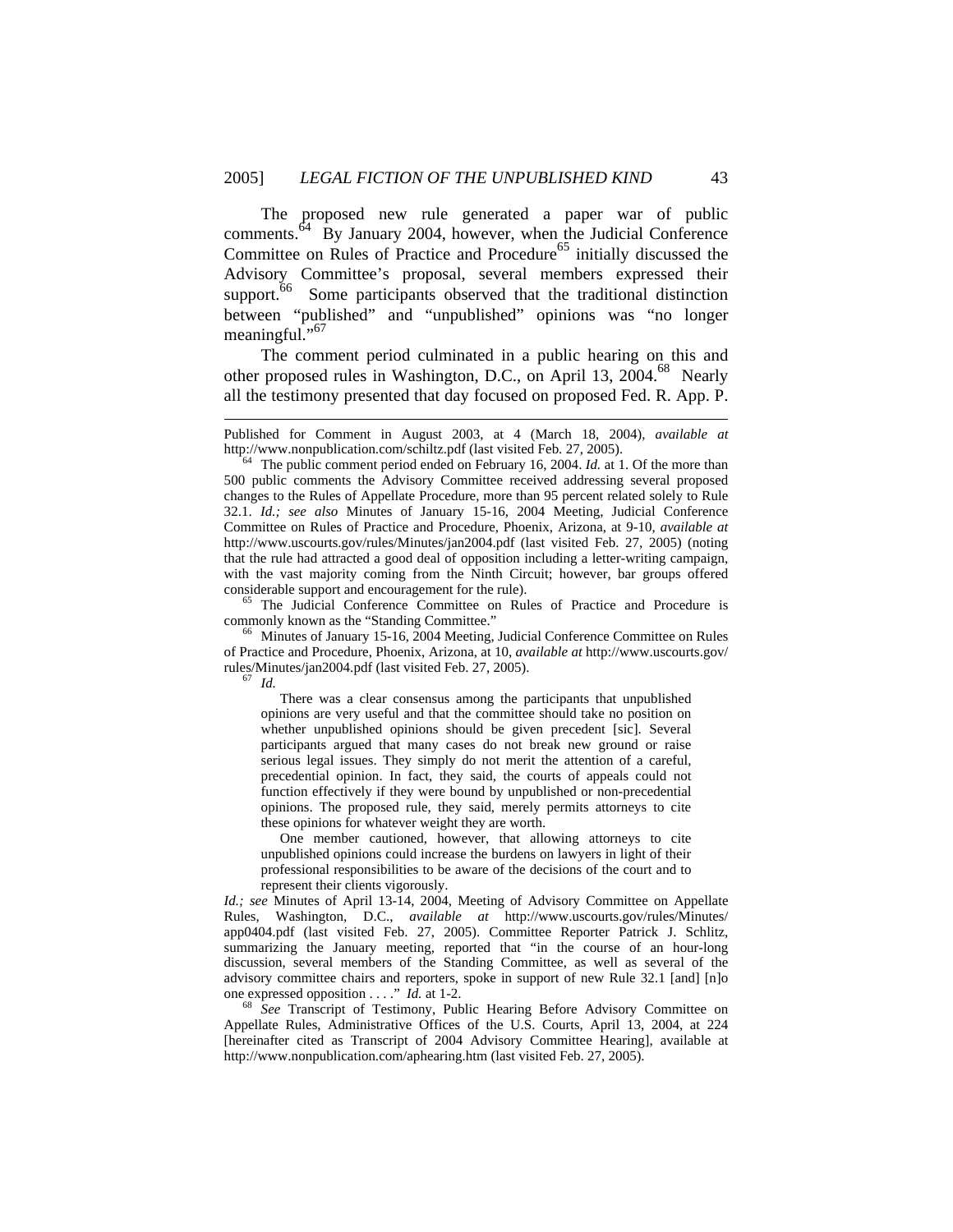The proposed new rule generated a paper war of public comments.[64] By January 2004, however, when the Judicial Conference Committee on Rules of Practice and Procedure[65] initially discussed the Advisory Committee's proposal, several members expressed their support.[66] Some participants observed that the traditional distinction between "published" and "unpublished" opinions was "no longer meaningful."[67]

The comment period culminated in a public hearing on this and other proposed rules in Washington, D.C., on April 13, 2004.[68] Nearly all the testimony presented that day focused on proposed Fed. R. App. P.

---

Published for Comment in August 2003, at 4 (March 18, 2004), *available at* http://www.nonpublication.com/schiltz.pdf (last visited Feb. 27, 2005).

[64] The public comment period ended on February 16, 2004. *Id.* at 1. Of the more than 500 public comments the Advisory Committee received addressing several proposed changes to the Rules of Appellate Procedure, more than 95 percent related solely to Rule 32.1. *Id.; see also* Minutes of January 15-16, 2004 Meeting, Judicial Conference Committee on Rules of Practice and Procedure, Phoenix, Arizona, at 9-10, *available at* http://www.uscourts.gov/rules/Minutes/jan2004.pdf (last visited Feb. 27, 2005) (noting that the rule had attracted a good deal of opposition including a letter-writing campaign, with the vast majority coming from the Ninth Circuit; however, bar groups offered considerable support and encouragement for the rule).

[65] The Judicial Conference Committee on Rules of Practice and Procedure is commonly known as the "Standing Committee."

[66] Minutes of January 15-16, 2004 Meeting, Judicial Conference Committee on Rules of Practice and Procedure, Phoenix, Arizona, at 10, *available at* http://www.uscourts.gov/rules/Minutes/jan2004.pdf (last visited Feb. 27, 2005).

[67] *Id.*

> There was a clear consensus among the participants that unpublished opinions are very useful and that the committee should take no position on whether unpublished opinions should be given precedent [sic]. Several participants argued that many cases do not break new ground or raise serious legal issues. They simply do not merit the attention of a careful, precedential opinion. In fact, they said, the courts of appeals could not function effectively if they were bound by unpublished or non-precedential opinions. The proposed rule, they said, merely permits attorneys to cite these opinions for whatever weight they are worth.
>
> One member cautioned, however, that allowing attorneys to cite unpublished opinions could increase the burdens on lawyers in light of their professional responsibilities to be aware of the decisions of the court and to represent their clients vigorously.

*Id.; see* Minutes of April 13-14, 2004, Meeting of Advisory Committee on Appellate Rules, Washington, D.C., *available at* http://www.uscourts.gov/rules/Minutes/app0404.pdf (last visited Feb. 27, 2005). Committee Reporter Patrick J. Schlitz, summarizing the January meeting, reported that "in the course of an hour-long discussion, several members of the Standing Committee, as well as several of the advisory committee chairs and reporters, spoke in support of new Rule 32.1 [and] [n]o one expressed opposition . . . ." *Id.* at 1-2.

[68] *See* Transcript of Testimony, Public Hearing Before Advisory Committee on Appellate Rules, Administrative Offices of the U.S. Courts, April 13, 2004, at 224 [hereinafter cited as Transcript of 2004 Advisory Committee Hearing], available at http://www.nonpublication.com/aphearing.htm (last visited Feb. 27, 2005).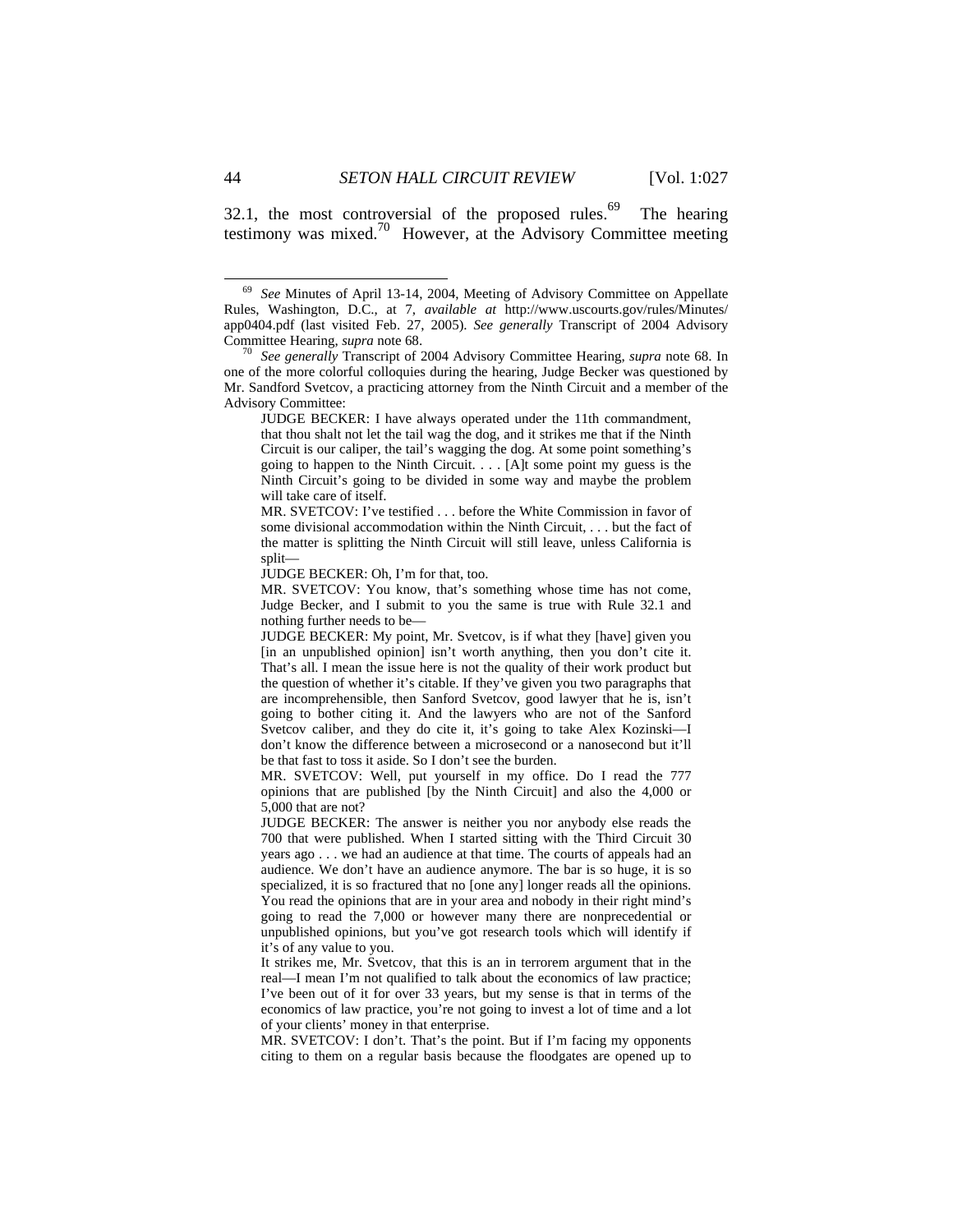32.1, the most controversial of the proposed rules.[69] The hearing testimony was mixed.[70] However, at the Advisory Committee meeting

---

[69] *See* Minutes of April 13-14, 2004, Meeting of Advisory Committee on Appellate Rules, Washington, D.C., at 7, *available at* http://www.uscourts.gov/rules/Minutes/app0404.pdf (last visited Feb. 27, 2005). *See generally* Transcript of 2004 Advisory Committee Hearing, *supra* note 68.

[70] *See generally* Transcript of 2004 Advisory Committee Hearing, *supra* note 68. In one of the more colorful colloquies during the hearing, Judge Becker was questioned by Mr. Sandford Svetcov, a practicing attorney from the Ninth Circuit and a member of the Advisory Committee:

> JUDGE BECKER: I have always operated under the 11th commandment, that thou shalt not let the tail wag the dog, and it strikes me that if the Ninth Circuit is our caliper, the tail's wagging the dog. At some point something's going to happen to the Ninth Circuit. . . . [A]t some point my guess is the Ninth Circuit's going to be divided in some way and maybe the problem will take care of itself.
>
> MR. SVETCOV: I've testified . . . before the White Commission in favor of some divisional accommodation within the Ninth Circuit, . . . but the fact of the matter is splitting the Ninth Circuit will still leave, unless California is split—
>
> JUDGE BECKER: Oh, I'm for that, too.
>
> MR. SVETCOV: You know, that's something whose time has not come, Judge Becker, and I submit to you the same is true with Rule 32.1 and nothing further needs to be—
>
> JUDGE BECKER: My point, Mr. Svetcov, is if what they [have] given you [in an unpublished opinion] isn't worth anything, then you don't cite it. That's all. I mean the issue here is not the quality of their work product but the question of whether it's citable. If they've given you two paragraphs that are incomprehensible, then Sanford Svetcov, good lawyer that he is, isn't going to bother citing it. And the lawyers who are not of the Sanford Svetcov caliber, and they do cite it, it's going to take Alex Kozinski—I don't know the difference between a microsecond or a nanosecond but it'll be that fast to toss it aside. So I don't see the burden.
>
> MR. SVETCOV: Well, put yourself in my office. Do I read the 777 opinions that are published [by the Ninth Circuit] and also the 4,000 or 5,000 that are not?
>
> JUDGE BECKER: The answer is neither you nor anybody else reads the 700 that were published. When I started sitting with the Third Circuit 30 years ago . . . we had an audience at that time. The courts of appeals had an audience. We don't have an audience anymore. The bar is so huge, it is so specialized, it is so fractured that no [one any] longer reads all the opinions. You read the opinions that are in your area and nobody in their right mind's going to read the 7,000 or however many there are nonprecedential or unpublished opinions, but you've got research tools which will identify if it's of any value to you.
>
> It strikes me, Mr. Svetcov, that this is an in terrorem argument that in the real—I mean I'm not qualified to talk about the economics of law practice; I've been out of it for over 33 years, but my sense is that in terms of the economics of law practice, you're not going to invest a lot of time and a lot of your clients' money in that enterprise.
>
> MR. SVETCOV: I don't. That's the point. But if I'm facing my opponents citing to them on a regular basis because the floodgates are opened up to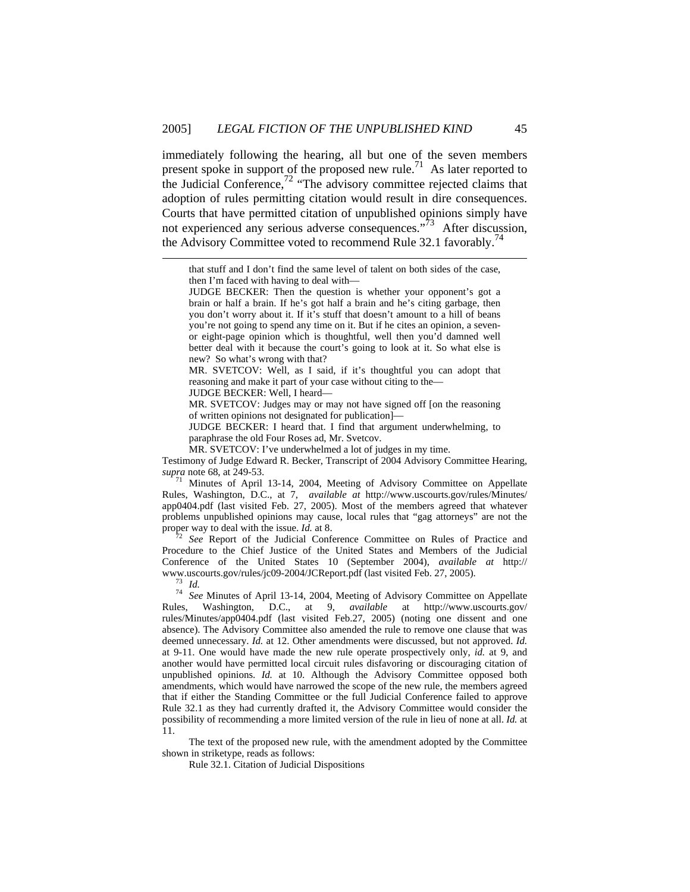immediately following the hearing, all but one of the seven members present spoke in support of the proposed new rule.[71] As later reported to the Judicial Conference,[72] "The advisory committee rejected claims that adoption of rules permitting citation would result in dire consequences. Courts that have permitted citation of unpublished opinions simply have not experienced any serious adverse consequences."[73] After discussion, the Advisory Committee voted to recommend Rule 32.1 favorably.[74]

---

> that stuff and I don't find the same level of talent on both sides of the case, then I'm faced with having to deal with—
>
> JUDGE BECKER: Then the question is whether your opponent's got a brain or half a brain. If he's got half a brain and he's citing garbage, then you don't worry about it. If it's stuff that doesn't amount to a hill of beans you're not going to spend any time on it. But if he cites an opinion, a seven- or eight-page opinion which is thoughtful, well then you'd damned well better deal with it because the court's going to look at it. So what else is new? So what's wrong with that?
>
> MR. SVETCOV: Well, as I said, if it's thoughtful you can adopt that reasoning and make it part of your case without citing to the—
>
> JUDGE BECKER: Well, I heard—
>
> MR. SVETCOV: Judges may or may not have signed off [on the reasoning of written opinions not designated for publication]—
>
> JUDGE BECKER: I heard that. I find that argument underwhelming, to paraphrase the old Four Roses ad, Mr. Svetcov.
>
> MR. SVETCOV: I've underwhelmed a lot of judges in my time.

Testimony of Judge Edward R. Becker, Transcript of 2004 Advisory Committee Hearing, *supra* note 68, at 249-53.

[71] Minutes of April 13-14, 2004, Meeting of Advisory Committee on Appellate Rules, Washington, D.C., at 7, *available at* http://www.uscourts.gov/rules/Minutes/app0404.pdf (last visited Feb. 27, 2005). Most of the members agreed that whatever problems unpublished opinions may cause, local rules that "gag attorneys" are not the proper way to deal with the issue. *Id.* at 8.

[72] *See* Report of the Judicial Conference Committee on Rules of Practice and Procedure to the Chief Justice of the United States and Members of the Judicial Conference of the United States 10 (September 2004), *available at* http://www.uscourts.gov/rules/jc09-2004/JCReport.pdf (last visited Feb. 27, 2005).

[73] *Id.*

[74] *See* Minutes of April 13-14, 2004, Meeting of Advisory Committee on Appellate Rules, Washington, D.C., at 9, *available* at http://www.uscourts.gov/rules/Minutes/app0404.pdf (last visited Feb.27, 2005) (noting one dissent and one absence). The Advisory Committee also amended the rule to remove one clause that was deemed unnecessary. *Id.* at 12. Other amendments were discussed, but not approved. *Id.* at 9-11. One would have made the new rule operate prospectively only, *id.* at 9, and another would have permitted local circuit rules disfavoring or discouraging citation of unpublished opinions. *Id.* at 10. Although the Advisory Committee opposed both amendments, which would have narrowed the scope of the new rule, the members agreed that if either the Standing Committee or the full Judicial Conference failed to approve Rule 32.1 as they had currently drafted it, the Advisory Committee would consider the possibility of recommending a more limited version of the rule in lieu of none at all. *Id.* at 11.

The text of the proposed new rule, with the amendment adopted by the Committee shown in striketype, reads as follows:

Rule 32.1. Citation of Judicial Dispositions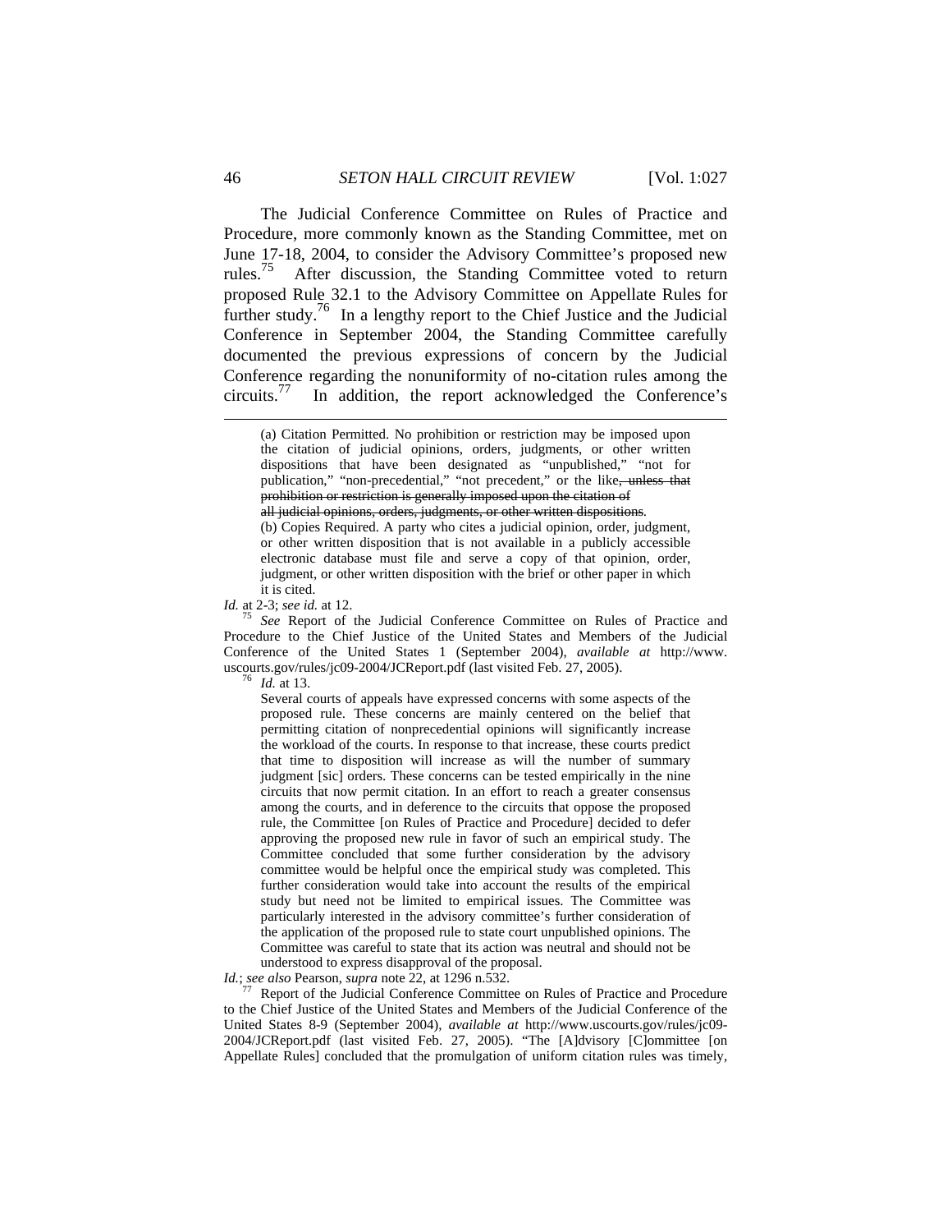The Judicial Conference Committee on Rules of Practice and Procedure, more commonly known as the Standing Committee, met on June 17-18, 2004, to consider the Advisory Committee's proposed new rules.[75] After discussion, the Standing Committee voted to return proposed Rule 32.1 to the Advisory Committee on Appellate Rules for further study.[76] In a lengthy report to the Chief Justice and the Judicial Conference in September 2004, the Standing Committee carefully documented the previous expressions of concern by the Judicial Conference regarding the nonuniformity of no-citation rules among the circuits.[77] In addition, the report acknowledged the Conference's

---

> (a) Citation Permitted. No prohibition or restriction may be imposed upon the citation of judicial opinions, orders, judgments, or other written dispositions that have been designated as "unpublished," "not for publication," "non-precedential," "not precedent," or the like~~, unless that prohibition or restriction is generally imposed upon the citation of all judicial opinions, orders, judgments, or other written dispositions~~.
>
> (b) Copies Required. A party who cites a judicial opinion, order, judgment, or other written disposition that is not available in a publicly accessible electronic database must file and serve a copy of that opinion, order, judgment, or other written disposition with the brief or other paper in which it is cited.

*Id.* at 2-3; *see id.* at 12.

[75] *See* Report of the Judicial Conference Committee on Rules of Practice and Procedure to the Chief Justice of the United States and Members of the Judicial Conference of the United States 1 (September 2004), *available at* http://www.uscourts.gov/rules/jc09-2004/JCReport.pdf (last visited Feb. 27, 2005).

[76] *Id.* at 13.

> Several courts of appeals have expressed concerns with some aspects of the proposed rule. These concerns are mainly centered on the belief that permitting citation of nonprecedential opinions will significantly increase the workload of the courts. In response to that increase, these courts predict that time to disposition will increase as will the number of summary judgment [sic] orders. These concerns can be tested empirically in the nine circuits that now permit citation. In an effort to reach a greater consensus among the courts, and in deference to the circuits that oppose the proposed rule, the Committee [on Rules of Practice and Procedure] decided to defer approving the proposed new rule in favor of such an empirical study. The Committee concluded that some further consideration by the advisory committee would be helpful once the empirical study was completed. This further consideration would take into account the results of the empirical study but need not be limited to empirical issues. The Committee was particularly interested in the advisory committee's further consideration of the application of the proposed rule to state court unpublished opinions. The Committee was careful to state that its action was neutral and should not be understood to express disapproval of the proposal.

*Id.*; *see also* Pearson, *supra* note 22, at 1296 n.532.

[77] Report of the Judicial Conference Committee on Rules of Practice and Procedure to the Chief Justice of the United States and Members of the Judicial Conference of the United States 8-9 (September 2004), *available at* http://www.uscourts.gov/rules/jc09-2004/JCReport.pdf (last visited Feb. 27, 2005). "The [A]dvisory [C]ommittee [on Appellate Rules] concluded that the promulgation of uniform citation rules was timely,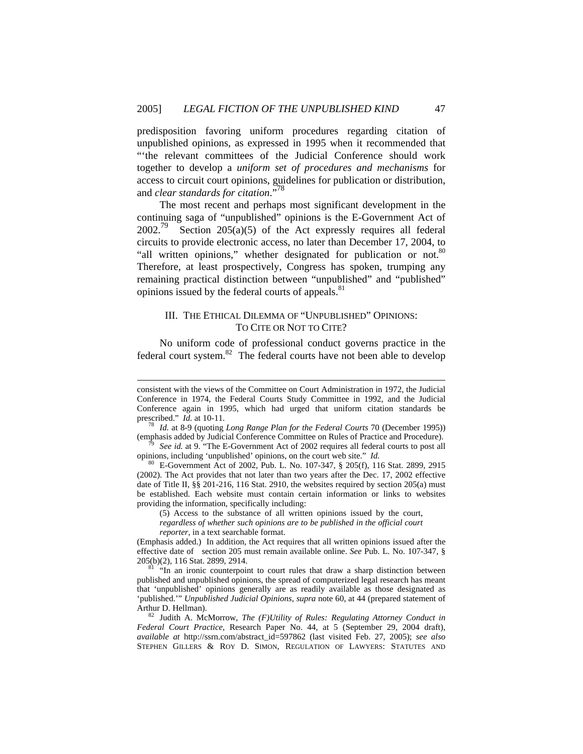predisposition favoring uniform procedures regarding citation of unpublished opinions, as expressed in 1995 when it recommended that "'the relevant committees of the Judicial Conference should work together to develop a *uniform set of procedures and mechanisms* for access to circuit court opinions, guidelines for publication or distribution, and *clear standards for citation*.'"[78]

The most recent and perhaps most significant development in the continuing saga of "unpublished" opinions is the E-Government Act of 2002.[79] Section 205(a)(5) of the Act expressly requires all federal circuits to provide electronic access, no later than December 17, 2004, to "all written opinions," whether designated for publication or not.[80] Therefore, at least prospectively, Congress has spoken, trumping any remaining practical distinction between "unpublished" and "published" opinions issued by the federal courts of appeals.[81]

## III. THE ETHICAL DILEMMA OF "UNPUBLISHED" OPINIONS: TO CITE OR NOT TO CITE?

No uniform code of professional conduct governs practice in the federal court system.[82] The federal courts have not been able to develop

---

consistent with the views of the Committee on Court Administration in 1972, the Judicial Conference in 1974, the Federal Courts Study Committee in 1992, and the Judicial Conference again in 1995, which had urged that uniform citation standards be prescribed." *Id.* at 10-11.

[78] *Id.* at 8-9 (quoting *Long Range Plan for the Federal Courts* 70 (December 1995)) (emphasis added by Judicial Conference Committee on Rules of Practice and Procedure).

[79] *See id.* at 9. "The E-Government Act of 2002 requires all federal courts to post all opinions, including 'unpublished' opinions, on the court web site." *Id.*

[80] E-Government Act of 2002, Pub. L. No. 107-347, § 205(f), 116 Stat. 2899, 2915 (2002). The Act provides that not later than two years after the Dec. 17, 2002 effective date of Title II, §§ 201-216, 116 Stat. 2910, the websites required by section 205(a) must be established. Each website must contain certain information or links to websites providing the information, specifically including:

> (5) Access to the substance of all written opinions issued by the court, *regardless of whether such opinions are to be published in the official court reporter*, in a text searchable format.

(Emphasis added.) In addition, the Act requires that all written opinions issued after the effective date of section 205 must remain available online. *See* Pub. L. No. 107-347, § 205(b)(2), 116 Stat. 2899, 2914.

[81] "In an ironic counterpoint to court rules that draw a sharp distinction between published and unpublished opinions, the spread of computerized legal research has meant that 'unpublished' opinions generally are as readily available as those designated as 'published.'" *Unpublished Judicial Opinions*, *supra* note 60, at 44 (prepared statement of Arthur D. Hellman).

[82] Judith A. McMorrow, *The (F)Utility of Rules: Regulating Attorney Conduct in Federal Court Practice*, Research Paper No. 44, at 5 (September 29, 2004 draft), *available at* http://ssrn.com/abstract_id=597862 (last visited Feb. 27, 2005); *see also* STEPHEN GILLERS & ROY D. SIMON, REGULATION OF LAWYERS: STATUTES AND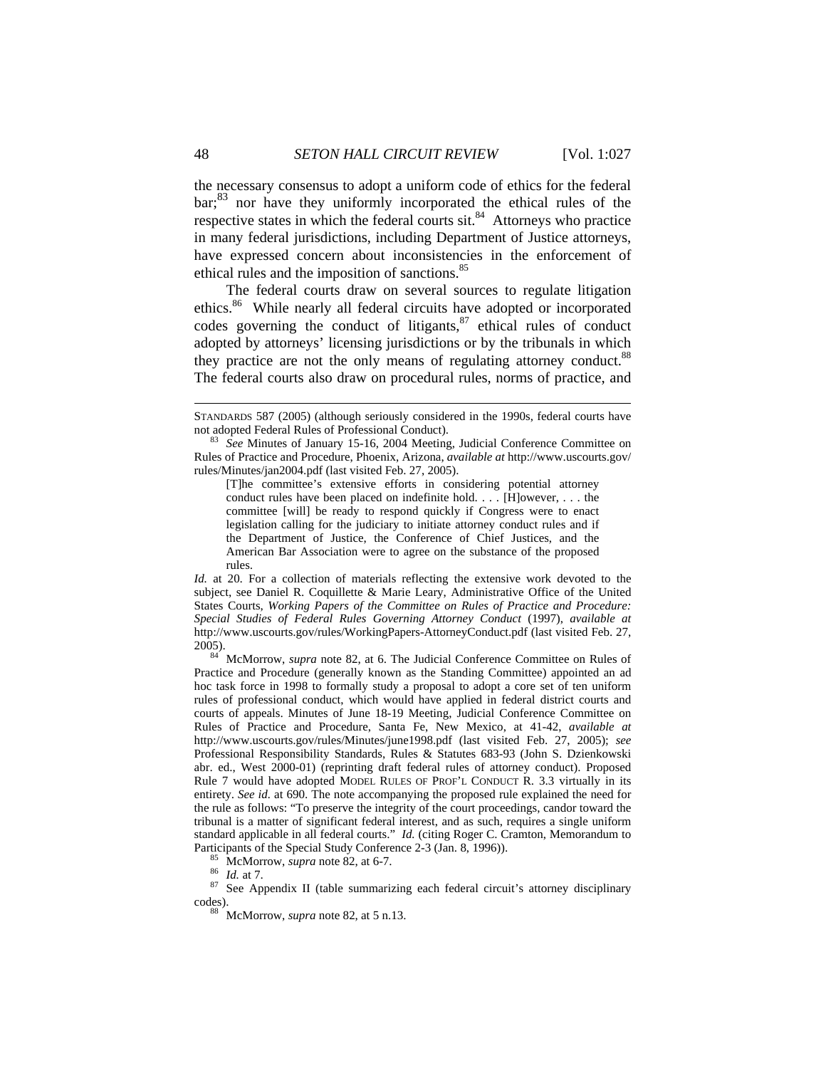the necessary consensus to adopt a uniform code of ethics for the federal bar;[83] nor have they uniformly incorporated the ethical rules of the respective states in which the federal courts sit.[84] Attorneys who practice in many federal jurisdictions, including Department of Justice attorneys, have expressed concern about inconsistencies in the enforcement of ethical rules and the imposition of sanctions.[85]

The federal courts draw on several sources to regulate litigation ethics.[86] While nearly all federal circuits have adopted or incorporated codes governing the conduct of litigants,[87] ethical rules of conduct adopted by attorneys' licensing jurisdictions or by the tribunals in which they practice are not the only means of regulating attorney conduct.[88] The federal courts also draw on procedural rules, norms of practice, and

---

STANDARDS 587 (2005) (although seriously considered in the 1990s, federal courts have not adopted Federal Rules of Professional Conduct).

[83] *See* Minutes of January 15-16, 2004 Meeting, Judicial Conference Committee on Rules of Practice and Procedure, Phoenix, Arizona, *available at* http://www.uscourts.gov/rules/Minutes/jan2004.pdf (last visited Feb. 27, 2005).

> [T]he committee's extensive efforts in considering potential attorney conduct rules have been placed on indefinite hold. . . . [H]owever, . . . the committee [will] be ready to respond quickly if Congress were to enact legislation calling for the judiciary to initiate attorney conduct rules and if the Department of Justice, the Conference of Chief Justices, and the American Bar Association were to agree on the substance of the proposed rules.

*Id.* at 20. For a collection of materials reflecting the extensive work devoted to the subject, see Daniel R. Coquillette & Marie Leary, Administrative Office of the United States Courts, *Working Papers of the Committee on Rules of Practice and Procedure: Special Studies of Federal Rules Governing Attorney Conduct* (1997), *available at* http://www.uscourts.gov/rules/WorkingPapers-AttorneyConduct.pdf (last visited Feb. 27, 2005).

[84] McMorrow, *supra* note 82, at 6. The Judicial Conference Committee on Rules of Practice and Procedure (generally known as the Standing Committee) appointed an ad hoc task force in 1998 to formally study a proposal to adopt a core set of ten uniform rules of professional conduct, which would have applied in federal district courts and courts of appeals. Minutes of June 18-19 Meeting, Judicial Conference Committee on Rules of Practice and Procedure, Santa Fe, New Mexico, at 41-42, *available at* http://www.uscourts.gov/rules/Minutes/june1998.pdf (last visited Feb. 27, 2005); *see* Professional Responsibility Standards, Rules & Statutes 683-93 (John S. Dzienkowski abr. ed., West 2000-01) (reprinting draft federal rules of attorney conduct). Proposed Rule 7 would have adopted MODEL RULES OF PROF'L CONDUCT R. 3.3 virtually in its entirety. *See id.* at 690. The note accompanying the proposed rule explained the need for the rule as follows: "To preserve the integrity of the court proceedings, candor toward the tribunal is a matter of significant federal interest, and as such, requires a single uniform standard applicable in all federal courts." *Id.* (citing Roger C. Cramton, Memorandum to Participants of the Special Study Conference 2-3 (Jan. 8, 1996)).

[85] McMorrow, *supra* note 82, at 6-7.

[86] *Id.* at 7.

[87] See Appendix II (table summarizing each federal circuit's attorney disciplinary codes).

[88] McMorrow, *supra* note 82, at 5 n.13.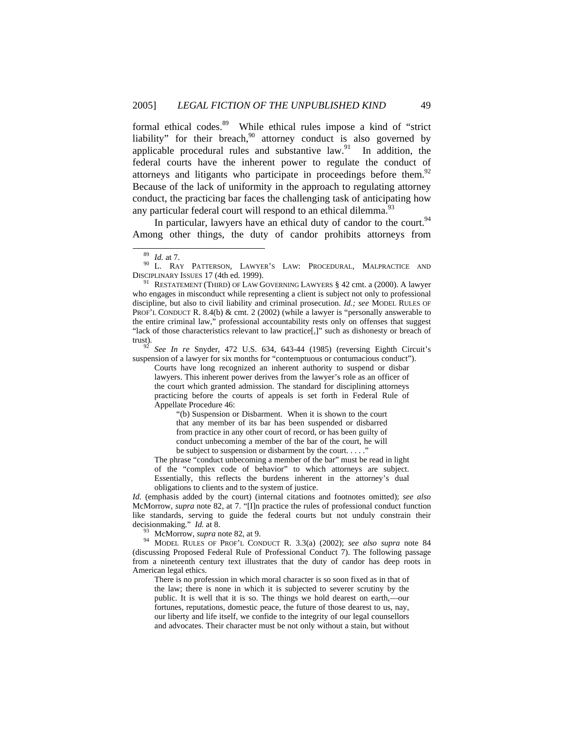formal ethical codes.[89] While ethical rules impose a kind of "strict liability" for their breach,[90] attorney conduct is also governed by applicable procedural rules and substantive law.[91] In addition, the federal courts have the inherent power to regulate the conduct of attorneys and litigants who participate in proceedings before them.[92] Because of the lack of uniformity in the approach to regulating attorney conduct, the practicing bar faces the challenging task of anticipating how any particular federal court will respond to an ethical dilemma.[93]

In particular, lawyers have an ethical duty of candor to the court.[94] Among other things, the duty of candor prohibits attorneys from

---

[89] *Id.* at 7.

[90] L. RAY PATTERSON, LAWYER'S LAW: PROCEDURAL, MALPRACTICE AND DISCIPLINARY ISSUES 17 (4th ed. 1999).

[91] RESTATEMENT (THIRD) OF LAW GOVERNING LAWYERS § 42 cmt. a (2000). A lawyer who engages in misconduct while representing a client is subject not only to professional discipline, but also to civil liability and criminal prosecution. *Id.; see* MODEL RULES OF PROF'L CONDUCT R. 8.4(b) & cmt. 2 (2002) (while a lawyer is "personally answerable to the entire criminal law," professional accountability rests only on offenses that suggest "lack of those characteristics relevant to law practice[,]" such as dishonesty or breach of trust).

[92] *See In re* Snyder, 472 U.S. 634, 643-44 (1985) (reversing Eighth Circuit's suspension of a lawyer for six months for "contemptuous or contumacious conduct").

> Courts have long recognized an inherent authority to suspend or disbar lawyers. This inherent power derives from the lawyer's role as an officer of the court which granted admission. The standard for disciplining attorneys practicing before the courts of appeals is set forth in Federal Rule of Appellate Procedure 46:
>
> > "(b) Suspension or Disbarment. When it is shown to the court that any member of its bar has been suspended or disbarred from practice in any other court of record, or has been guilty of conduct unbecoming a member of the bar of the court, he will be subject to suspension or disbarment by the court. . . . ."
>
> The phrase "conduct unbecoming a member of the bar" must be read in light of the "complex code of behavior" to which attorneys are subject. Essentially, this reflects the burdens inherent in the attorney's dual obligations to clients and to the system of justice.

*Id.* (emphasis added by the court) (internal citations and footnotes omitted); *see also* McMorrow, *supra* note 82, at 7. "[I]n practice the rules of professional conduct function like standards, serving to guide the federal courts but not unduly constrain their decisionmaking." *Id.* at 8.

[93] McMorrow, *supra* note 82, at 9.

[94] MODEL RULES OF PROF'L CONDUCT R. 3.3(a) (2002); *see also supra* note 84 (discussing Proposed Federal Rule of Professional Conduct 7). The following passage from a nineteenth century text illustrates that the duty of candor has deep roots in American legal ethics.

> There is no profession in which moral character is so soon fixed as in that of the law; there is none in which it is subjected to severer scrutiny by the public. It is well that it is so. The things we hold dearest on earth,—our fortunes, reputations, domestic peace, the future of those dearest to us, nay, our liberty and life itself, we confide to the integrity of our legal counsellors and advocates. Their character must be not only without a stain, but without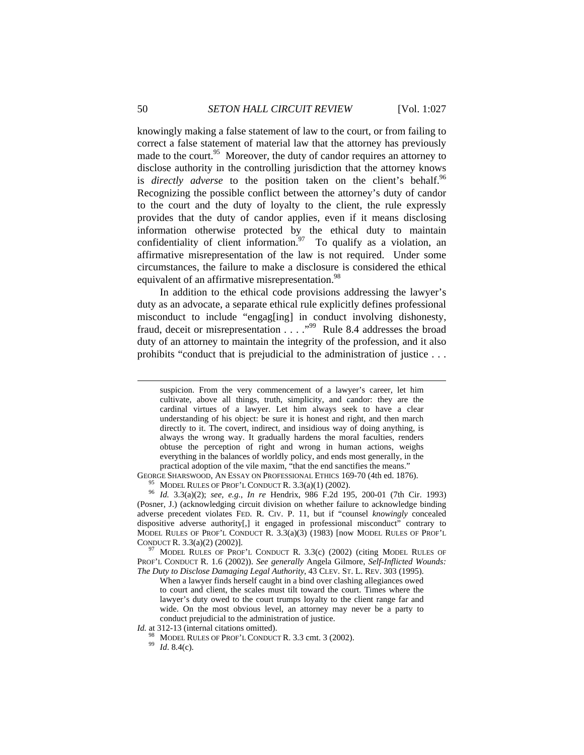knowingly making a false statement of law to the court, or from failing to correct a false statement of material law that the attorney has previously made to the court.[95] Moreover, the duty of candor requires an attorney to disclose authority in the controlling jurisdiction that the attorney knows is *directly adverse* to the position taken on the client's behalf.[96] Recognizing the possible conflict between the attorney's duty of candor to the court and the duty of loyalty to the client, the rule expressly provides that the duty of candor applies, even if it means disclosing information otherwise protected by the ethical duty to maintain confidentiality of client information.[97] To qualify as a violation, an affirmative misrepresentation of the law is not required. Under some circumstances, the failure to make a disclosure is considered the ethical equivalent of an affirmative misrepresentation.[98]

In addition to the ethical code provisions addressing the lawyer's duty as an advocate, a separate ethical rule explicitly defines professional misconduct to include "engag[ing] in conduct involving dishonesty, fraud, deceit or misrepresentation . . . ."[99] Rule 8.4 addresses the broad duty of an attorney to maintain the integrity of the profession, and it also prohibits "conduct that is prejudicial to the administration of justice . . .

---

> suspicion. From the very commencement of a lawyer's career, let him cultivate, above all things, truth, simplicity, and candor: they are the cardinal virtues of a lawyer. Let him always seek to have a clear understanding of his object: be sure it is honest and right, and then march directly to it. The covert, indirect, and insidious way of doing anything, is always the wrong way. It gradually hardens the moral faculties, renders obtuse the perception of right and wrong in human actions, weighs everything in the balances of worldly policy, and ends most generally, in the practical adoption of the vile maxim, "that the end sanctifies the means."

GEORGE SHARSWOOD, AN ESSAY ON PROFESSIONAL ETHICS 169-70 (4th ed. 1876).

[95] MODEL RULES OF PROF'L CONDUCT R. 3.3(a)(1) (2002).

[96] *Id.* 3.3(a)(2); *see, e.g.*, *In re* Hendrix, 986 F.2d 195, 200-01 (7th Cir. 1993) (Posner, J.) (acknowledging circuit division on whether failure to acknowledge binding adverse precedent violates FED. R. CIV. P. 11, but if "counsel *knowingly* concealed dispositive adverse authority[,] it engaged in professional misconduct" contrary to MODEL RULES OF PROF'L CONDUCT R. 3.3(a)(3) (1983) [now MODEL RULES OF PROF'L CONDUCT R. 3.3(a)(2) (2002)].

[97] MODEL RULES OF PROF'L CONDUCT R. 3.3(c) (2002) (citing MODEL RULES OF PROF'L CONDUCT R. 1.6 (2002)). *See generally* Angela Gilmore, *Self-Inflicted Wounds: The Duty to Disclose Damaging Legal Authority*, 43 CLEV. ST. L. REV. 303 (1995).

> When a lawyer finds herself caught in a bind over clashing allegiances owed to court and client, the scales must tilt toward the court. Times where the lawyer's duty owed to the court trumps loyalty to the client range far and wide. On the most obvious level, an attorney may never be a party to conduct prejudicial to the administration of justice.

*Id.* at 312-13 (internal citations omitted).

[98] MODEL RULES OF PROF'L CONDUCT R. 3.3 cmt. 3 (2002).

[99] *Id*. 8.4(c).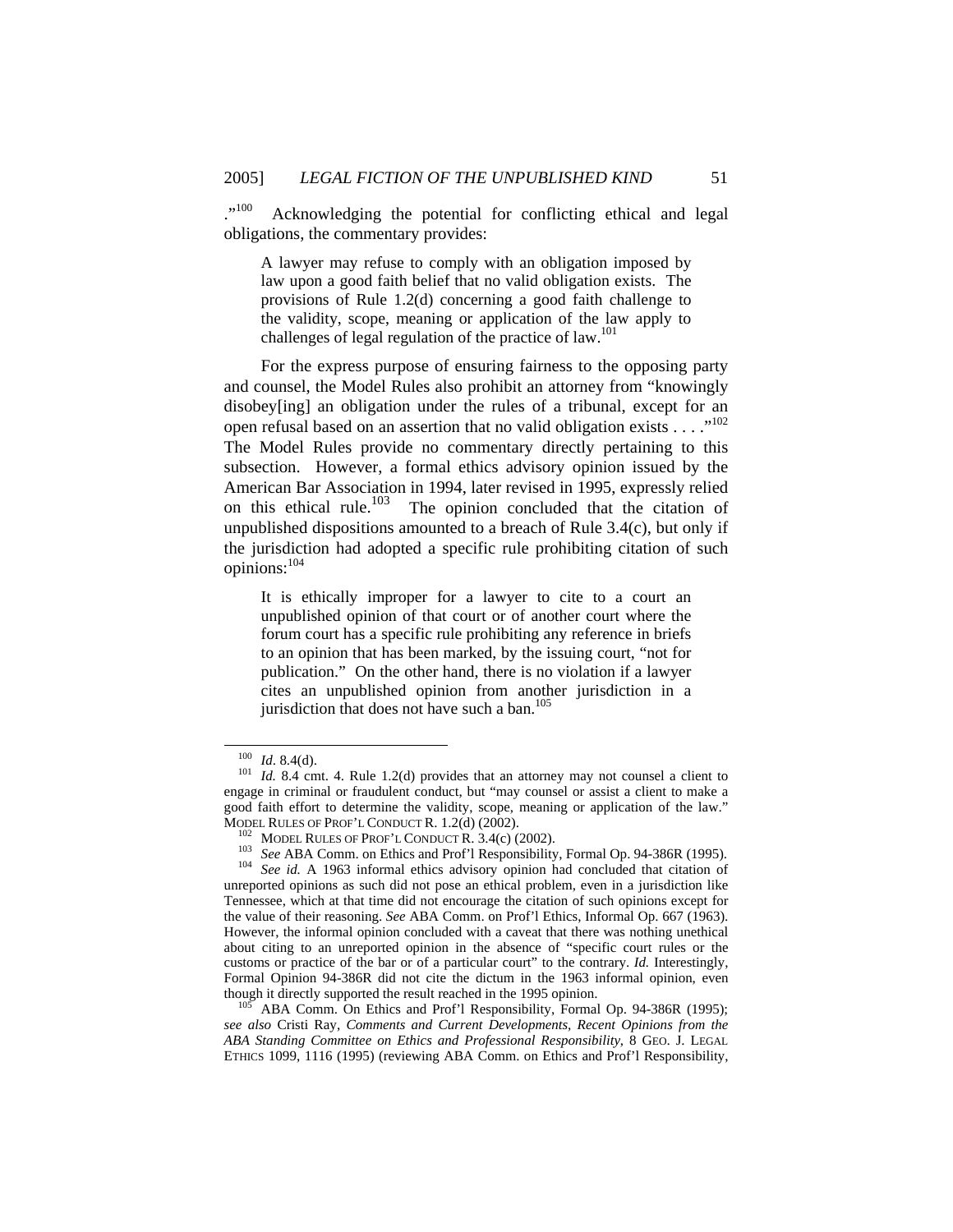."[100] Acknowledging the potential for conflicting ethical and legal obligations, the commentary provides:

> A lawyer may refuse to comply with an obligation imposed by law upon a good faith belief that no valid obligation exists. The provisions of Rule 1.2(d) concerning a good faith challenge to the validity, scope, meaning or application of the law apply to challenges of legal regulation of the practice of law.[101]

For the express purpose of ensuring fairness to the opposing party and counsel, the Model Rules also prohibit an attorney from "knowingly disobey[ing] an obligation under the rules of a tribunal, except for an open refusal based on an assertion that no valid obligation exists . . . ."[102] The Model Rules provide no commentary directly pertaining to this subsection. However, a formal ethics advisory opinion issued by the American Bar Association in 1994, later revised in 1995, expressly relied on this ethical rule.[103] The opinion concluded that the citation of unpublished dispositions amounted to a breach of Rule 3.4(c), but only if the jurisdiction had adopted a specific rule prohibiting citation of such opinions:[104]

> It is ethically improper for a lawyer to cite to a court an unpublished opinion of that court or of another court where the forum court has a specific rule prohibiting any reference in briefs to an opinion that has been marked, by the issuing court, "not for publication." On the other hand, there is no violation if a lawyer cites an unpublished opinion from another jurisdiction in a jurisdiction that does not have such a ban.[105]

---

[100] *Id.* 8.4(d).

[101] *Id.* 8.4 cmt. 4. Rule 1.2(d) provides that an attorney may not counsel a client to engage in criminal or fraudulent conduct, but "may counsel or assist a client to make a good faith effort to determine the validity, scope, meaning or application of the law." MODEL RULES OF PROF'L CONDUCT R. 1.2(d) (2002).

[102] MODEL RULES OF PROF'L CONDUCT R. 3.4(c) (2002).

[103] *See* ABA Comm. on Ethics and Prof'l Responsibility, Formal Op. 94-386R (1995).

[104] *See id.* A 1963 informal ethics advisory opinion had concluded that citation of unreported opinions as such did not pose an ethical problem, even in a jurisdiction like Tennessee, which at that time did not encourage the citation of such opinions except for the value of their reasoning. *See* ABA Comm. on Prof'l Ethics, Informal Op. 667 (1963). However, the informal opinion concluded with a caveat that there was nothing unethical about citing to an unreported opinion in the absence of "specific court rules or the customs or practice of the bar or of a particular court" to the contrary. *Id.* Interestingly, Formal Opinion 94-386R did not cite the dictum in the 1963 informal opinion, even though it directly supported the result reached in the 1995 opinion.

[105] ABA Comm. On Ethics and Prof'l Responsibility, Formal Op. 94-386R (1995); *see also* Cristi Ray, *Comments and Current Developments, Recent Opinions from the ABA Standing Committee on Ethics and Professional Responsibility*, 8 GEO. J. LEGAL ETHICS 1099, 1116 (1995) (reviewing ABA Comm. on Ethics and Prof'l Responsibility,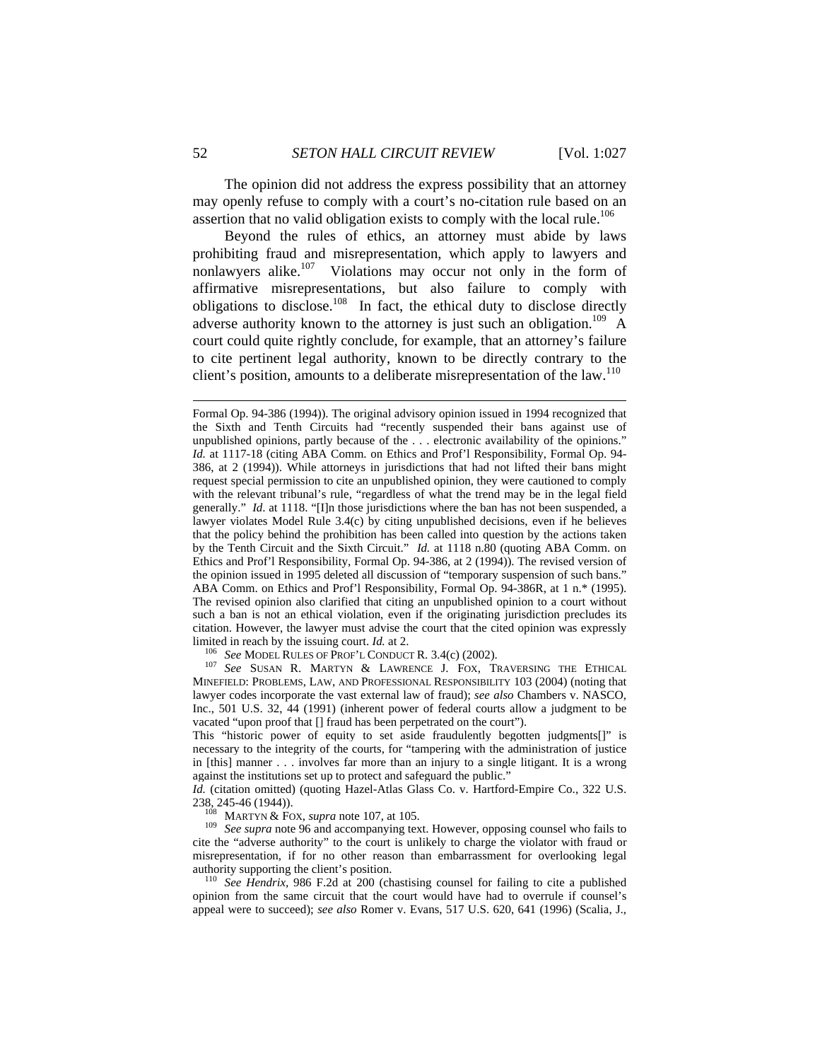The opinion did not address the express possibility that an attorney may openly refuse to comply with a court's no-citation rule based on an assertion that no valid obligation exists to comply with the local rule.[106]

Beyond the rules of ethics, an attorney must abide by laws prohibiting fraud and misrepresentation, which apply to lawyers and nonlawyers alike.[107] Violations may occur not only in the form of affirmative misrepresentations, but also failure to comply with obligations to disclose.[108] In fact, the ethical duty to disclose directly adverse authority known to the attorney is just such an obligation.[109] A court could quite rightly conclude, for example, that an attorney's failure to cite pertinent legal authority, known to be directly contrary to the client's position, amounts to a deliberate misrepresentation of the law.[110]

---

Formal Op. 94-386 (1994)). The original advisory opinion issued in 1994 recognized that the Sixth and Tenth Circuits had "recently suspended their bans against use of unpublished opinions, partly because of the . . . electronic availability of the opinions." *Id.* at 1117-18 (citing ABA Comm. on Ethics and Prof'l Responsibility, Formal Op. 94-386, at 2 (1994)). While attorneys in jurisdictions that had not lifted their bans might request special permission to cite an unpublished opinion, they were cautioned to comply with the relevant tribunal's rule, "regardless of what the trend may be in the legal field generally." *Id*. at 1118. "[I]n those jurisdictions where the ban has not been suspended, a lawyer violates Model Rule 3.4(c) by citing unpublished decisions, even if he believes that the policy behind the prohibition has been called into question by the actions taken by the Tenth Circuit and the Sixth Circuit." *Id.* at 1118 n.80 (quoting ABA Comm. on Ethics and Prof'l Responsibility, Formal Op. 94-386, at 2 (1994)). The revised version of the opinion issued in 1995 deleted all discussion of "temporary suspension of such bans." ABA Comm. on Ethics and Prof'l Responsibility, Formal Op. 94-386R, at 1 n.* (1995). The revised opinion also clarified that citing an unpublished opinion to a court without such a ban is not an ethical violation, even if the originating jurisdiction precludes its citation. However, the lawyer must advise the court that the cited opinion was expressly limited in reach by the issuing court. *Id.* at 2.

[106] *See* MODEL RULES OF PROF'L CONDUCT R. 3.4(c) (2002).

[107] *See* SUSAN R. MARTYN & LAWRENCE J. FOX, TRAVERSING THE ETHICAL MINEFIELD: PROBLEMS, LAW, AND PROFESSIONAL RESPONSIBILITY 103 (2004) (noting that lawyer codes incorporate the vast external law of fraud); *see also* Chambers v. NASCO, Inc., 501 U.S. 32, 44 (1991) (inherent power of federal courts allow a judgment to be vacated "upon proof that [] fraud has been perpetrated on the court").

This "historic power of equity to set aside fraudulently begotten judgments[]" is necessary to the integrity of the courts, for "tampering with the administration of justice in [this] manner . . . involves far more than an injury to a single litigant. It is a wrong against the institutions set up to protect and safeguard the public."

*Id.* (citation omitted) (quoting Hazel-Atlas Glass Co. v. Hartford-Empire Co., 322 U.S. 238, 245-46 (1944)).

[108] MARTYN & FOX, *supra* note 107, at 105.

[109] *See supra* note 96 and accompanying text. However, opposing counsel who fails to cite the "adverse authority" to the court is unlikely to charge the violator with fraud or misrepresentation, if for no other reason than embarrassment for overlooking legal authority supporting the client's position.

[110] *See Hendrix*, 986 F.2d at 200 (chastising counsel for failing to cite a published opinion from the same circuit that the court would have had to overrule if counsel's appeal were to succeed); *see also* Romer v. Evans, 517 U.S. 620, 641 (1996) (Scalia, J.,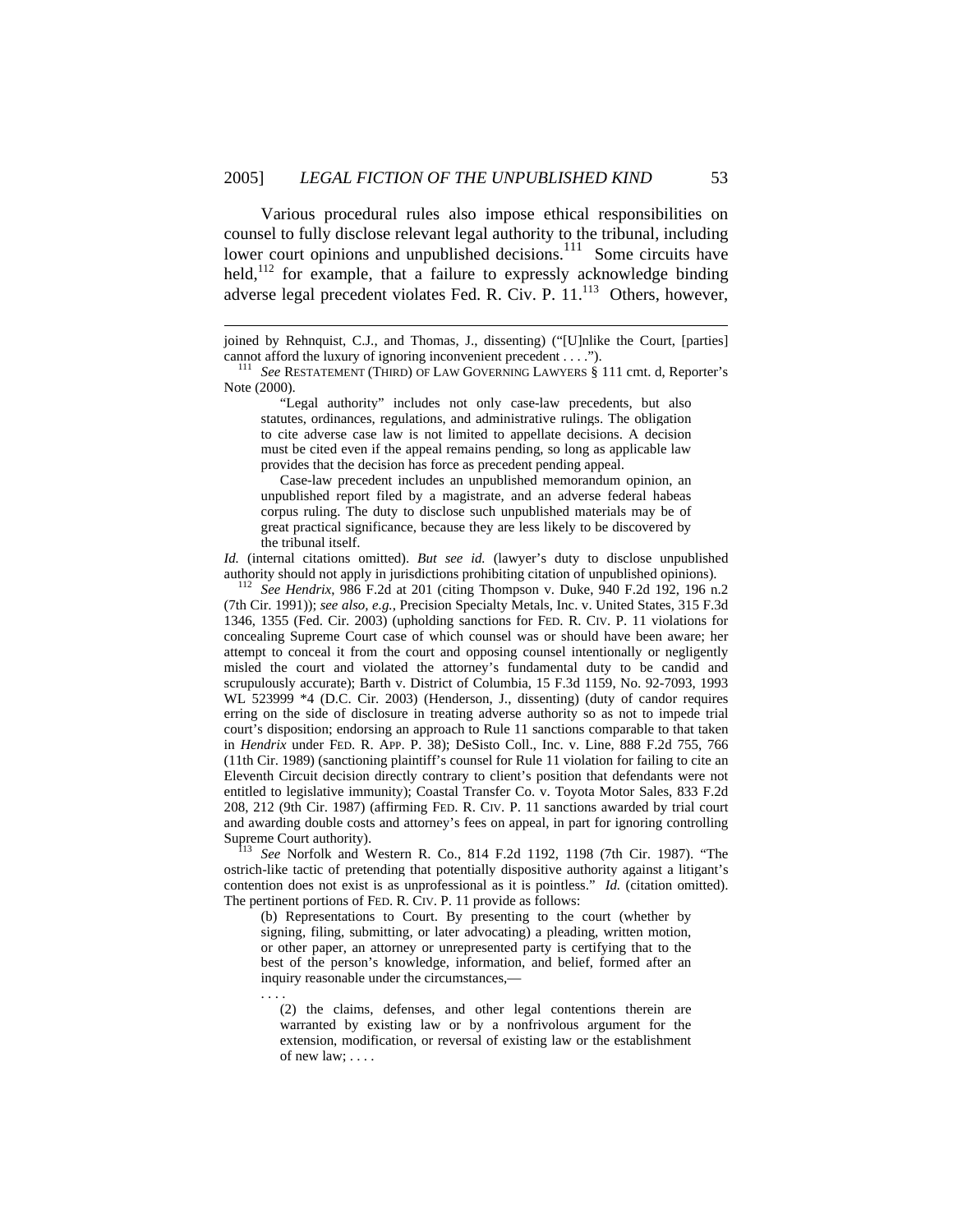Various procedural rules also impose ethical responsibilities on counsel to fully disclose relevant legal authority to the tribunal, including lower court opinions and unpublished decisions.[111] Some circuits have held,[112] for example, that a failure to expressly acknowledge binding adverse legal precedent violates Fed. R. Civ. P. 11.[113] Others, however,

---

joined by Rehnquist, C.J., and Thomas, J., dissenting) ("[U]nlike the Court, [parties] cannot afford the luxury of ignoring inconvenient precedent . . . .").

[111] *See* RESTATEMENT (THIRD) OF LAW GOVERNING LAWYERS § 111 cmt. d, Reporter's Note (2000).

> "Legal authority" includes not only case-law precedents, but also statutes, ordinances, regulations, and administrative rulings. The obligation to cite adverse case law is not limited to appellate decisions. A decision must be cited even if the appeal remains pending, so long as applicable law provides that the decision has force as precedent pending appeal.
>
> Case-law precedent includes an unpublished memorandum opinion, an unpublished report filed by a magistrate, and an adverse federal habeas corpus ruling. The duty to disclose such unpublished materials may be of great practical significance, because they are less likely to be discovered by the tribunal itself.

*Id.* (internal citations omitted). *But see id.* (lawyer's duty to disclose unpublished authority should not apply in jurisdictions prohibiting citation of unpublished opinions).

[112] *See Hendrix*, 986 F.2d at 201 (citing Thompson v. Duke, 940 F.2d 192, 196 n.2 (7th Cir. 1991)); *see also, e.g.*, Precision Specialty Metals, Inc. v. United States, 315 F.3d 1346, 1355 (Fed. Cir. 2003) (upholding sanctions for FED. R. CIV. P. 11 violations for concealing Supreme Court case of which counsel was or should have been aware; her attempt to conceal it from the court and opposing counsel intentionally or negligently misled the court and violated the attorney's fundamental duty to be candid and scrupulously accurate); Barth v. District of Columbia, 15 F.3d 1159, No. 92-7093, 1993 WL 523999 *4 (D.C. Cir. 2003) (Henderson, J., dissenting) (duty of candor requires erring on the side of disclosure in treating adverse authority so as not to impede trial court's disposition; endorsing an approach to Rule 11 sanctions comparable to that taken in *Hendrix* under FED. R. APP. P. 38); DeSisto Coll., Inc. v. Line, 888 F.2d 755, 766 (11th Cir. 1989) (sanctioning plaintiff's counsel for Rule 11 violation for failing to cite an Eleventh Circuit decision directly contrary to client's position that defendants were not entitled to legislative immunity); Coastal Transfer Co. v. Toyota Motor Sales, 833 F.2d 208, 212 (9th Cir. 1987) (affirming FED. R. CIV. P. 11 sanctions awarded by trial court and awarding double costs and attorney's fees on appeal, in part for ignoring controlling Supreme Court authority).

[113] *See* Norfolk and Western R. Co., 814 F.2d 1192, 1198 (7th Cir. 1987). "The ostrich-like tactic of pretending that potentially dispositive authority against a litigant's contention does not exist is as unprofessional as it is pointless." *Id.* (citation omitted). The pertinent portions of FED. R. CIV. P. 11 provide as follows:

> (b) Representations to Court. By presenting to the court (whether by signing, filing, submitting, or later advocating) a pleading, written motion, or other paper, an attorney or unrepresented party is certifying that to the best of the person's knowledge, information, and belief, formed after an inquiry reasonable under the circumstances,—
>
> . . . .
>
> (2) the claims, defenses, and other legal contentions therein are warranted by existing law or by a nonfrivolous argument for the extension, modification, or reversal of existing law or the establishment of new law; . . . .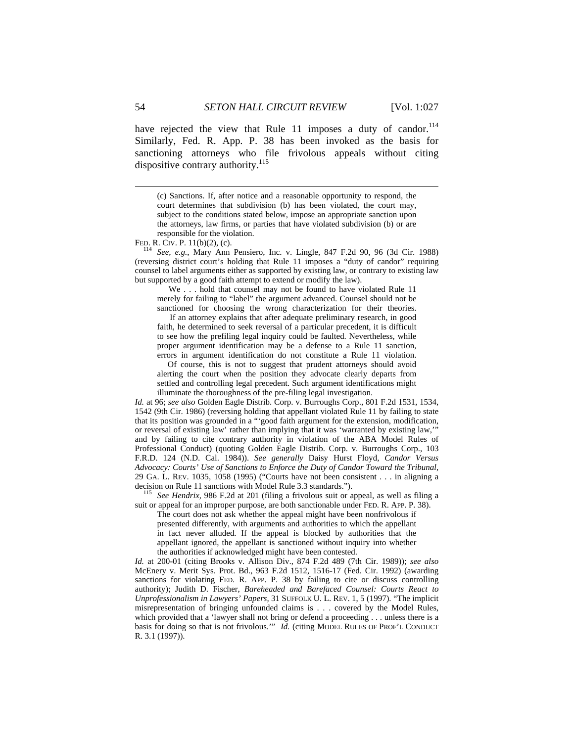have rejected the view that Rule 11 imposes a duty of candor.[114] Similarly, Fed. R. App. P. 38 has been invoked as the basis for sanctioning attorneys who file frivolous appeals without citing dispositive contrary authority.[115]

---

> (c) Sanctions. If, after notice and a reasonable opportunity to respond, the court determines that subdivision (b) has been violated, the court may, subject to the conditions stated below, impose an appropriate sanction upon the attorneys, law firms, or parties that have violated subdivision (b) or are responsible for the violation.

FED. R. CIV. P. 11(b)(2), (c).

[114] *See, e.g.*, Mary Ann Pensiero, Inc. v. Lingle, 847 F.2d 90, 96 (3d Cir. 1988) (reversing district court's holding that Rule 11 imposes a "duty of candor" requiring counsel to label arguments either as supported by existing law, or contrary to existing law but supported by a good faith attempt to extend or modify the law).

> We . . . hold that counsel may not be found to have violated Rule 11 merely for failing to "label" the argument advanced. Counsel should not be sanctioned for choosing the wrong characterization for their theories.
>
> If an attorney explains that after adequate preliminary research, in good faith, he determined to seek reversal of a particular precedent, it is difficult to see how the prefiling legal inquiry could be faulted. Nevertheless, while proper argument identification may be a defense to a Rule 11 sanction, errors in argument identification do not constitute a Rule 11 violation.
>
> Of course, this is not to suggest that prudent attorneys should avoid alerting the court when the position they advocate clearly departs from settled and controlling legal precedent. Such argument identifications might illuminate the thoroughness of the pre-filing legal investigation.

*Id.* at 96; *see also* Golden Eagle Distrib. Corp. v. Burroughs Corp., 801 F.2d 1531, 1534, 1542 (9th Cir. 1986) (reversing holding that appellant violated Rule 11 by failing to state that its position was grounded in a "'good faith argument for the extension, modification, or reversal of existing law' rather than implying that it was 'warranted by existing law,'" and by failing to cite contrary authority in violation of the ABA Model Rules of Professional Conduct) (quoting Golden Eagle Distrib. Corp. v. Burroughs Corp., 103 F.R.D. 124 (N.D. Cal. 1984)). *See generally* Daisy Hurst Floyd, *Candor Versus Advocacy: Courts' Use of Sanctions to Enforce the Duty of Candor Toward the Tribunal*, 29 GA. L. REV. 1035, 1058 (1995) ("Courts have not been consistent . . . in aligning a decision on Rule 11 sanctions with Model Rule 3.3 standards.").

[115] *See Hendrix*, 986 F.2d at 201 (filing a frivolous suit or appeal, as well as filing a suit or appeal for an improper purpose, are both sanctionable under FED. R. APP. P. 38).

> The court does not ask whether the appeal might have been nonfrivolous if presented differently, with arguments and authorities to which the appellant in fact never alluded. If the appeal is blocked by authorities that the appellant ignored, the appellant is sanctioned without inquiry into whether the authorities if acknowledged might have been contested.

*Id.* at 200-01 (citing Brooks v. Allison Div., 874 F.2d 489 (7th Cir. 1989)); *see also* McEnery v. Merit Sys. Prot. Bd., 963 F.2d 1512, 1516-17 (Fed. Cir. 1992) (awarding sanctions for violating FED. R. APP. P. 38 by failing to cite or discuss controlling authority); Judith D. Fischer, *Bareheaded and Barefaced Counsel: Courts React to Unprofessionalism in Lawyers' Papers,* 31 SUFFOLK U. L. REV. 1, 5 (1997). "The implicit misrepresentation of bringing unfounded claims is . . . covered by the Model Rules, which provided that a 'lawyer shall not bring or defend a proceeding . . . unless there is a basis for doing so that is not frivolous.'" *Id.* (citing MODEL RULES OF PROF'L CONDUCT R. 3.1 (1997)).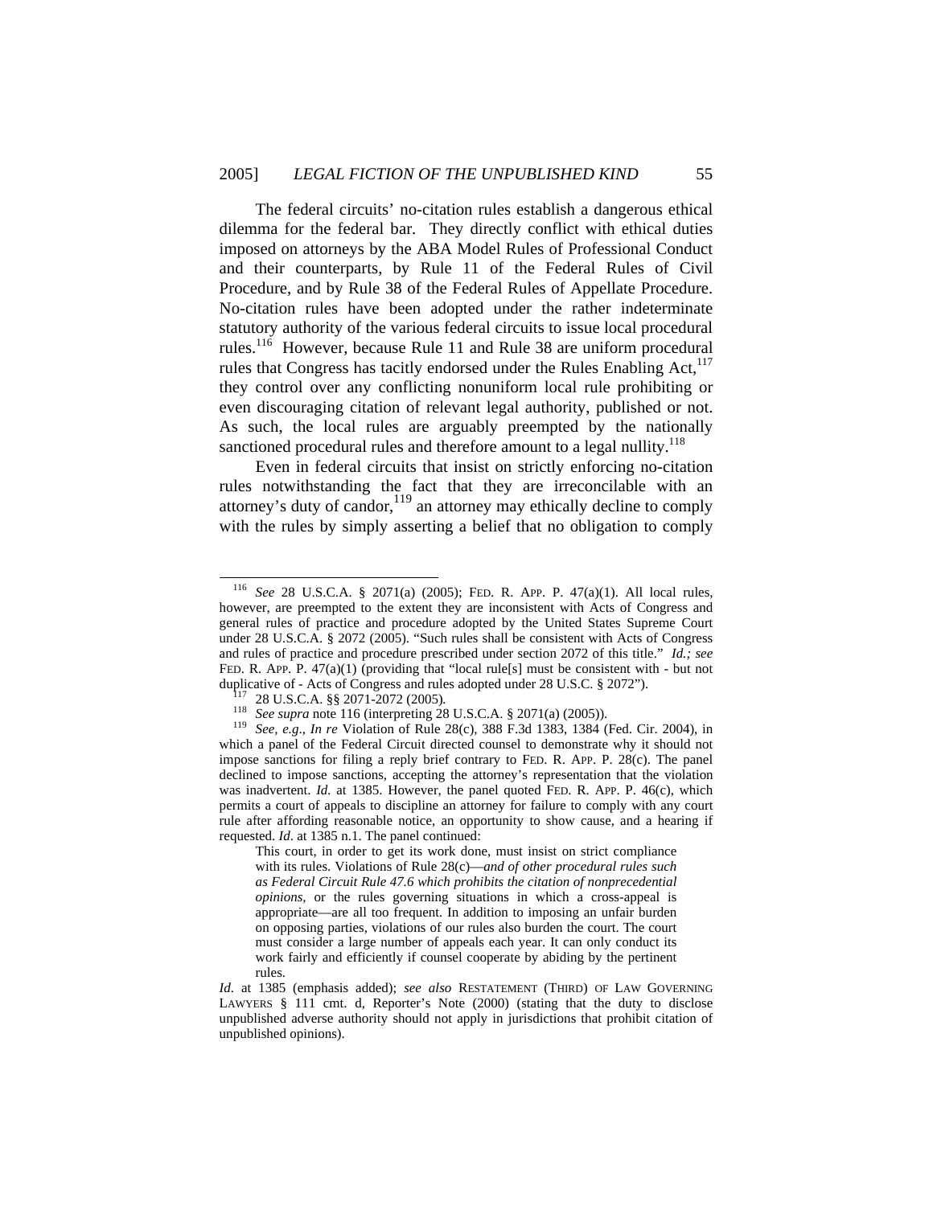The federal circuits' no-citation rules establish a dangerous ethical dilemma for the federal bar. They directly conflict with ethical duties imposed on attorneys by the ABA Model Rules of Professional Conduct and their counterparts, by Rule 11 of the Federal Rules of Civil Procedure, and by Rule 38 of the Federal Rules of Appellate Procedure. No-citation rules have been adopted under the rather indeterminate statutory authority of the various federal circuits to issue local procedural rules.[116] However, because Rule 11 and Rule 38 are uniform procedural rules that Congress has tacitly endorsed under the Rules Enabling Act,[117] they control over any conflicting nonuniform local rule prohibiting or even discouraging citation of relevant legal authority, published or not. As such, the local rules are arguably preempted by the nationally sanctioned procedural rules and therefore amount to a legal nullity.[118]

Even in federal circuits that insist on strictly enforcing no-citation rules notwithstanding the fact that they are irreconcilable with an attorney's duty of candor,[119] an attorney may ethically decline to comply with the rules by simply asserting a belief that no obligation to comply

---

[116] *See* 28 U.S.C.A. § 2071(a) (2005); FED. R. APP. P. 47(a)(1). All local rules, however, are preempted to the extent they are inconsistent with Acts of Congress and general rules of practice and procedure adopted by the United States Supreme Court under 28 U.S.C.A. § 2072 (2005). "Such rules shall be consistent with Acts of Congress and rules of practice and procedure prescribed under section 2072 of this title." *Id.; see* FED. R. APP. P. 47(a)(1) (providing that "local rule[s] must be consistent with - but not duplicative of - Acts of Congress and rules adopted under 28 U.S.C. § 2072").

[117] 28 U.S.C.A. §§ 2071-2072 (2005).

[118] *See supra* note 116 (interpreting 28 U.S.C.A. § 2071(a) (2005)).

[119] *See, e.g.*, *In re* Violation of Rule 28(c), 388 F.3d 1383, 1384 (Fed. Cir. 2004), in which a panel of the Federal Circuit directed counsel to demonstrate why it should not impose sanctions for filing a reply brief contrary to FED. R. APP. P. 28(c). The panel declined to impose sanctions, accepting the attorney's representation that the violation was inadvertent. *Id.* at 1385. However, the panel quoted FED. R. APP. P. 46(c), which permits a court of appeals to discipline an attorney for failure to comply with any court rule after affording reasonable notice, an opportunity to show cause, and a hearing if requested. *Id*. at 1385 n.1. The panel continued:

> This court, in order to get its work done, must insist on strict compliance with its rules. Violations of Rule 28(c)—*and of other procedural rules such as Federal Circuit Rule 47.6 which prohibits the citation of nonprecedential opinions*, or the rules governing situations in which a cross-appeal is appropriate—are all too frequent. In addition to imposing an unfair burden on opposing parties, violations of our rules also burden the court. The court must consider a large number of appeals each year. It can only conduct its work fairly and efficiently if counsel cooperate by abiding by the pertinent rules.

*Id*. at 1385 (emphasis added); *see also* RESTATEMENT (THIRD) OF LAW GOVERNING LAWYERS § 111 cmt. d, Reporter's Note (2000) (stating that the duty to disclose unpublished adverse authority should not apply in jurisdictions that prohibit citation of unpublished opinions).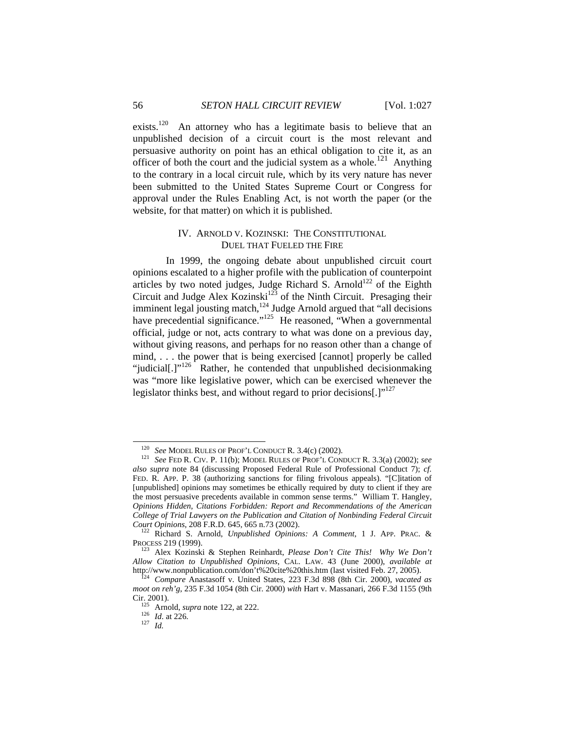exists.[120] An attorney who has a legitimate basis to believe that an unpublished decision of a circuit court is the most relevant and persuasive authority on point has an ethical obligation to cite it, as an officer of both the court and the judicial system as a whole.[121] Anything to the contrary in a local circuit rule, which by its very nature has never been submitted to the United States Supreme Court or Congress for approval under the Rules Enabling Act, is not worth the paper (or the website, for that matter) on which it is published.

## IV. ARNOLD V. KOZINSKI: THE CONSTITUTIONAL DUEL THAT FUELED THE FIRE

In 1999, the ongoing debate about unpublished circuit court opinions escalated to a higher profile with the publication of counterpoint articles by two noted judges, Judge Richard S. Arnold[122] of the Eighth Circuit and Judge Alex Kozinski[123] of the Ninth Circuit. Presaging their imminent legal jousting match,[124] Judge Arnold argued that "all decisions have precedential significance."[125] He reasoned, "When a governmental official, judge or not, acts contrary to what was done on a previous day, without giving reasons, and perhaps for no reason other than a change of mind, . . . the power that is being exercised [cannot] properly be called "judicial[.]"[126] Rather, he contended that unpublished decisionmaking was "more like legislative power, which can be exercised whenever the legislator thinks best, and without regard to prior decisions[.]"[127]

---

[120] *See* MODEL RULES OF PROF'L CONDUCT R. 3.4(c) (2002).

[121] *See* FED R. CIV. P. 11(b); MODEL RULES OF PROF'L CONDUCT R. 3.3(a) (2002); *see also supra* note 84 (discussing Proposed Federal Rule of Professional Conduct 7); *cf.* FED. R. APP. P. 38 (authorizing sanctions for filing frivolous appeals). "[C]itation of [unpublished] opinions may sometimes be ethically required by duty to client if they are the most persuasive precedents available in common sense terms." William T. Hangley, *Opinions Hidden, Citations Forbidden: Report and Recommendations of the American College of Trial Lawyers on the Publication and Citation of Nonbinding Federal Circuit Court Opinions*, 208 F.R.D. 645, 665 n.73 (2002).

[122] Richard S. Arnold, *Unpublished Opinions: A Comment*, 1 J. APP. PRAC. & PROCESS 219 (1999).

[123] Alex Kozinski & Stephen Reinhardt, *Please Don't Cite This! Why We Don't Allow Citation to Unpublished Opinions*, CAL. LAW. 43 (June 2000), *available at* http://www.nonpublication.com/don't%20cite%20this.htm (last visited Feb. 27, 2005).

[124] *Compare* Anastasoff v. United States, 223 F.3d 898 (8th Cir. 2000), *vacated as moot on reh'g*, 235 F.3d 1054 (8th Cir. 2000) *with* Hart v. Massanari, 266 F.3d 1155 (9th Cir. 2001).

[125] Arnold, *supra* note 122, at 222.

[126] *Id*. at 226.

[127] *Id.*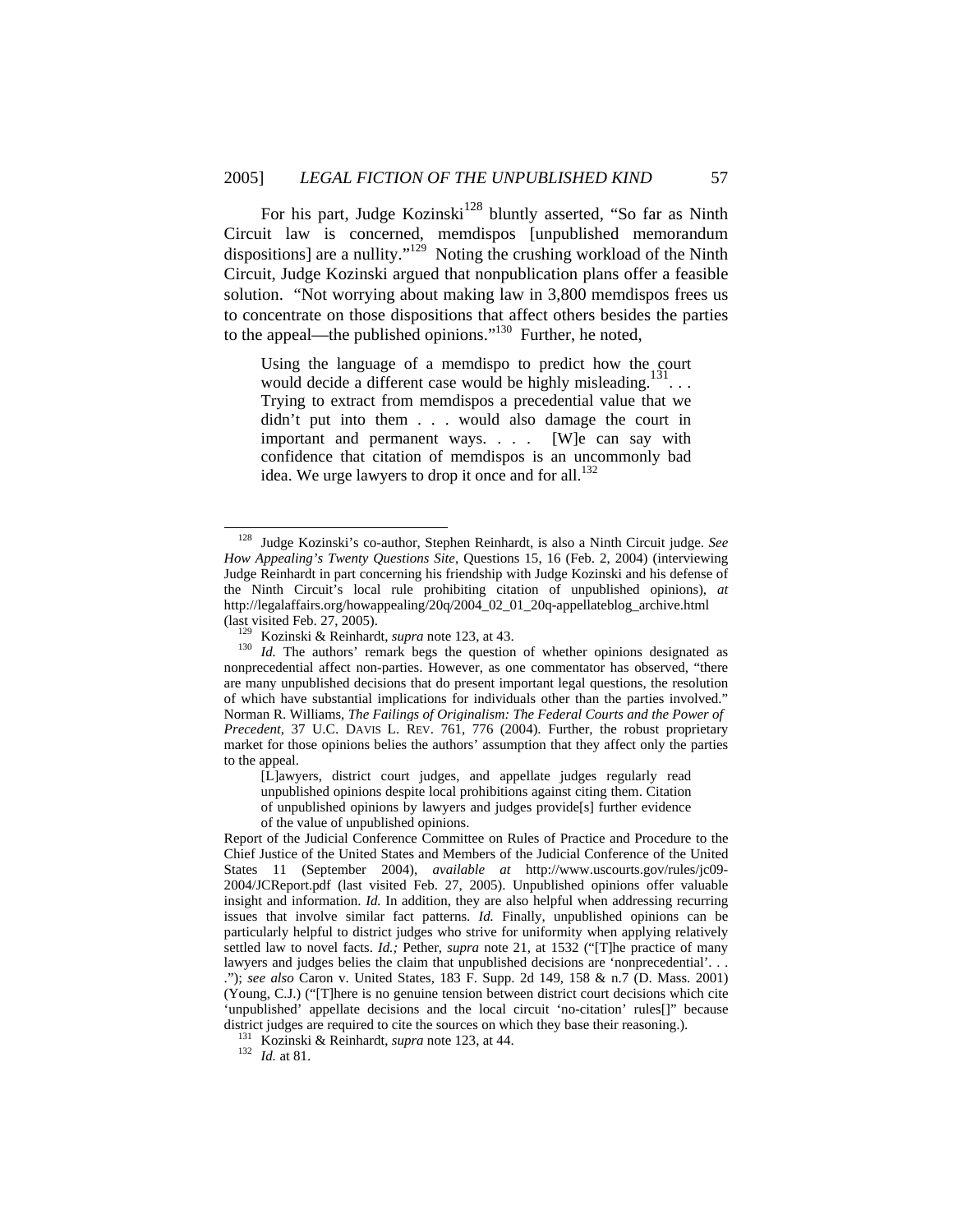For his part, Judge Kozinski[128] bluntly asserted, "So far as Ninth Circuit law is concerned, memdispos [unpublished memorandum dispositions] are a nullity."[129] Noting the crushing workload of the Ninth Circuit, Judge Kozinski argued that nonpublication plans offer a feasible solution. "Not worrying about making law in 3,800 memdispos frees us to concentrate on those dispositions that affect others besides the parties to the appeal—the published opinions."[130] Further, he noted,

> Using the language of a memdispo to predict how the court would decide a different case would be highly misleading.[131] . . . Trying to extract from memdispos a precedential value that we didn't put into them . . . would also damage the court in important and permanent ways. . . . [W]e can say with confidence that citation of memdispos is an uncommonly bad idea. We urge lawyers to drop it once and for all.[132]

---

[128] Judge Kozinski's co-author, Stephen Reinhardt, is also a Ninth Circuit judge. *See How Appealing's Twenty Questions Site*, Questions 15, 16 (Feb. 2, 2004) (interviewing Judge Reinhardt in part concerning his friendship with Judge Kozinski and his defense of the Ninth Circuit's local rule prohibiting citation of unpublished opinions), *at* http://legalaffairs.org/howappealing/20q/2004_02_01_20q-appellateblog_archive.html (last visited Feb. 27, 2005).

[129] Kozinski & Reinhardt, *supra* note 123, at 43.

[130] *Id.* The authors' remark begs the question of whether opinions designated as nonprecedential affect non-parties. However, as one commentator has observed, "there are many unpublished decisions that do present important legal questions, the resolution of which have substantial implications for individuals other than the parties involved." Norman R. Williams, *The Failings of Originalism: The Federal Courts and the Power of Precedent*, 37 U.C. DAVIS L. REV. 761, 776 (2004). Further, the robust proprietary market for those opinions belies the authors' assumption that they affect only the parties to the appeal.

> [L]awyers, district court judges, and appellate judges regularly read unpublished opinions despite local prohibitions against citing them. Citation of unpublished opinions by lawyers and judges provide[s] further evidence of the value of unpublished opinions.

Report of the Judicial Conference Committee on Rules of Practice and Procedure to the Chief Justice of the United States and Members of the Judicial Conference of the United States 11 (September 2004), *available at* http://www.uscourts.gov/rules/jc09-2004/JCReport.pdf (last visited Feb. 27, 2005). Unpublished opinions offer valuable insight and information. *Id.* In addition, they are also helpful when addressing recurring issues that involve similar fact patterns. *Id.* Finally, unpublished opinions can be particularly helpful to district judges who strive for uniformity when applying relatively settled law to novel facts. *Id.;* Pether, *supra* note 21, at 1532 ("[T]he practice of many lawyers and judges belies the claim that unpublished decisions are 'nonprecedential'. . . ."); *see also* Caron v. United States, 183 F. Supp. 2d 149, 158 & n.7 (D. Mass. 2001) (Young, C.J.) ("[T]here is no genuine tension between district court decisions which cite 'unpublished' appellate decisions and the local circuit 'no-citation' rules[]" because district judges are required to cite the sources on which they base their reasoning.).

[131] Kozinski & Reinhardt, *supra* note 123, at 44.

[132] *Id.* at 81.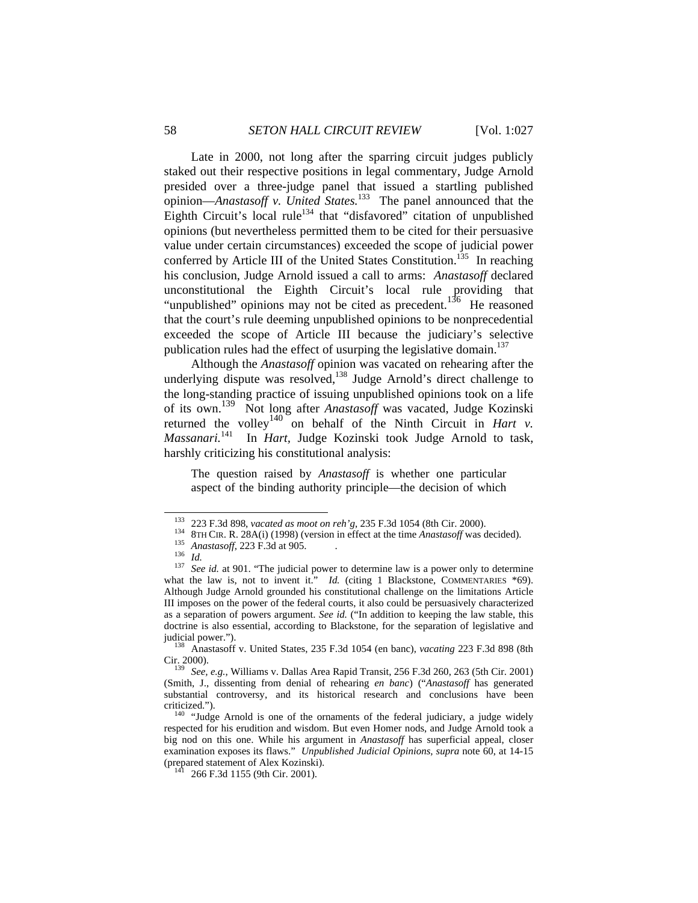Late in 2000, not long after the sparring circuit judges publicly staked out their respective positions in legal commentary, Judge Arnold presided over a three-judge panel that issued a startling published opinion—*Anastasoff v. United States.*[133] The panel announced that the Eighth Circuit's local rule[134] that "disfavored" citation of unpublished opinions (but nevertheless permitted them to be cited for their persuasive value under certain circumstances) exceeded the scope of judicial power conferred by Article III of the United States Constitution.[135] In reaching his conclusion, Judge Arnold issued a call to arms: *Anastasoff* declared unconstitutional the Eighth Circuit's local rule providing that "unpublished" opinions may not be cited as precedent.[136] He reasoned that the court's rule deeming unpublished opinions to be nonprecedential exceeded the scope of Article III because the judiciary's selective publication rules had the effect of usurping the legislative domain.[137]

Although the *Anastasoff* opinion was vacated on rehearing after the underlying dispute was resolved,[138] Judge Arnold's direct challenge to the long-standing practice of issuing unpublished opinions took on a life of its own.[139] Not long after *Anastasoff* was vacated, Judge Kozinski returned the volley[140] on behalf of the Ninth Circuit in *Hart v. Massanari.*[141] In *Hart*, Judge Kozinski took Judge Arnold to task, harshly criticizing his constitutional analysis:

> The question raised by *Anastasoff* is whether one particular aspect of the binding authority principle—the decision of which

---

[133] 223 F.3d 898, *vacated as moot on reh'g*, 235 F.3d 1054 (8th Cir. 2000).

[134] 8TH CIR. R. 28A(i) (1998) (version in effect at the time *Anastasoff* was decided).

[135] *Anastasoff*, 223 F.3d at 905.

[136] *Id.*

[137] *See id.* at 901. "The judicial power to determine law is a power only to determine what the law is, not to invent it." *Id.* (citing 1 Blackstone, COMMENTARIES *69). Although Judge Arnold grounded his constitutional challenge on the limitations Article III imposes on the power of the federal courts, it also could be persuasively characterized as a separation of powers argument. *See id.* ("In addition to keeping the law stable, this doctrine is also essential, according to Blackstone, for the separation of legislative and judicial power.").

[138] Anastasoff v. United States, 235 F.3d 1054 (en banc), *vacating* 223 F.3d 898 (8th Cir. 2000).

[139] *See, e.g.*, Williams v. Dallas Area Rapid Transit, 256 F.3d 260, 263 (5th Cir. 2001) (Smith, J., dissenting from denial of rehearing *en banc*) ("*Anastasoff* has generated substantial controversy, and its historical research and conclusions have been criticized.").

[140] "Judge Arnold is one of the ornaments of the federal judiciary, a judge widely respected for his erudition and wisdom. But even Homer nods, and Judge Arnold took a big nod on this one. While his argument in *Anastasoff* has superficial appeal, closer examination exposes its flaws." *Unpublished Judicial Opinions*, *supra* note 60, at 14-15 (prepared statement of Alex Kozinski).

[141] 266 F.3d 1155 (9th Cir. 2001).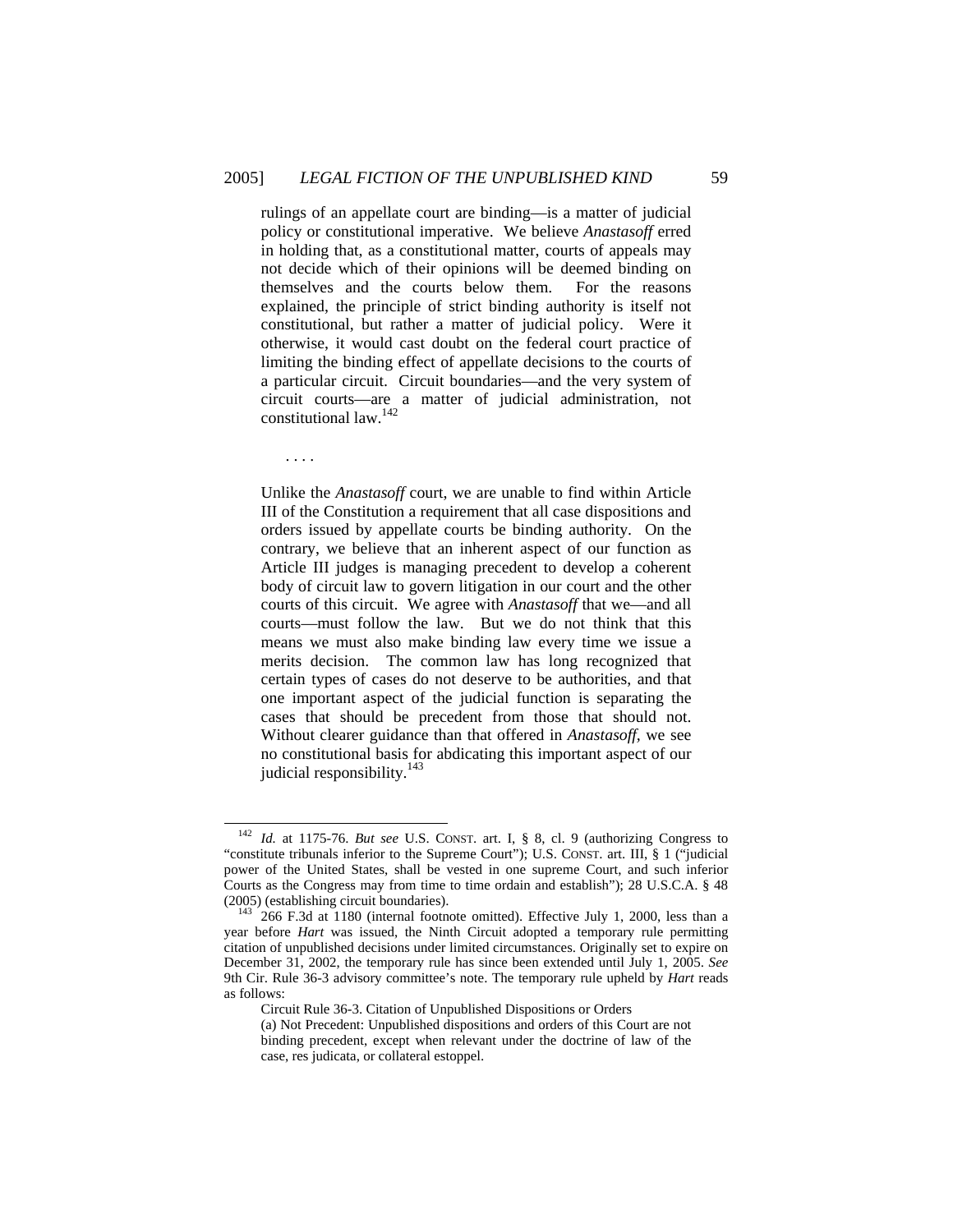> rulings of an appellate court are binding—is a matter of judicial policy or constitutional imperative. We believe *Anastasoff* erred in holding that, as a constitutional matter, courts of appeals may not decide which of their opinions will be deemed binding on themselves and the courts below them. For the reasons explained, the principle of strict binding authority is itself not constitutional, but rather a matter of judicial policy. Were it otherwise, it would cast doubt on the federal court practice of limiting the binding effect of appellate decisions to the courts of a particular circuit. Circuit boundaries—and the very system of circuit courts—are a matter of judicial administration, not constitutional law.[142]
>
> . . . .
>
> Unlike the *Anastasoff* court, we are unable to find within Article III of the Constitution a requirement that all case dispositions and orders issued by appellate courts be binding authority. On the contrary, we believe that an inherent aspect of our function as Article III judges is managing precedent to develop a coherent body of circuit law to govern litigation in our court and the other courts of this circuit. We agree with *Anastasoff* that we—and all courts—must follow the law. But we do not think that this means we must also make binding law every time we issue a merits decision. The common law has long recognized that certain types of cases do not deserve to be authorities, and that one important aspect of the judicial function is separating the cases that should be precedent from those that should not. Without clearer guidance than that offered in *Anastasoff*, we see no constitutional basis for abdicating this important aspect of our judicial responsibility.[143]

---

[142] *Id.* at 1175-76. *But see* U.S. CONST. art. I, § 8, cl. 9 (authorizing Congress to "constitute tribunals inferior to the Supreme Court"); U.S. CONST. art. III, § 1 ("judicial power of the United States, shall be vested in one supreme Court, and such inferior Courts as the Congress may from time to time ordain and establish"); 28 U.S.C.A. § 48 (2005) (establishing circuit boundaries).

[143] 266 F.3d at 1180 (internal footnote omitted). Effective July 1, 2000, less than a year before *Hart* was issued, the Ninth Circuit adopted a temporary rule permitting citation of unpublished decisions under limited circumstances. Originally set to expire on December 31, 2002, the temporary rule has since been extended until July 1, 2005. *See* 9th Cir. Rule 36-3 advisory committee's note. The temporary rule upheld by *Hart* reads as follows:

> Circuit Rule 36-3. Citation of Unpublished Dispositions or Orders
>
> (a) Not Precedent: Unpublished dispositions and orders of this Court are not binding precedent, except when relevant under the doctrine of law of the case, res judicata, or collateral estoppel.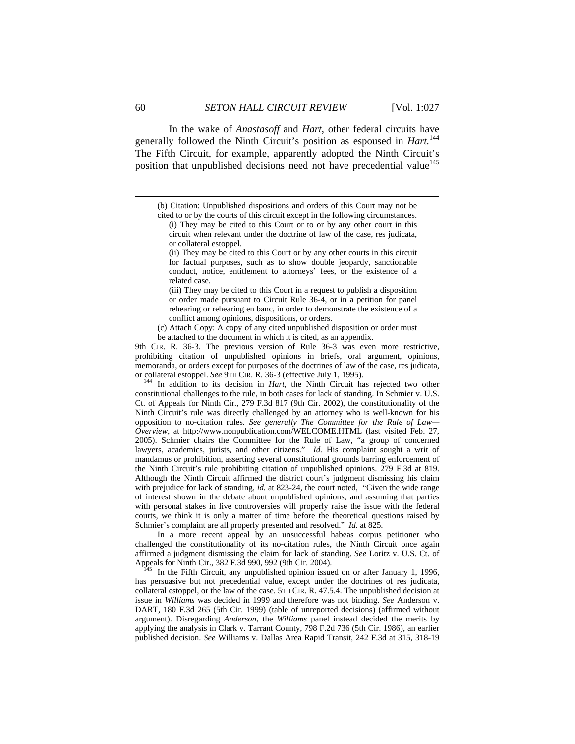In the wake of *Anastasoff* and *Hart*, other federal circuits have generally followed the Ninth Circuit's position as espoused in *Hart.*[144] The Fifth Circuit, for example, apparently adopted the Ninth Circuit's position that unpublished decisions need not have precedential value[145]

---

> (b) Citation: Unpublished dispositions and orders of this Court may not be cited to or by the courts of this circuit except in the following circumstances.
>
> (i) They may be cited to this Court or to or by any other court in this circuit when relevant under the doctrine of law of the case, res judicata, or collateral estoppel.
>
> (ii) They may be cited to this Court or by any other courts in this circuit for factual purposes, such as to show double jeopardy, sanctionable conduct, notice, entitlement to attorneys' fees, or the existence of a related case.
>
> (iii) They may be cited to this Court in a request to publish a disposition or order made pursuant to Circuit Rule 36-4, or in a petition for panel rehearing or rehearing en banc, in order to demonstrate the existence of a conflict among opinions, dispositions, or orders.
>
> (c) Attach Copy: A copy of any cited unpublished disposition or order must be attached to the document in which it is cited, as an appendix.

9th CIR. R. 36-3. The previous version of Rule 36-3 was even more restrictive, prohibiting citation of unpublished opinions in briefs, oral argument, opinions, memoranda, or orders except for purposes of the doctrines of law of the case, res judicata, or collateral estoppel. *See* 9TH CIR. R. 36-3 (effective July 1, 1995).

[144] In addition to its decision in *Hart*, the Ninth Circuit has rejected two other constitutional challenges to the rule, in both cases for lack of standing. In Schmier v. U.S. Ct. of Appeals for Ninth Cir., 279 F.3d 817 (9th Cir. 2002), the constitutionality of the Ninth Circuit's rule was directly challenged by an attorney who is well-known for his opposition to no-citation rules. *See generally The Committee for the Rule of Law—Overview*, at http://www.nonpublication.com/WELCOME.HTML (last visited Feb. 27, 2005). Schmier chairs the Committee for the Rule of Law, "a group of concerned lawyers, academics, jurists, and other citizens." *Id.* His complaint sought a writ of mandamus or prohibition, asserting several constitutional grounds barring enforcement of the Ninth Circuit's rule prohibiting citation of unpublished opinions. 279 F.3d at 819. Although the Ninth Circuit affirmed the district court's judgment dismissing his claim with prejudice for lack of standing, *id.* at 823-24, the court noted, "Given the wide range of interest shown in the debate about unpublished opinions, and assuming that parties with personal stakes in live controversies will properly raise the issue with the federal courts, we think it is only a matter of time before the theoretical questions raised by Schmier's complaint are all properly presented and resolved." *Id.* at 825.

In a more recent appeal by an unsuccessful habeas corpus petitioner who challenged the constitutionality of its no-citation rules, the Ninth Circuit once again affirmed a judgment dismissing the claim for lack of standing. *See* Loritz v. U.S. Ct. of Appeals for Ninth Cir., 382 F.3d 990, 992 (9th Cir. 2004).

[145] In the Fifth Circuit, any unpublished opinion issued on or after January 1, 1996, has persuasive but not precedential value, except under the doctrines of res judicata, collateral estoppel, or the law of the case. 5TH CIR. R. 47.5.4. The unpublished decision at issue in *Williams* was decided in 1999 and therefore was not binding. *See* Anderson v. DART, 180 F.3d 265 (5th Cir. 1999) (table of unreported decisions) (affirmed without argument). Disregarding *Anderson*, the *Williams* panel instead decided the merits by applying the analysis in Clark v. Tarrant County, 798 F.2d 736 (5th Cir. 1986), an earlier published decision. *See* Williams v. Dallas Area Rapid Transit, 242 F.3d at 315, 318-19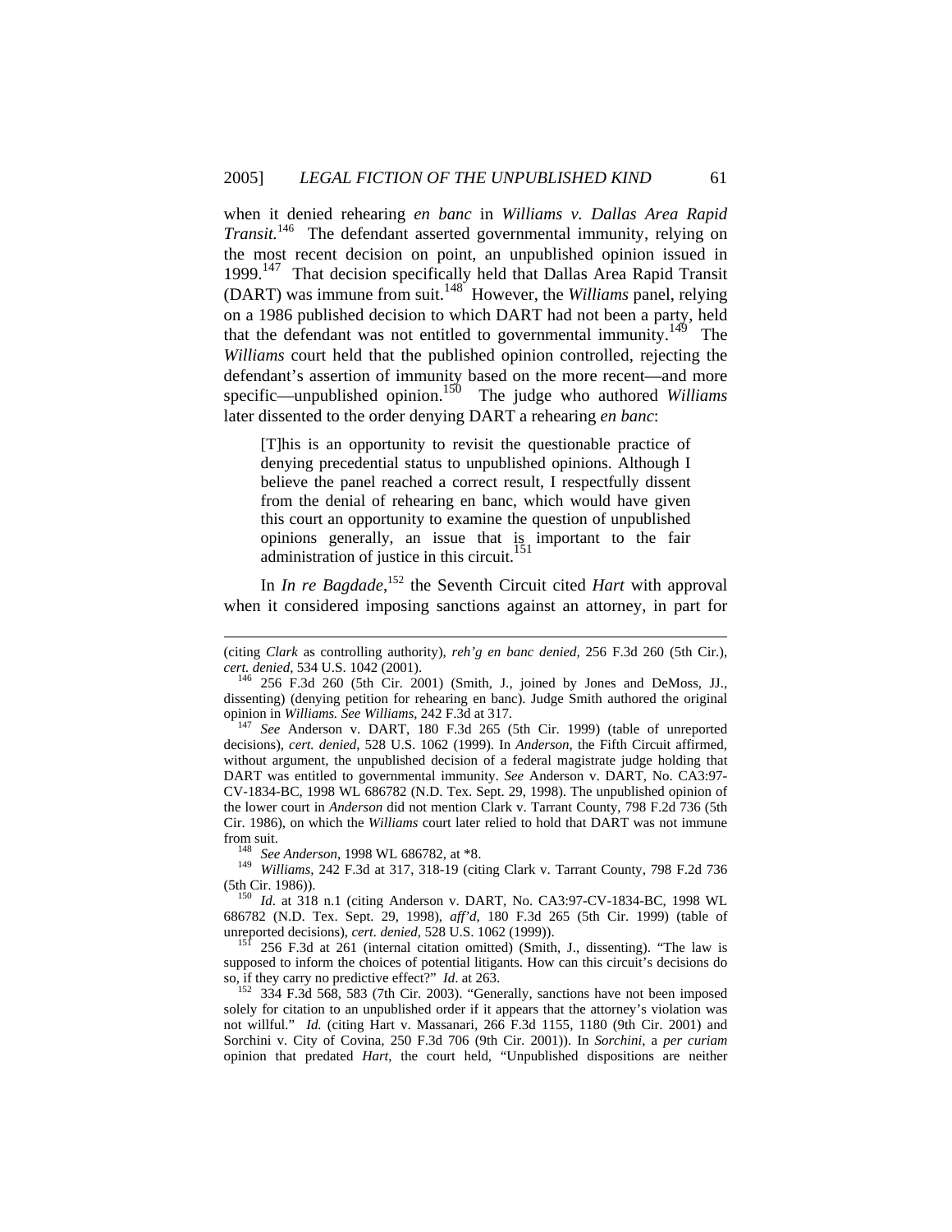when it denied rehearing *en banc* in *Williams v. Dallas Area Rapid Transit.*[146] The defendant asserted governmental immunity, relying on the most recent decision on point, an unpublished opinion issued in 1999.[147] That decision specifically held that Dallas Area Rapid Transit (DART) was immune from suit.[148] However, the *Williams* panel, relying on a 1986 published decision to which DART had not been a party, held that the defendant was not entitled to governmental immunity.[149] The *Williams* court held that the published opinion controlled, rejecting the defendant's assertion of immunity based on the more recent—and more specific—unpublished opinion.[150] The judge who authored *Williams* later dissented to the order denying DART a rehearing *en banc*:

> [T]his is an opportunity to revisit the questionable practice of denying precedential status to unpublished opinions. Although I believe the panel reached a correct result, I respectfully dissent from the denial of rehearing en banc, which would have given this court an opportunity to examine the question of unpublished opinions generally, an issue that is important to the fair administration of justice in this circuit.[151]

In *In re Bagdade*,[152] the Seventh Circuit cited *Hart* with approval when it considered imposing sanctions against an attorney, in part for

---

(citing *Clark* as controlling authority), *reh'g en banc denied*, 256 F.3d 260 (5th Cir.), *cert. denied*, 534 U.S. 1042 (2001).

[146] 256 F.3d 260 (5th Cir. 2001) (Smith, J., joined by Jones and DeMoss, JJ., dissenting) (denying petition for rehearing en banc). Judge Smith authored the original opinion in *Williams*. *See Williams*, 242 F.3d at 317.

[147] *See* Anderson v. DART, 180 F.3d 265 (5th Cir. 1999) (table of unreported decisions), *cert. denied*, 528 U.S. 1062 (1999). In *Anderson*, the Fifth Circuit affirmed, without argument, the unpublished decision of a federal magistrate judge holding that DART was entitled to governmental immunity. *See* Anderson v. DART, No. CA3:97-CV-1834-BC, 1998 WL 686782 (N.D. Tex. Sept. 29, 1998). The unpublished opinion of the lower court in *Anderson* did not mention Clark v. Tarrant County, 798 F.2d 736 (5th Cir. 1986), on which the *Williams* court later relied to hold that DART was not immune from suit.

[148] *See Anderson*, 1998 WL 686782, at *8.

[149] *Williams*, 242 F.3d at 317, 318-19 (citing Clark v. Tarrant County, 798 F.2d 736 (5th Cir. 1986)).

[150] *Id*. at 318 n.1 (citing Anderson v. DART, No. CA3:97-CV-1834-BC, 1998 WL 686782 (N.D. Tex. Sept. 29, 1998), *aff'd*, 180 F.3d 265 (5th Cir. 1999) (table of unreported decisions), *cert. denied*, 528 U.S. 1062 (1999)).

[151] 256 F.3d at 261 (internal citation omitted) (Smith, J., dissenting). "The law is supposed to inform the choices of potential litigants. How can this circuit's decisions do so, if they carry no predictive effect?" *Id*. at 263.

[152] 334 F.3d 568, 583 (7th Cir. 2003). "Generally, sanctions have not been imposed solely for citation to an unpublished order if it appears that the attorney's violation was not willful." *Id.* (citing Hart v. Massanari, 266 F.3d 1155, 1180 (9th Cir. 2001) and Sorchini v. City of Covina, 250 F.3d 706 (9th Cir. 2001)). In *Sorchini*, a *per curiam* opinion that predated *Hart*, the court held, "Unpublished dispositions are neither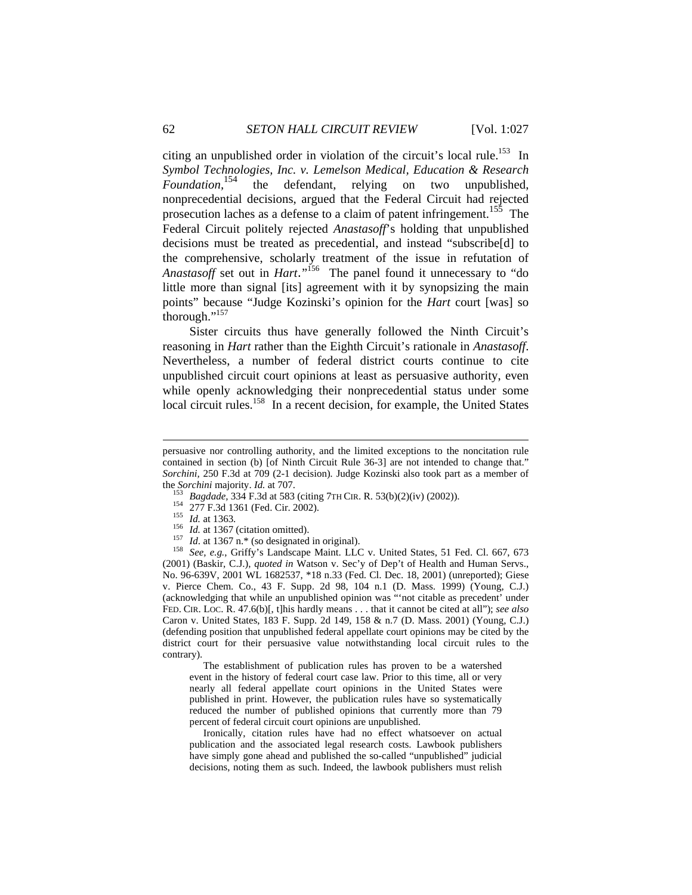citing an unpublished order in violation of the circuit's local rule.[153] In *Symbol Technologies, Inc. v. Lemelson Medical, Education & Research Foundation*,[154] the defendant, relying on two unpublished, nonprecedential decisions, argued that the Federal Circuit had rejected prosecution laches as a defense to a claim of patent infringement.[155] The Federal Circuit politely rejected *Anastasoff*'s holding that unpublished decisions must be treated as precedential, and instead "subscribe[d] to the comprehensive, scholarly treatment of the issue in refutation of *Anastasoff* set out in *Hart*."[156] The panel found it unnecessary to "do little more than signal [its] agreement with it by synopsizing the main points" because "Judge Kozinski's opinion for the *Hart* court [was] so thorough."[157]

Sister circuits thus have generally followed the Ninth Circuit's reasoning in *Hart* rather than the Eighth Circuit's rationale in *Anastasoff*. Nevertheless, a number of federal district courts continue to cite unpublished circuit court opinions at least as persuasive authority, even while openly acknowledging their nonprecedential status under some local circuit rules.[158] In a recent decision, for example, the United States

---

persuasive nor controlling authority, and the limited exceptions to the noncitation rule contained in section (b) [of Ninth Circuit Rule 36-3] are not intended to change that." *Sorchini*, 250 F.3d at 709 (2-1 decision). Judge Kozinski also took part as a member of the *Sorchini* majority. *Id.* at 707.

[153] *Bagdade*, 334 F.3d at 583 (citing 7TH CIR. R. 53(b)(2)(iv) (2002)).

[154] 277 F.3d 1361 (Fed. Cir. 2002).

[155] *Id.* at 1363.

[156] *Id.* at 1367 (citation omitted).

[157] *Id.* at 1367 n.* (so designated in original).

[158] *See, e.g.*, Griffy's Landscape Maint. LLC v. United States, 51 Fed. Cl. 667, 673 (2001) (Baskir, C.J.), *quoted in* Watson v. Sec'y of Dep't of Health and Human Servs., No. 96-639V, 2001 WL 1682537, *18 n.33 (Fed. Cl. Dec. 18, 2001) (unreported); Giese v. Pierce Chem. Co., 43 F. Supp. 2d 98, 104 n.1 (D. Mass. 1999) (Young, C.J.) (acknowledging that while an unpublished opinion was "'not citable as precedent' under FED. CIR. LOC. R. 47.6(b)[, t]his hardly means . . . that it cannot be cited at all"); *see also* Caron v. United States, 183 F. Supp. 2d 149, 158 & n.7 (D. Mass. 2001) (Young, C.J.) (defending position that unpublished federal appellate court opinions may be cited by the district court for their persuasive value notwithstanding local circuit rules to the contrary).

> The establishment of publication rules has proven to be a watershed event in the history of federal court case law. Prior to this time, all or very nearly all federal appellate court opinions in the United States were published in print. However, the publication rules have so systematically reduced the number of published opinions that currently more than 79 percent of federal circuit court opinions are unpublished.
>
> Ironically, citation rules have had no effect whatsoever on actual publication and the associated legal research costs. Lawbook publishers have simply gone ahead and published the so-called "unpublished" judicial decisions, noting them as such. Indeed, the lawbook publishers must relish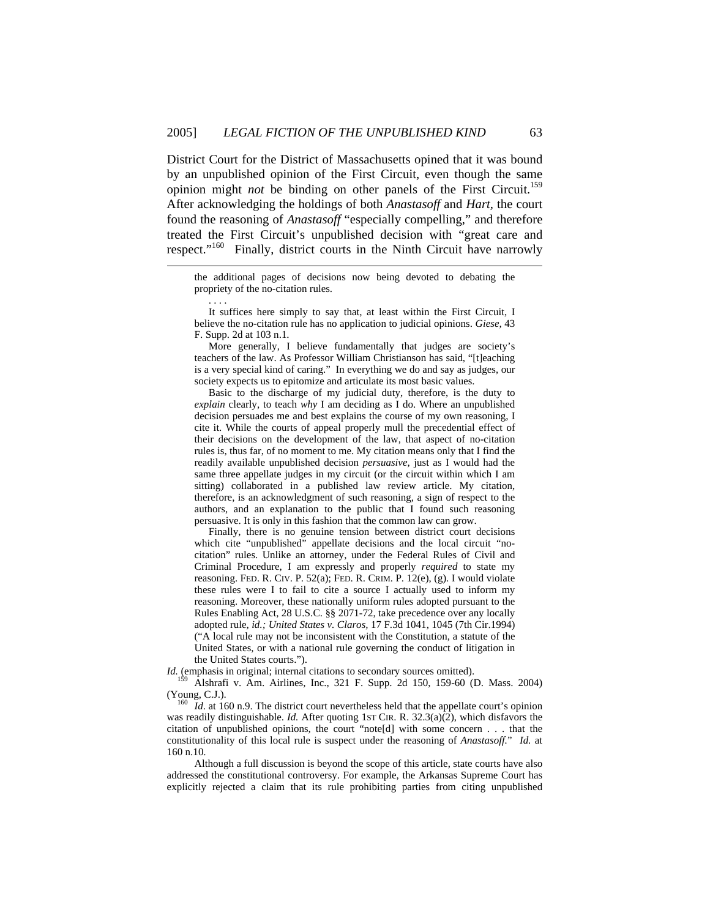District Court for the District of Massachusetts opined that it was bound by an unpublished opinion of the First Circuit, even though the same opinion might *not* be binding on other panels of the First Circuit.[159] After acknowledging the holdings of both *Anastasoff* and *Hart*, the court found the reasoning of *Anastasoff* "especially compelling," and therefore treated the First Circuit's unpublished decision with "great care and respect."[160] Finally, district courts in the Ninth Circuit have narrowly

---

> the additional pages of decisions now being devoted to debating the propriety of the no-citation rules.
>
> . . . .
>
> It suffices here simply to say that, at least within the First Circuit, I believe the no-citation rule has no application to judicial opinions. *Giese*, 43 F. Supp. 2d at 103 n.1.
>
> More generally, I believe fundamentally that judges are society's teachers of the law. As Professor William Christianson has said, "[t]eaching is a very special kind of caring." In everything we do and say as judges, our society expects us to epitomize and articulate its most basic values.
>
> Basic to the discharge of my judicial duty, therefore, is the duty to *explain* clearly, to teach *why* I am deciding as I do. Where an unpublished decision persuades me and best explains the course of my own reasoning, I cite it. While the courts of appeal properly mull the precedential effect of their decisions on the development of the law, that aspect of no-citation rules is, thus far, of no moment to me. My citation means only that I find the readily available unpublished decision *persuasive*, just as I would had the same three appellate judges in my circuit (or the circuit within which I am sitting) collaborated in a published law review article. My citation, therefore, is an acknowledgment of such reasoning, a sign of respect to the authors, and an explanation to the public that I found such reasoning persuasive. It is only in this fashion that the common law can grow.
>
> Finally, there is no genuine tension between district court decisions which cite "unpublished" appellate decisions and the local circuit "no-citation" rules. Unlike an attorney, under the Federal Rules of Civil and Criminal Procedure, I am expressly and properly *required* to state my reasoning. FED. R. CIV. P. 52(a); FED. R. CRIM. P. 12(e), (g). I would violate these rules were I to fail to cite a source I actually used to inform my reasoning. Moreover, these nationally uniform rules adopted pursuant to the Rules Enabling Act, 28 U.S.C. §§ 2071-72, take precedence over any locally adopted rule, *id.; United States v. Claros*, 17 F.3d 1041, 1045 (7th Cir.1994) ("A local rule may not be inconsistent with the Constitution, a statute of the United States, or with a national rule governing the conduct of litigation in the United States courts.").

*Id.* (emphasis in original; internal citations to secondary sources omitted).

[159] Alshrafi v. Am. Airlines, Inc., 321 F. Supp. 2d 150, 159-60 (D. Mass. 2004) (Young, C.J.).

[160] *Id*. at 160 n.9. The district court nevertheless held that the appellate court's opinion was readily distinguishable. *Id.* After quoting 1ST CIR. R. 32.3(a)(2), which disfavors the citation of unpublished opinions, the court "note[d] with some concern . . . that the constitutionality of this local rule is suspect under the reasoning of *Anastasoff*." *Id.* at 160 n.10.

Although a full discussion is beyond the scope of this article, state courts have also addressed the constitutional controversy. For example, the Arkansas Supreme Court has explicitly rejected a claim that its rule prohibiting parties from citing unpublished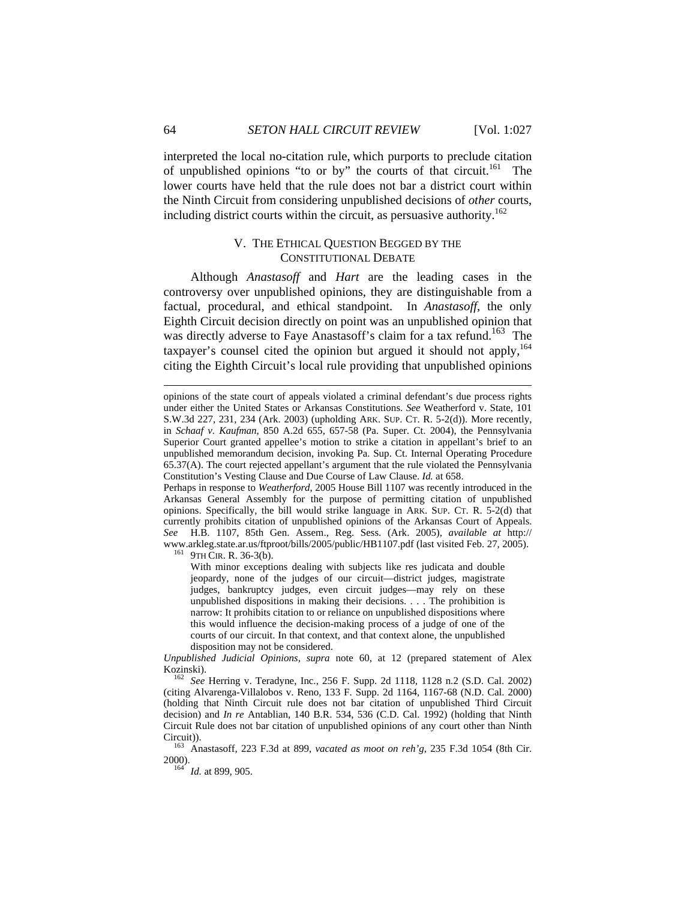interpreted the local no-citation rule, which purports to preclude citation of unpublished opinions "to or by" the courts of that circuit.[161] The lower courts have held that the rule does not bar a district court within the Ninth Circuit from considering unpublished decisions of *other* courts, including district courts within the circuit, as persuasive authority.[162]

## V. THE ETHICAL QUESTION BEGGED BY THE CONSTITUTIONAL DEBATE

Although *Anastasoff* and *Hart* are the leading cases in the controversy over unpublished opinions, they are distinguishable from a factual, procedural, and ethical standpoint. In *Anastasoff*, the only Eighth Circuit decision directly on point was an unpublished opinion that was directly adverse to Faye Anastasoff's claim for a tax refund.[163] The taxpayer's counsel cited the opinion but argued it should not apply,[164] citing the Eighth Circuit's local rule providing that unpublished opinions

---

opinions of the state court of appeals violated a criminal defendant's due process rights under either the United States or Arkansas Constitutions. *See* Weatherford v. State, 101 S.W.3d 227, 231, 234 (Ark. 2003) (upholding ARK. SUP. CT. R. 5-2(d)). More recently, in *Schaaf v. Kaufman*, 850 A.2d 655, 657-58 (Pa. Super. Ct. 2004), the Pennsylvania Superior Court granted appellee's motion to strike a citation in appellant's brief to an unpublished memorandum decision, invoking Pa. Sup. Ct. Internal Operating Procedure 65.37(A). The court rejected appellant's argument that the rule violated the Pennsylvania Constitution's Vesting Clause and Due Course of Law Clause. *Id.* at 658.

Perhaps in response to *Weatherford*, 2005 House Bill 1107 was recently introduced in the Arkansas General Assembly for the purpose of permitting citation of unpublished opinions. Specifically, the bill would strike language in ARK. SUP. CT. R. 5-2(d) that currently prohibits citation of unpublished opinions of the Arkansas Court of Appeals. *See* H.B. 1107, 85th Gen. Assem., Reg. Sess. (Ark. 2005), *available at* http://www.arkleg.state.ar.us/ftproot/bills/2005/public/HB1107.pdf (last visited Feb. 27, 2005).

[161] 9TH CIR. R. 36-3(b).

> With minor exceptions dealing with subjects like res judicata and double jeopardy, none of the judges of our circuit—district judges, magistrate judges, bankruptcy judges, even circuit judges—may rely on these unpublished dispositions in making their decisions. . . . The prohibition is narrow: It prohibits citation to or reliance on unpublished dispositions where this would influence the decision-making process of a judge of one of the courts of our circuit. In that context, and that context alone, the unpublished disposition may not be considered.

*Unpublished Judicial Opinions*, *supra* note 60, at 12 (prepared statement of Alex Kozinski).

[162] *See* Herring v. Teradyne, Inc., 256 F. Supp. 2d 1118, 1128 n.2 (S.D. Cal. 2002) (citing Alvarenga-Villalobos v. Reno, 133 F. Supp. 2d 1164, 1167-68 (N.D. Cal. 2000) (holding that Ninth Circuit rule does not bar citation of unpublished Third Circuit decision) and *In re* Antablian, 140 B.R. 534, 536 (C.D. Cal. 1992) (holding that Ninth Circuit Rule does not bar citation of unpublished opinions of any court other than Ninth Circuit)).

[163] Anastasoff, 223 F.3d at 899, *vacated as moot on reh'g*, 235 F.3d 1054 (8th Cir. 2000).

[164] *Id.* at 899, 905.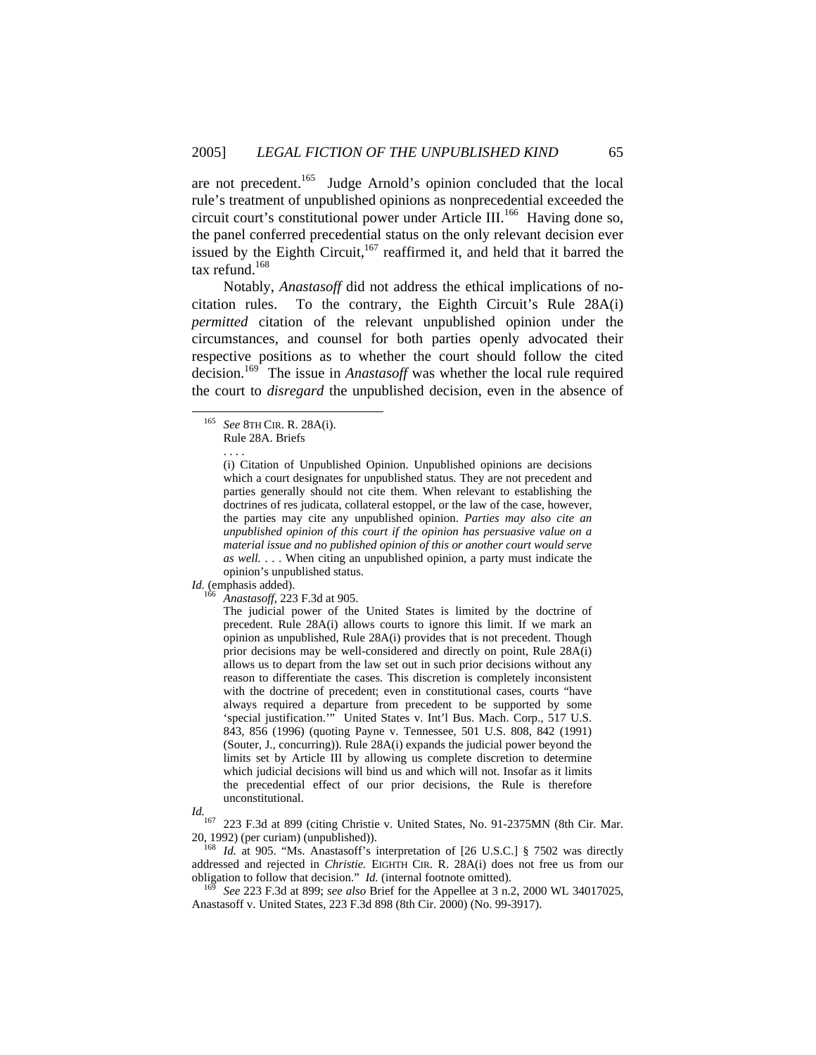are not precedent.[165] Judge Arnold's opinion concluded that the local rule's treatment of unpublished opinions as nonprecedential exceeded the circuit court's constitutional power under Article III.[166] Having done so, the panel conferred precedential status on the only relevant decision ever issued by the Eighth Circuit,[167] reaffirmed it, and held that it barred the tax refund.[168]

Notably, *Anastasoff* did not address the ethical implications of no-citation rules. To the contrary, the Eighth Circuit's Rule 28A(i) *permitted* citation of the relevant unpublished opinion under the circumstances, and counsel for both parties openly advocated their respective positions as to whether the court should follow the cited decision.[169] The issue in *Anastasoff* was whether the local rule required the court to *disregard* the unpublished decision, even in the absence of

---

[165] *See* 8TH CIR. R. 28A(i).

> Rule 28A. Briefs
>
> . . . .
>
> (i) Citation of Unpublished Opinion. Unpublished opinions are decisions which a court designates for unpublished status. They are not precedent and parties generally should not cite them. When relevant to establishing the doctrines of res judicata, collateral estoppel, or the law of the case, however, the parties may cite any unpublished opinion. *Parties may also cite an unpublished opinion of this court if the opinion has persuasive value on a material issue and no published opinion of this or another court would serve as well.* . . . When citing an unpublished opinion, a party must indicate the opinion's unpublished status.

*Id.* (emphasis added).

[166] *Anastasoff*, 223 F.3d at 905.

> The judicial power of the United States is limited by the doctrine of precedent. Rule 28A(i) allows courts to ignore this limit. If we mark an opinion as unpublished, Rule 28A(i) provides that is not precedent. Though prior decisions may be well-considered and directly on point, Rule 28A(i) allows us to depart from the law set out in such prior decisions without any reason to differentiate the cases. This discretion is completely inconsistent with the doctrine of precedent; even in constitutional cases, courts "have always required a departure from precedent to be supported by some 'special justification.'" United States v. Int'l Bus. Mach. Corp., 517 U.S. 843, 856 (1996) (quoting Payne v. Tennessee, 501 U.S. 808, 842 (1991) (Souter, J., concurring)). Rule 28A(i) expands the judicial power beyond the limits set by Article III by allowing us complete discretion to determine which judicial decisions will bind us and which will not. Insofar as it limits the precedential effect of our prior decisions, the Rule is therefore unconstitutional.

*Id.*

[167] 223 F.3d at 899 (citing Christie v. United States, No. 91-2375MN (8th Cir. Mar. 20, 1992) (per curiam) (unpublished)).

[168] *Id.* at 905. "Ms. Anastasoff's interpretation of [26 U.S.C.] § 7502 was directly addressed and rejected in *Christie.* EIGHTH CIR. R. 28A(i) does not free us from our obligation to follow that decision." *Id.* (internal footnote omitted).

[169] *See* 223 F.3d at 899; *see also* Brief for the Appellee at 3 n.2, 2000 WL 34017025, Anastasoff v. United States, 223 F.3d 898 (8th Cir. 2000) (No. 99-3917).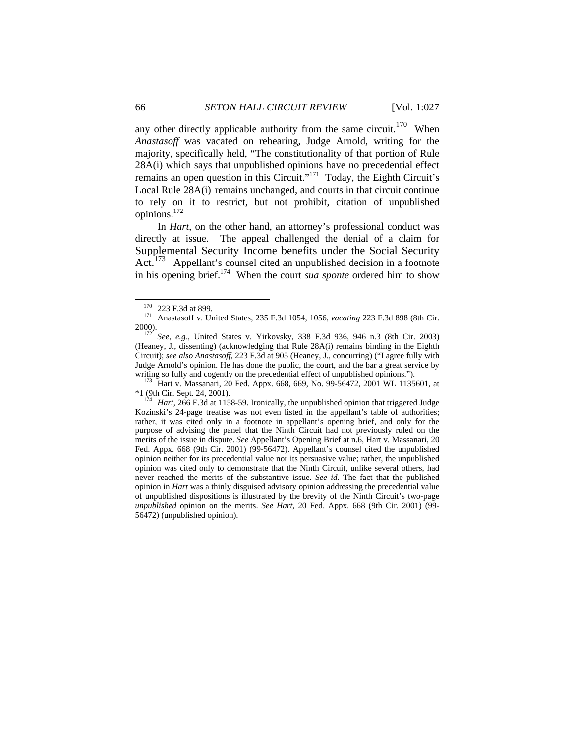any other directly applicable authority from the same circuit.[170] When *Anastasoff* was vacated on rehearing, Judge Arnold, writing for the majority, specifically held, "The constitutionality of that portion of Rule 28A(i) which says that unpublished opinions have no precedential effect remains an open question in this Circuit."[171] Today, the Eighth Circuit's Local Rule 28A(i) remains unchanged, and courts in that circuit continue to rely on it to restrict, but not prohibit, citation of unpublished opinions.[172]

In *Hart*, on the other hand, an attorney's professional conduct was directly at issue. The appeal challenged the denial of a claim for Supplemental Security Income benefits under the Social Security Act.[173] Appellant's counsel cited an unpublished decision in a footnote in his opening brief.[174] When the court *sua sponte* ordered him to show

---

[170] 223 F.3d at 899.

[171] Anastasoff v. United States, 235 F.3d 1054, 1056, *vacating* 223 F.3d 898 (8th Cir. 2000).

[172] *See, e.g.*, United States v. Yirkovsky, 338 F.3d 936, 946 n.3 (8th Cir. 2003) (Heaney, J., dissenting) (acknowledging that Rule 28A(i) remains binding in the Eighth Circuit); *see also Anastasoff*, 223 F.3d at 905 (Heaney, J., concurring) ("I agree fully with Judge Arnold's opinion. He has done the public, the court, and the bar a great service by writing so fully and cogently on the precedential effect of unpublished opinions.").

[173] Hart v. Massanari, 20 Fed. Appx. 668, 669, No. 99-56472, 2001 WL 1135601, at *1 (9th Cir. Sept. 24, 2001).

[174] *Hart*, 266 F.3d at 1158-59. Ironically, the unpublished opinion that triggered Judge Kozinski's 24-page treatise was not even listed in the appellant's table of authorities; rather, it was cited only in a footnote in appellant's opening brief, and only for the purpose of advising the panel that the Ninth Circuit had not previously ruled on the merits of the issue in dispute. *See* Appellant's Opening Brief at n.6, Hart v. Massanari, 20 Fed. Appx. 668 (9th Cir. 2001) (99-56472). Appellant's counsel cited the unpublished opinion neither for its precedential value nor its persuasive value; rather, the unpublished opinion was cited only to demonstrate that the Ninth Circuit, unlike several others, had never reached the merits of the substantive issue. *See id.* The fact that the published opinion in *Hart* was a thinly disguised advisory opinion addressing the precedential value of unpublished dispositions is illustrated by the brevity of the Ninth Circuit's two-page *unpublished* opinion on the merits. *See Hart*, 20 Fed. Appx. 668 (9th Cir. 2001) (99-56472) (unpublished opinion).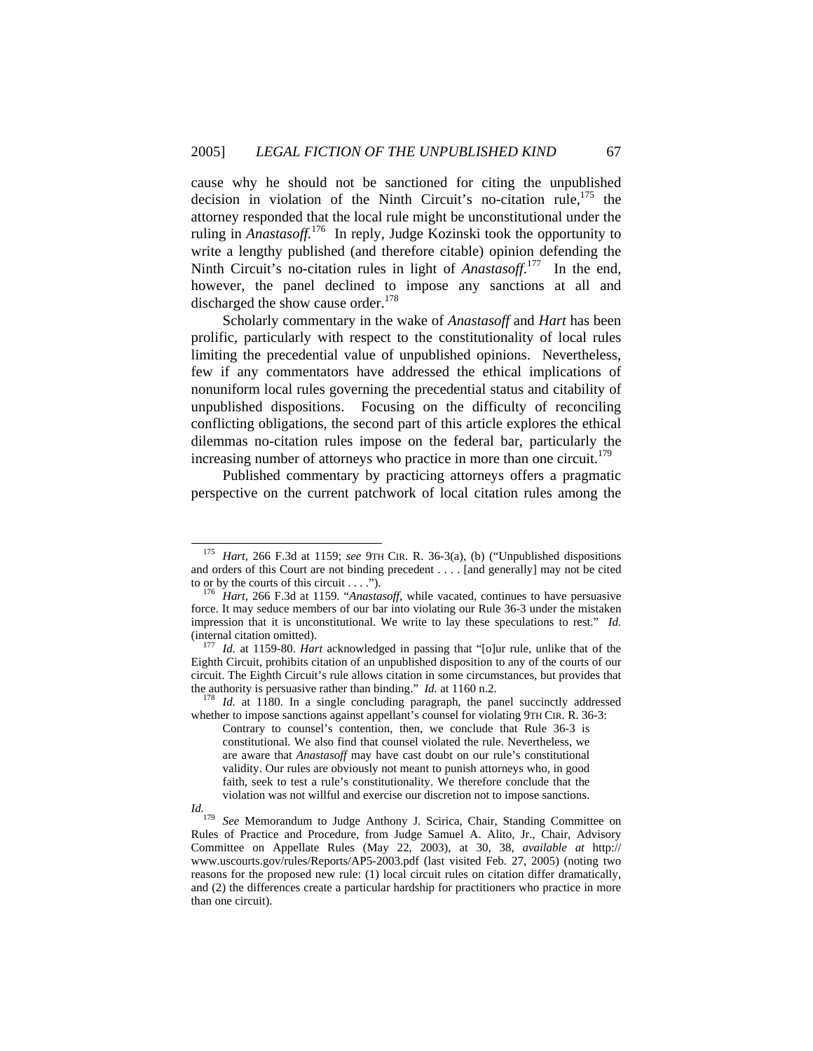cause why he should not be sanctioned for citing the unpublished decision in violation of the Ninth Circuit's no-citation rule,[175] the attorney responded that the local rule might be unconstitutional under the ruling in *Anastasoff*.[176] In reply, Judge Kozinski took the opportunity to write a lengthy published (and therefore citable) opinion defending the Ninth Circuit's no-citation rules in light of *Anastasoff*.[177] In the end, however, the panel declined to impose any sanctions at all and discharged the show cause order.[178]

Scholarly commentary in the wake of *Anastasoff* and *Hart* has been prolific, particularly with respect to the constitutionality of local rules limiting the precedential value of unpublished opinions. Nevertheless, few if any commentators have addressed the ethical implications of nonuniform local rules governing the precedential status and citability of unpublished dispositions. Focusing on the difficulty of reconciling conflicting obligations, the second part of this article explores the ethical dilemmas no-citation rules impose on the federal bar, particularly the increasing number of attorneys who practice in more than one circuit.[179]

Published commentary by practicing attorneys offers a pragmatic perspective on the current patchwork of local citation rules among the

---

[175] *Hart*, 266 F.3d at 1159; *see* 9TH CIR. R. 36-3(a), (b) ("Unpublished dispositions and orders of this Court are not binding precedent . . . . [and generally] may not be cited to or by the courts of this circuit . . . .").

[176] *Hart*, 266 F.3d at 1159. "*Anastasoff*, while vacated, continues to have persuasive force. It may seduce members of our bar into violating our Rule 36-3 under the mistaken impression that it is unconstitutional. We write to lay these speculations to rest." *Id.* (internal citation omitted).

[177] *Id.* at 1159-80. *Hart* acknowledged in passing that "[o]ur rule, unlike that of the Eighth Circuit, prohibits citation of an unpublished disposition to any of the courts of our circuit. The Eighth Circuit's rule allows citation in some circumstances, but provides that the authority is persuasive rather than binding." *Id.* at 1160 n.2.

[178] *Id.* at 1180. In a single concluding paragraph, the panel succinctly addressed whether to impose sanctions against appellant's counsel for violating 9TH CIR. R. 36-3:

> Contrary to counsel's contention, then, we conclude that Rule 36-3 is constitutional. We also find that counsel violated the rule. Nevertheless, we are aware that *Anastasoff* may have cast doubt on our rule's constitutional validity. Our rules are obviously not meant to punish attorneys who, in good faith, seek to test a rule's constitutionality. We therefore conclude that the violation was not willful and exercise our discretion not to impose sanctions.

*Id.*

[179] *See* Memorandum to Judge Anthony J. Scirica, Chair, Standing Committee on Rules of Practice and Procedure, from Judge Samuel A. Alito, Jr., Chair, Advisory Committee on Appellate Rules (May 22, 2003), at 30, 38, *available at* http://www.uscourts.gov/rules/Reports/AP5-2003.pdf (last visited Feb. 27, 2005) (noting two reasons for the proposed new rule: (1) local circuit rules on citation differ dramatically, and (2) the differences create a particular hardship for practitioners who practice in more than one circuit).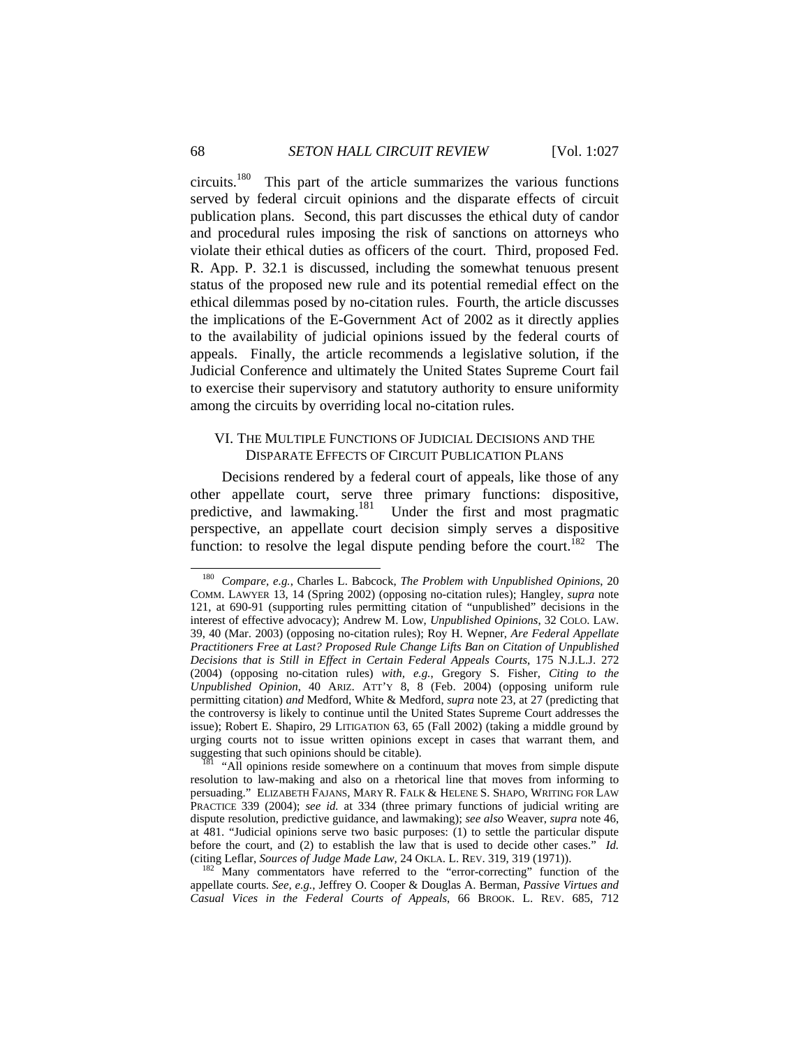circuits.[180] This part of the article summarizes the various functions served by federal circuit opinions and the disparate effects of circuit publication plans. Second, this part discusses the ethical duty of candor and procedural rules imposing the risk of sanctions on attorneys who violate their ethical duties as officers of the court. Third, proposed Fed. R. App. P. 32.1 is discussed, including the somewhat tenuous present status of the proposed new rule and its potential remedial effect on the ethical dilemmas posed by no-citation rules. Fourth, the article discusses the implications of the E-Government Act of 2002 as it directly applies to the availability of judicial opinions issued by the federal courts of appeals. Finally, the article recommends a legislative solution, if the Judicial Conference and ultimately the United States Supreme Court fail to exercise their supervisory and statutory authority to ensure uniformity among the circuits by overriding local no-citation rules.

## VI. THE MULTIPLE FUNCTIONS OF JUDICIAL DECISIONS AND THE DISPARATE EFFECTS OF CIRCUIT PUBLICATION PLANS

Decisions rendered by a federal court of appeals, like those of any other appellate court, serve three primary functions: dispositive, predictive, and lawmaking.[181] Under the first and most pragmatic perspective, an appellate court decision simply serves a dispositive function: to resolve the legal dispute pending before the court.[182] The

---

[180] *Compare, e.g.*, Charles L. Babcock, *The Problem with Unpublished Opinions*, 20 COMM. LAWYER 13, 14 (Spring 2002) (opposing no-citation rules); Hangley, *supra* note 121, at 690-91 (supporting rules permitting citation of "unpublished" decisions in the interest of effective advocacy); Andrew M. Low, *Unpublished Opinions*, 32 COLO. LAW. 39, 40 (Mar. 2003) (opposing no-citation rules); Roy H. Wepner, *Are Federal Appellate Practitioners Free at Last? Proposed Rule Change Lifts Ban on Citation of Unpublished Decisions that is Still in Effect in Certain Federal Appeals Courts*, 175 N.J.L.J. 272 (2004) (opposing no-citation rules) *with, e.g.*, Gregory S. Fisher, *Citing to the Unpublished Opinion*, 40 ARIZ. ATT'Y 8, 8 (Feb. 2004) (opposing uniform rule permitting citation) *and* Medford, White & Medford, *supra* note 23, at 27 (predicting that the controversy is likely to continue until the United States Supreme Court addresses the issue); Robert E. Shapiro, 29 LITIGATION 63, 65 (Fall 2002) (taking a middle ground by urging courts not to issue written opinions except in cases that warrant them, and suggesting that such opinions should be citable).

[181] "All opinions reside somewhere on a continuum that moves from simple dispute resolution to law-making and also on a rhetorical line that moves from informing to persuading." ELIZABETH FAJANS, MARY R. FALK & HELENE S. SHAPO, WRITING FOR LAW PRACTICE 339 (2004); *see id.* at 334 (three primary functions of judicial writing are dispute resolution, predictive guidance, and lawmaking); *see also* Weaver, *supra* note 46, at 481. "Judicial opinions serve two basic purposes: (1) to settle the particular dispute before the court, and (2) to establish the law that is used to decide other cases." *Id.* (citing Leflar, *Sources of Judge Made Law*, 24 OKLA. L. REV. 319, 319 (1971)).

[182] Many commentators have referred to the "error-correcting" function of the appellate courts. *See, e.g.*, Jeffrey O. Cooper & Douglas A. Berman, *Passive Virtues and Casual Vices in the Federal Courts of Appeals*, 66 BROOK. L. REV. 685, 712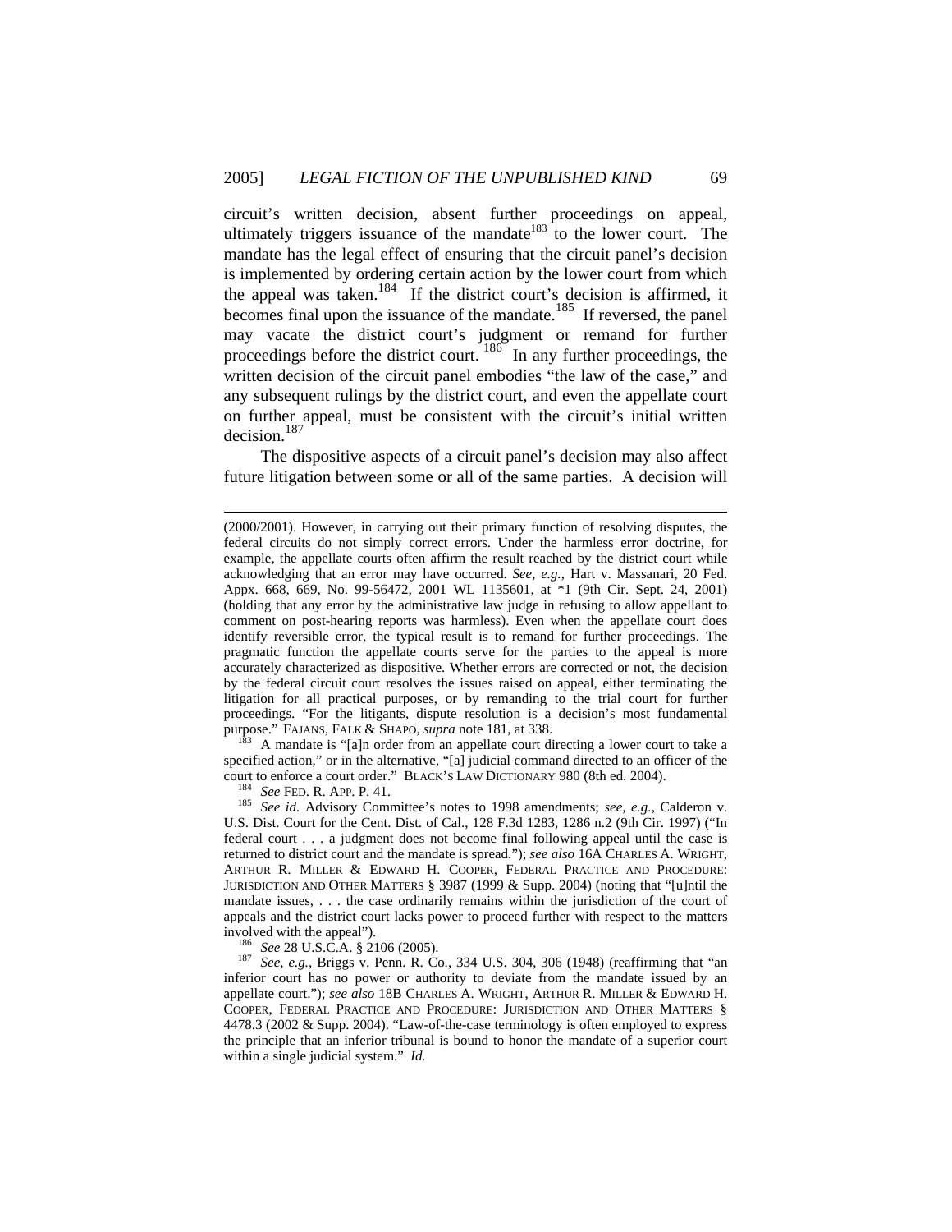circuit's written decision, absent further proceedings on appeal, ultimately triggers issuance of the mandate[183] to the lower court. The mandate has the legal effect of ensuring that the circuit panel's decision is implemented by ordering certain action by the lower court from which the appeal was taken.[184] If the district court's decision is affirmed, it becomes final upon the issuance of the mandate.[185] If reversed, the panel may vacate the district court's judgment or remand for further proceedings before the district court.[186] In any further proceedings, the written decision of the circuit panel embodies "the law of the case," and any subsequent rulings by the district court, and even the appellate court on further appeal, must be consistent with the circuit's initial written decision.[187]

The dispositive aspects of a circuit panel's decision may also affect future litigation between some or all of the same parties. A decision will

---

(2000/2001). However, in carrying out their primary function of resolving disputes, the federal circuits do not simply correct errors. Under the harmless error doctrine, for example, the appellate courts often affirm the result reached by the district court while acknowledging that an error may have occurred. *See, e.g.*, Hart v. Massanari, 20 Fed. Appx. 668, 669, No. 99-56472, 2001 WL 1135601, at *1 (9th Cir. Sept. 24, 2001) (holding that any error by the administrative law judge in refusing to allow appellant to comment on post-hearing reports was harmless). Even when the appellate court does identify reversible error, the typical result is to remand for further proceedings. The pragmatic function the appellate courts serve for the parties to the appeal is more accurately characterized as dispositive. Whether errors are corrected or not, the decision by the federal circuit court resolves the issues raised on appeal, either terminating the litigation for all practical purposes, or by remanding to the trial court for further proceedings. "For the litigants, dispute resolution is a decision's most fundamental purpose." FAJANS, FALK & SHAPO, *supra* note 181, at 338.

[183] A mandate is "[a]n order from an appellate court directing a lower court to take a specified action," or in the alternative, "[a] judicial command directed to an officer of the court to enforce a court order." BLACK'S LAW DICTIONARY 980 (8th ed. 2004).

[184] *See* FED. R. APP. P. 41.

[185] *See id.* Advisory Committee's notes to 1998 amendments; *see, e.g.*, Calderon v. U.S. Dist. Court for the Cent. Dist. of Cal., 128 F.3d 1283, 1286 n.2 (9th Cir. 1997) ("In federal court . . . a judgment does not become final following appeal until the case is returned to district court and the mandate is spread."); *see also* 16A CHARLES A. WRIGHT, ARTHUR R. MILLER & EDWARD H. COOPER, FEDERAL PRACTICE AND PROCEDURE: JURISDICTION AND OTHER MATTERS § 3987 (1999 & Supp. 2004) (noting that "[u]ntil the mandate issues, . . . the case ordinarily remains within the jurisdiction of the court of appeals and the district court lacks power to proceed further with respect to the matters involved with the appeal").

[186] *See* 28 U.S.C.A. § 2106 (2005).

[187] *See, e.g.*, Briggs v. Penn. R. Co., 334 U.S. 304, 306 (1948) (reaffirming that "an inferior court has no power or authority to deviate from the mandate issued by an appellate court."); *see also* 18B CHARLES A. WRIGHT, ARTHUR R. MILLER & EDWARD H. COOPER, FEDERAL PRACTICE AND PROCEDURE: JURISDICTION AND OTHER MATTERS § 4478.3 (2002 & Supp. 2004). "Law-of-the-case terminology is often employed to express the principle that an inferior tribunal is bound to honor the mandate of a superior court within a single judicial system." *Id.*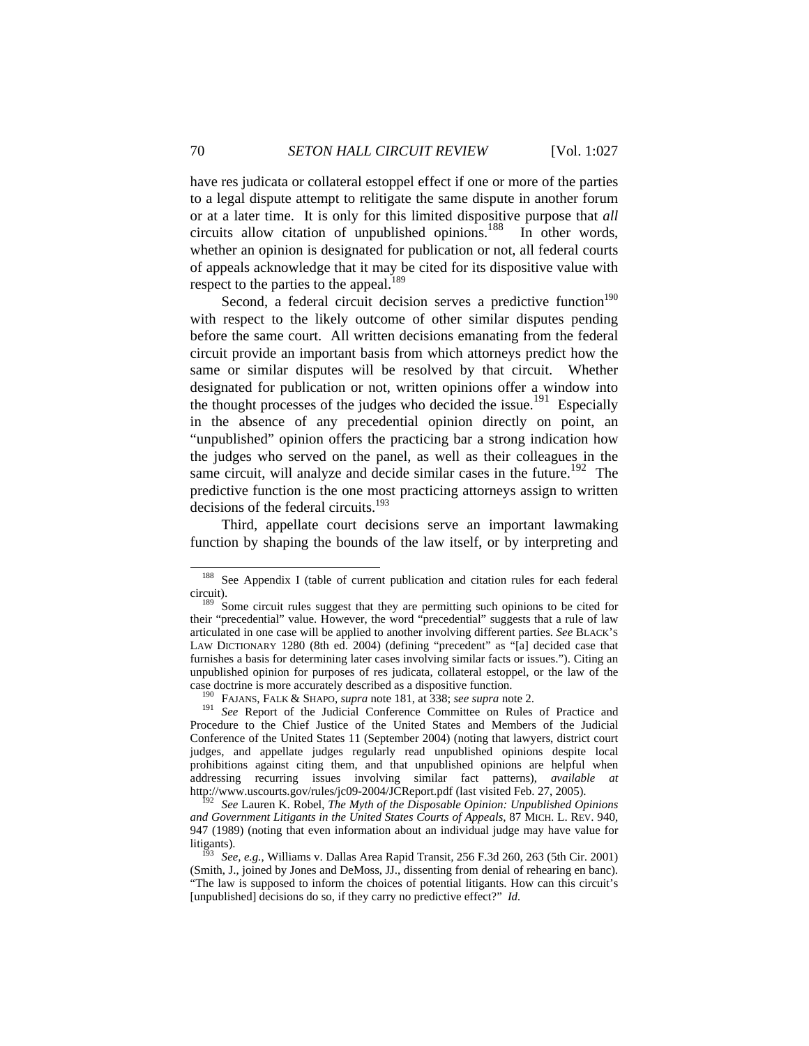have res judicata or collateral estoppel effect if one or more of the parties to a legal dispute attempt to relitigate the same dispute in another forum or at a later time. It is only for this limited dispositive purpose that *all* circuits allow citation of unpublished opinions.[188] In other words, whether an opinion is designated for publication or not, all federal courts of appeals acknowledge that it may be cited for its dispositive value with respect to the parties to the appeal.[189]

Second, a federal circuit decision serves a predictive function[190] with respect to the likely outcome of other similar disputes pending before the same court. All written decisions emanating from the federal circuit provide an important basis from which attorneys predict how the same or similar disputes will be resolved by that circuit. Whether designated for publication or not, written opinions offer a window into the thought processes of the judges who decided the issue.[191] Especially in the absence of any precedential opinion directly on point, an "unpublished" opinion offers the practicing bar a strong indication how the judges who served on the panel, as well as their colleagues in the same circuit, will analyze and decide similar cases in the future.[192] The predictive function is the one most practicing attorneys assign to written decisions of the federal circuits.[193]

Third, appellate court decisions serve an important lawmaking function by shaping the bounds of the law itself, or by interpreting and

---

[188] See Appendix I (table of current publication and citation rules for each federal circuit).

[189] Some circuit rules suggest that they are permitting such opinions to be cited for their "precedential" value. However, the word "precedential" suggests that a rule of law articulated in one case will be applied to another involving different parties. *See* BLACK'S LAW DICTIONARY 1280 (8th ed. 2004) (defining "precedent" as "[a] decided case that furnishes a basis for determining later cases involving similar facts or issues."). Citing an unpublished opinion for purposes of res judicata, collateral estoppel, or the law of the case doctrine is more accurately described as a dispositive function.

[190] FAJANS, FALK & SHAPO, *supra* note 181, at 338; *see supra* note 2.

[191] *See* Report of the Judicial Conference Committee on Rules of Practice and Procedure to the Chief Justice of the United States and Members of the Judicial Conference of the United States 11 (September 2004) (noting that lawyers, district court judges, and appellate judges regularly read unpublished opinions despite local prohibitions against citing them, and that unpublished opinions are helpful when addressing recurring issues involving similar fact patterns), *available at* http://www.uscourts.gov/rules/jc09-2004/JCReport.pdf (last visited Feb. 27, 2005).

[192] *See* Lauren K. Robel, *The Myth of the Disposable Opinion: Unpublished Opinions and Government Litigants in the United States Courts of Appeals*, 87 MICH. L. REV. 940, 947 (1989) (noting that even information about an individual judge may have value for litigants).

[193] *See, e.g.*, Williams v. Dallas Area Rapid Transit, 256 F.3d 260, 263 (5th Cir. 2001) (Smith, J., joined by Jones and DeMoss, JJ., dissenting from denial of rehearing en banc). "The law is supposed to inform the choices of potential litigants. How can this circuit's [unpublished] decisions do so, if they carry no predictive effect?" *Id.*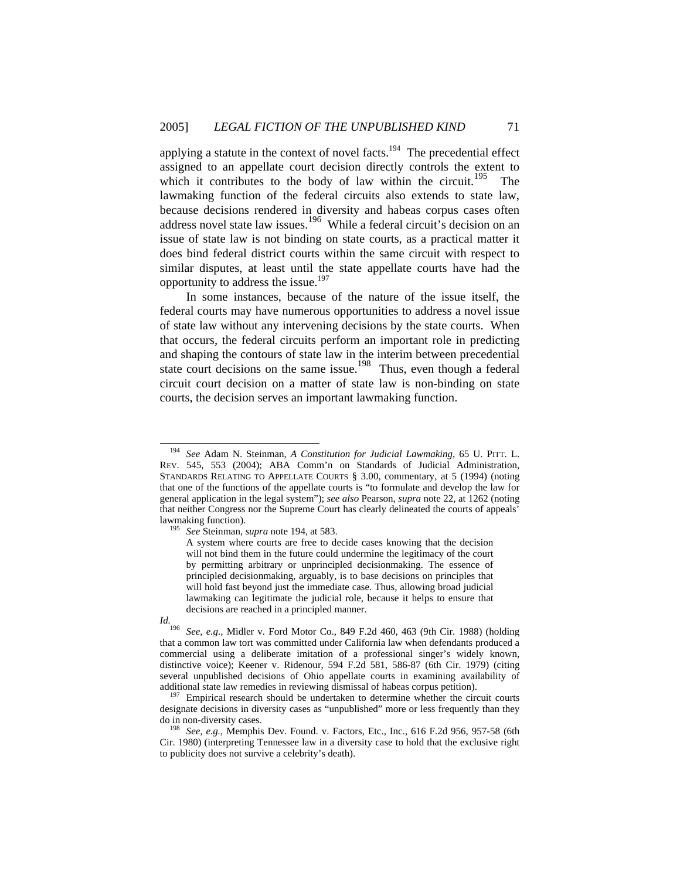applying a statute in the context of novel facts.[194] The precedential effect assigned to an appellate court decision directly controls the extent to which it contributes to the body of law within the circuit.[195] The lawmaking function of the federal circuits also extends to state law, because decisions rendered in diversity and habeas corpus cases often address novel state law issues.[196] While a federal circuit's decision on an issue of state law is not binding on state courts, as a practical matter it does bind federal district courts within the same circuit with respect to similar disputes, at least until the state appellate courts have had the opportunity to address the issue.[197]

In some instances, because of the nature of the issue itself, the federal courts may have numerous opportunities to address a novel issue of state law without any intervening decisions by the state courts. When that occurs, the federal circuits perform an important role in predicting and shaping the contours of state law in the interim between precedential state court decisions on the same issue.[198] Thus, even though a federal circuit court decision on a matter of state law is non-binding on state courts, the decision serves an important lawmaking function.

---

[194] *See* Adam N. Steinman, *A Constitution for Judicial Lawmaking*, 65 U. PITT. L. REV. 545, 553 (2004); ABA Comm'n on Standards of Judicial Administration, STANDARDS RELATING TO APPELLATE COURTS § 3.00, commentary, at 5 (1994) (noting that one of the functions of the appellate courts is "to formulate and develop the law for general application in the legal system"); *see also* Pearson, *supra* note 22, at 1262 (noting that neither Congress nor the Supreme Court has clearly delineated the courts of appeals' lawmaking function).

[195] *See* Steinman, *supra* note 194, at 583.

> A system where courts are free to decide cases knowing that the decision will not bind them in the future could undermine the legitimacy of the court by permitting arbitrary or unprincipled decisionmaking. The essence of principled decisionmaking, arguably, is to base decisions on principles that will hold fast beyond just the immediate case. Thus, allowing broad judicial lawmaking can legitimate the judicial role, because it helps to ensure that decisions are reached in a principled manner.

*Id.*

[196] *See, e.g.*, Midler v. Ford Motor Co., 849 F.2d 460, 463 (9th Cir. 1988) (holding that a common law tort was committed under California law when defendants produced a commercial using a deliberate imitation of a professional singer's widely known, distinctive voice); Keener v. Ridenour, 594 F.2d 581, 586-87 (6th Cir. 1979) (citing several unpublished decisions of Ohio appellate courts in examining availability of additional state law remedies in reviewing dismissal of habeas corpus petition).

[197] Empirical research should be undertaken to determine whether the circuit courts designate decisions in diversity cases as "unpublished" more or less frequently than they do in non-diversity cases.

[198] *See, e.g.*, Memphis Dev. Found. v. Factors, Etc., Inc., 616 F.2d 956, 957-58 (6th Cir. 1980) (interpreting Tennessee law in a diversity case to hold that the exclusive right to publicity does not survive a celebrity's death).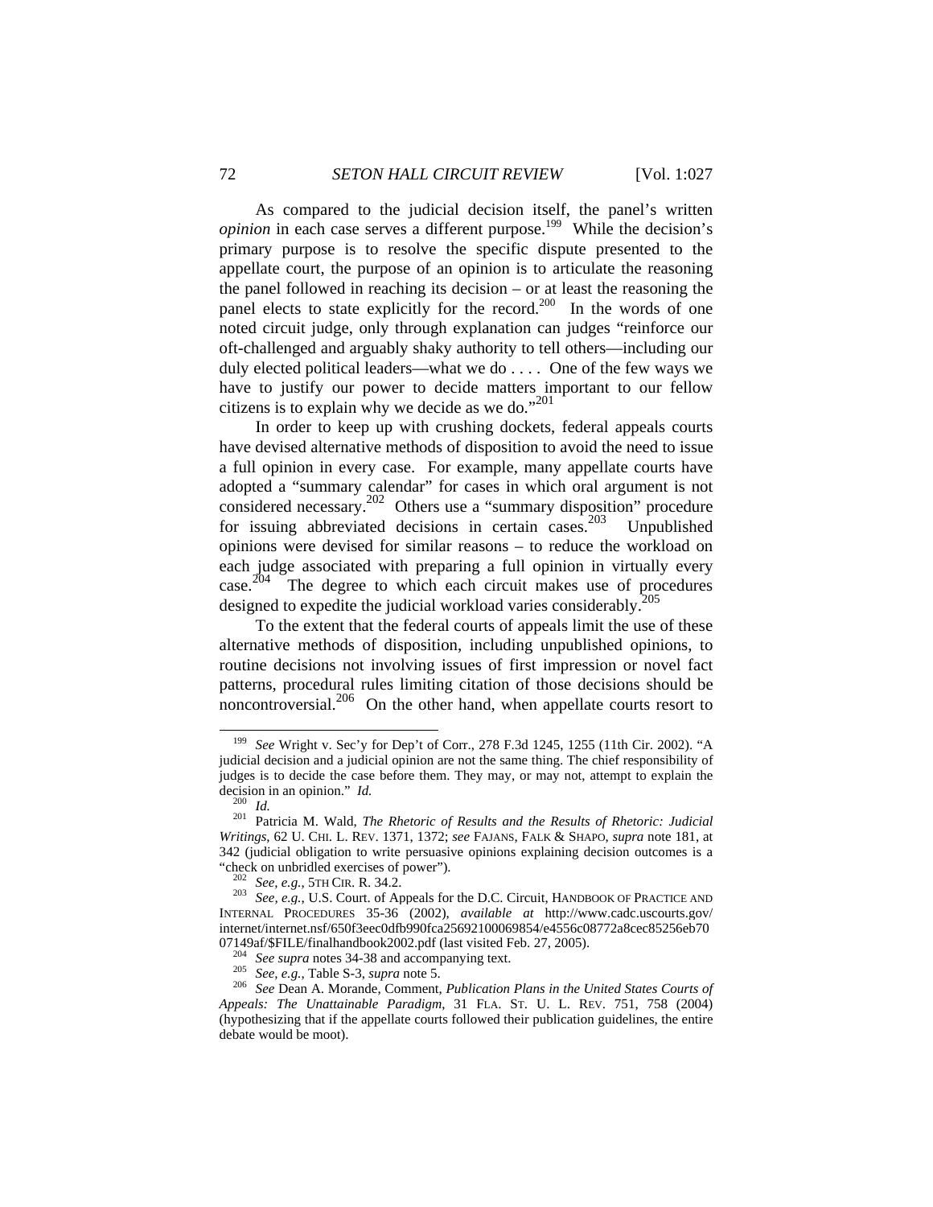As compared to the judicial decision itself, the panel's written *opinion* in each case serves a different purpose.[199] While the decision's primary purpose is to resolve the specific dispute presented to the appellate court, the purpose of an opinion is to articulate the reasoning the panel followed in reaching its decision – or at least the reasoning the panel elects to state explicitly for the record.[200] In the words of one noted circuit judge, only through explanation can judges "reinforce our oft-challenged and arguably shaky authority to tell others—including our duly elected political leaders—what we do . . . . One of the few ways we have to justify our power to decide matters important to our fellow citizens is to explain why we decide as we do."[201]

In order to keep up with crushing dockets, federal appeals courts have devised alternative methods of disposition to avoid the need to issue a full opinion in every case. For example, many appellate courts have adopted a "summary calendar" for cases in which oral argument is not considered necessary.[202] Others use a "summary disposition" procedure for issuing abbreviated decisions in certain cases.[203] Unpublished opinions were devised for similar reasons – to reduce the workload on each judge associated with preparing a full opinion in virtually every case.[204] The degree to which each circuit makes use of procedures designed to expedite the judicial workload varies considerably.[205]

To the extent that the federal courts of appeals limit the use of these alternative methods of disposition, including unpublished opinions, to routine decisions not involving issues of first impression or novel fact patterns, procedural rules limiting citation of those decisions should be noncontroversial.[206] On the other hand, when appellate courts resort to

---

[199] *See* Wright v. Sec'y for Dep't of Corr., 278 F.3d 1245, 1255 (11th Cir. 2002). "A judicial decision and a judicial opinion are not the same thing. The chief responsibility of judges is to decide the case before them. They may, or may not, attempt to explain the decision in an opinion." *Id.*

[200] *Id.*

[201] Patricia M. Wald, *The Rhetoric of Results and the Results of Rhetoric: Judicial Writings*, 62 U. CHI. L. REV. 1371, 1372; *see* FAJANS, FALK & SHAPO, *supra* note 181, at 342 (judicial obligation to write persuasive opinions explaining decision outcomes is a "check on unbridled exercises of power").

[202] *See, e.g.*, 5TH CIR. R. 34.2.

[203] *See, e.g.*, U.S. Court. of Appeals for the D.C. Circuit, HANDBOOK OF PRACTICE AND INTERNAL PROCEDURES 35-36 (2002), *available at* http://www.cadc.uscourts.gov/internet/internet.nsf/650f3eec0dfb990fca25692100069854/e4556c08772a8cec85256eb7007149af/$FILE/finalhandbook2002.pdf (last visited Feb. 27, 2005).

[204] *See supra* notes 34-38 and accompanying text.

[205] *See, e.g.*, Table S-3, *supra* note 5.

[206] *See* Dean A. Morande, Comment, *Publication Plans in the United States Courts of Appeals: The Unattainable Paradigm*, 31 FLA. ST. U. L. REV. 751, 758 (2004) (hypothesizing that if the appellate courts followed their publication guidelines, the entire debate would be moot).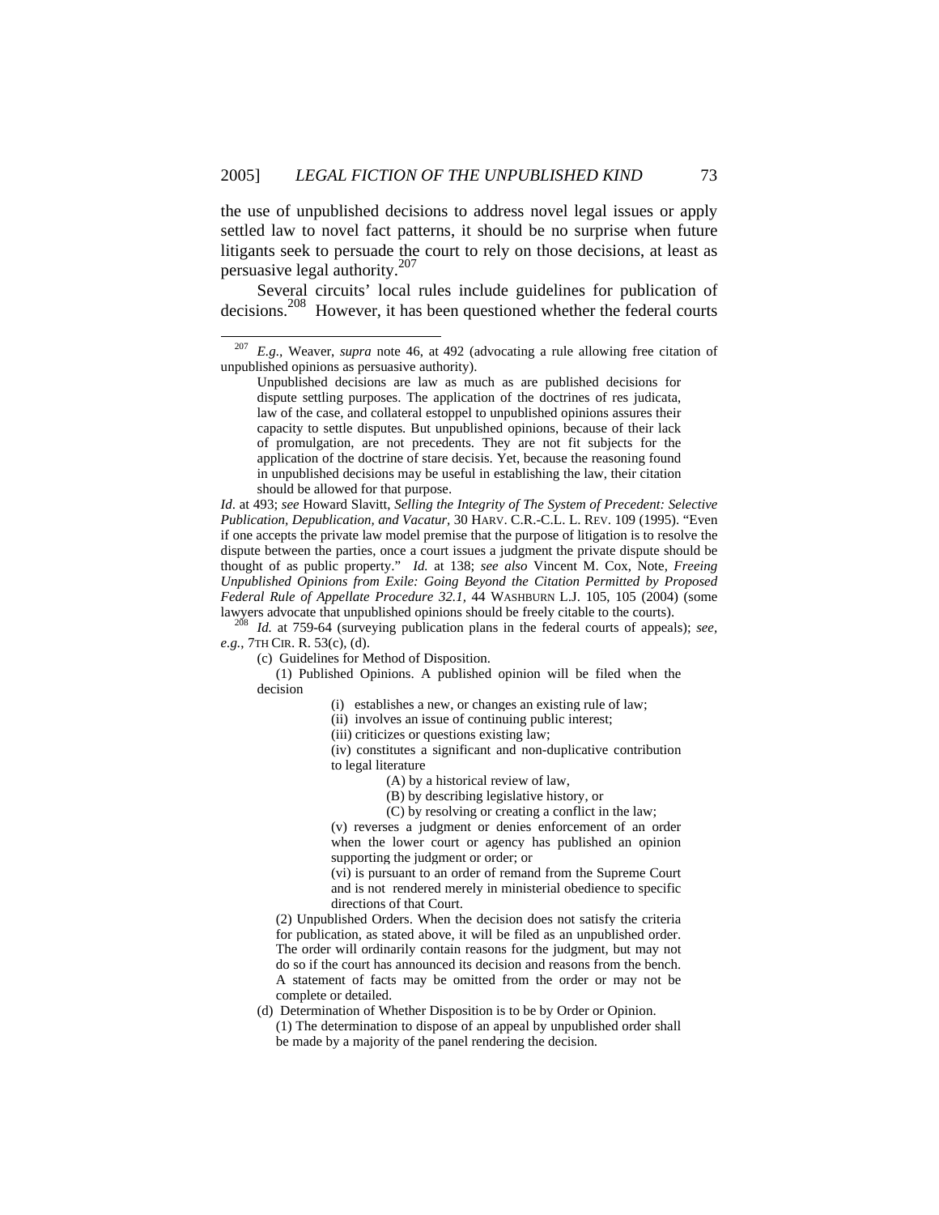the use of unpublished decisions to address novel legal issues or apply settled law to novel fact patterns, it should be no surprise when future litigants seek to persuade the court to rely on those decisions, at least as persuasive legal authority.[207]

Several circuits' local rules include guidelines for publication of decisions.[208] However, it has been questioned whether the federal courts

---

[207] *E.g.*, Weaver, *supra* note 46, at 492 (advocating a rule allowing free citation of unpublished opinions as persuasive authority).

> Unpublished decisions are law as much as are published decisions for dispute settling purposes. The application of the doctrines of res judicata, law of the case, and collateral estoppel to unpublished opinions assures their capacity to settle disputes. But unpublished opinions, because of their lack of promulgation, are not precedents. They are not fit subjects for the application of the doctrine of stare decisis. Yet, because the reasoning found in unpublished decisions may be useful in establishing the law, their citation should be allowed for that purpose.

*Id*. at 493; *see* Howard Slavitt, *Selling the Integrity of The System of Precedent: Selective Publication, Depublication, and Vacatur*, 30 HARV. C.R.-C.L. L. REV. 109 (1995). "Even if one accepts the private law model premise that the purpose of litigation is to resolve the dispute between the parties, once a court issues a judgment the private dispute should be thought of as public property." *Id.* at 138; *see also* Vincent M. Cox, Note, *Freeing Unpublished Opinions from Exile: Going Beyond the Citation Permitted by Proposed Federal Rule of Appellate Procedure 32.1*, 44 WASHBURN L.J. 105, 105 (2004) (some lawyers advocate that unpublished opinions should be freely citable to the courts).

[208] *Id.* at 759-64 (surveying publication plans in the federal courts of appeals); *see, e.g.*, 7TH CIR. R. 53(c), (d).

> (c) Guidelines for Method of Disposition.
>
> (1) Published Opinions. A published opinion will be filed when the decision
>
> (i) establishes a new, or changes an existing rule of law;
>
> (ii) involves an issue of continuing public interest;
>
> (iii) criticizes or questions existing law;
>
> (iv) constitutes a significant and non-duplicative contribution to legal literature
>
> (A) by a historical review of law,
>
> (B) by describing legislative history, or
>
> (C) by resolving or creating a conflict in the law;
>
> (v) reverses a judgment or denies enforcement of an order when the lower court or agency has published an opinion supporting the judgment or order; or
>
> (vi) is pursuant to an order of remand from the Supreme Court and is not rendered merely in ministerial obedience to specific directions of that Court.
>
> (2) Unpublished Orders. When the decision does not satisfy the criteria for publication, as stated above, it will be filed as an unpublished order. The order will ordinarily contain reasons for the judgment, but may not do so if the court has announced its decision and reasons from the bench. A statement of facts may be omitted from the order or may not be complete or detailed.
>
> (d) Determination of Whether Disposition is to be by Order or Opinion.
>
> (1) The determination to dispose of an appeal by unpublished order shall be made by a majority of the panel rendering the decision.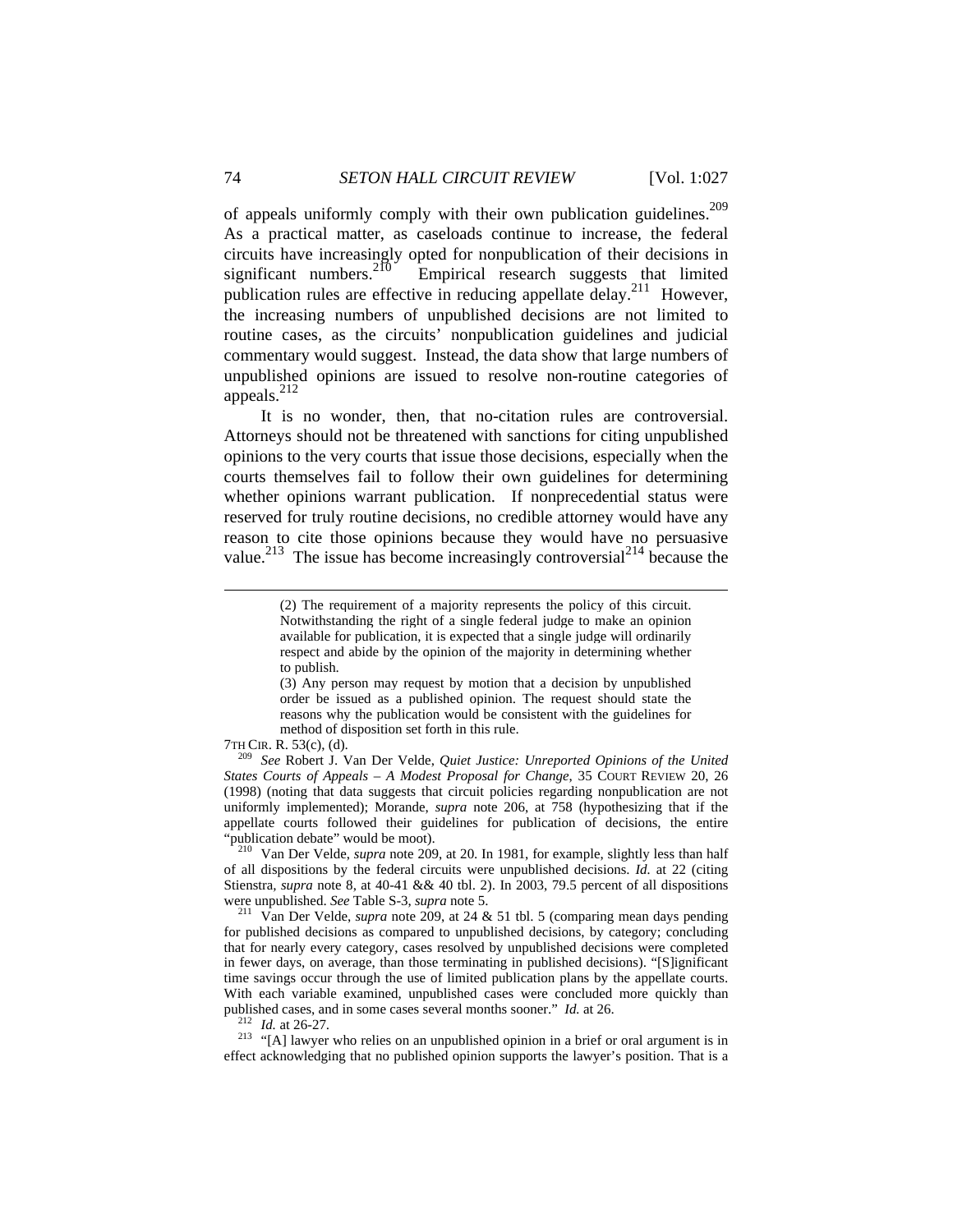of appeals uniformly comply with their own publication guidelines.[209] As a practical matter, as caseloads continue to increase, the federal circuits have increasingly opted for nonpublication of their decisions in significant numbers.[210] Empirical research suggests that limited publication rules are effective in reducing appellate delay.[211] However, the increasing numbers of unpublished decisions are not limited to routine cases, as the circuits' nonpublication guidelines and judicial commentary would suggest. Instead, the data show that large numbers of unpublished opinions are issued to resolve non-routine categories of appeals.[212]

It is no wonder, then, that no-citation rules are controversial. Attorneys should not be threatened with sanctions for citing unpublished opinions to the very courts that issue those decisions, especially when the courts themselves fail to follow their own guidelines for determining whether opinions warrant publication. If nonprecedential status were reserved for truly routine decisions, no credible attorney would have any reason to cite those opinions because they would have no persuasive value.[213] The issue has become increasingly controversial[214] because the

---

> (2) The requirement of a majority represents the policy of this circuit. Notwithstanding the right of a single federal judge to make an opinion available for publication, it is expected that a single judge will ordinarily respect and abide by the opinion of the majority in determining whether to publish.
>
> (3) Any person may request by motion that a decision by unpublished order be issued as a published opinion. The request should state the reasons why the publication would be consistent with the guidelines for method of disposition set forth in this rule.

7TH CIR. R. 53(c), (d).

[209] *See* Robert J. Van Der Velde, *Quiet Justice: Unreported Opinions of the United States Courts of Appeals – A Modest Proposal for Change*, 35 COURT REVIEW 20, 26 (1998) (noting that data suggests that circuit policies regarding nonpublication are not uniformly implemented); Morande, *supra* note 206, at 758 (hypothesizing that if the appellate courts followed their guidelines for publication of decisions, the entire "publication debate" would be moot).

[210] Van Der Velde, *supra* note 209, at 20. In 1981, for example, slightly less than half of all dispositions by the federal circuits were unpublished decisions. *Id.* at 22 (citing Stienstra, *supra* note 8, at 40-41 && 40 tbl. 2). In 2003, 79.5 percent of all dispositions were unpublished. *See* Table S-3, *supra* note 5.

[211] Van Der Velde, *supra* note 209, at 24 & 51 tbl. 5 (comparing mean days pending for published decisions as compared to unpublished decisions, by category; concluding that for nearly every category, cases resolved by unpublished decisions were completed in fewer days, on average, than those terminating in published decisions). "[S]ignificant time savings occur through the use of limited publication plans by the appellate courts. With each variable examined, unpublished cases were concluded more quickly than published cases, and in some cases several months sooner." *Id.* at 26.

[212] *Id.* at 26-27.

[213] "[A] lawyer who relies on an unpublished opinion in a brief or oral argument is in effect acknowledging that no published opinion supports the lawyer's position. That is a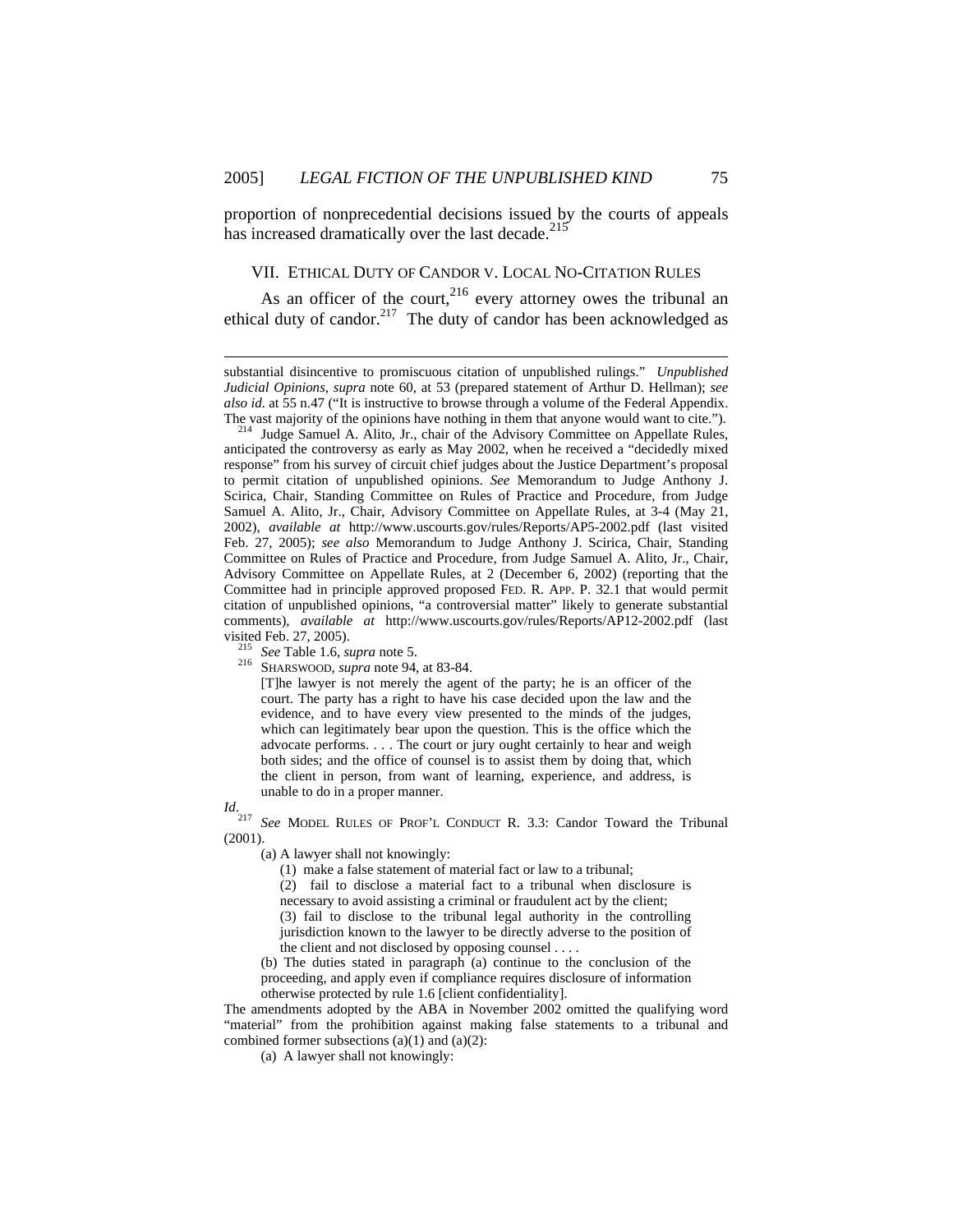proportion of nonprecedential decisions issued by the courts of appeals has increased dramatically over the last decade.[215]

## VII. ETHICAL DUTY OF CANDOR V. LOCAL NO-CITATION RULES

As an officer of the court,[216] every attorney owes the tribunal an ethical duty of candor.[217] The duty of candor has been acknowledged as

---

substantial disincentive to promiscuous citation of unpublished rulings." *Unpublished Judicial Opinions*, *supra* note 60, at 53 (prepared statement of Arthur D. Hellman); *see also id.* at 55 n.47 ("It is instructive to browse through a volume of the Federal Appendix. The vast majority of the opinions have nothing in them that anyone would want to cite.").

[214] Judge Samuel A. Alito, Jr., chair of the Advisory Committee on Appellate Rules, anticipated the controversy as early as May 2002, when he received a "decidedly mixed response" from his survey of circuit chief judges about the Justice Department's proposal to permit citation of unpublished opinions. *See* Memorandum to Judge Anthony J. Scirica, Chair, Standing Committee on Rules of Practice and Procedure, from Judge Samuel A. Alito, Jr., Chair, Advisory Committee on Appellate Rules, at 3-4 (May 21, 2002), *available at* http://www.uscourts.gov/rules/Reports/AP5-2002.pdf (last visited Feb. 27, 2005); *see also* Memorandum to Judge Anthony J. Scirica, Chair, Standing Committee on Rules of Practice and Procedure, from Judge Samuel A. Alito, Jr., Chair, Advisory Committee on Appellate Rules, at 2 (December 6, 2002) (reporting that the Committee had in principle approved proposed FED. R. APP. P. 32.1 that would permit citation of unpublished opinions, "a controversial matter" likely to generate substantial comments), *available at* http://www.uscourts.gov/rules/Reports/AP12-2002.pdf (last visited Feb. 27, 2005).

[215] *See* Table 1.6, *supra* note 5.

[216] SHARSWOOD, *supra* note 94, at 83-84.

> [T]he lawyer is not merely the agent of the party; he is an officer of the court. The party has a right to have his case decided upon the law and the evidence, and to have every view presented to the minds of the judges, which can legitimately bear upon the question. This is the office which the advocate performs. . . . The court or jury ought certainly to hear and weigh both sides; and the office of counsel is to assist them by doing that, which the client in person, from want of learning, experience, and address, is unable to do in a proper manner.

*Id*.

[217] *See* MODEL RULES OF PROF'L CONDUCT R. 3.3: Candor Toward the Tribunal (2001).

> (a) A lawyer shall not knowingly:
>
> (1) make a false statement of material fact or law to a tribunal;
>
> (2) fail to disclose a material fact to a tribunal when disclosure is necessary to avoid assisting a criminal or fraudulent act by the client;
>
> (3) fail to disclose to the tribunal legal authority in the controlling jurisdiction known to the lawyer to be directly adverse to the position of the client and not disclosed by opposing counsel . . . .
>
> (b) The duties stated in paragraph (a) continue to the conclusion of the proceeding, and apply even if compliance requires disclosure of information otherwise protected by rule 1.6 [client confidentiality].

The amendments adopted by the ABA in November 2002 omitted the qualifying word "material" from the prohibition against making false statements to a tribunal and combined former subsections (a)(1) and (a)(2):

> (a) A lawyer shall not knowingly: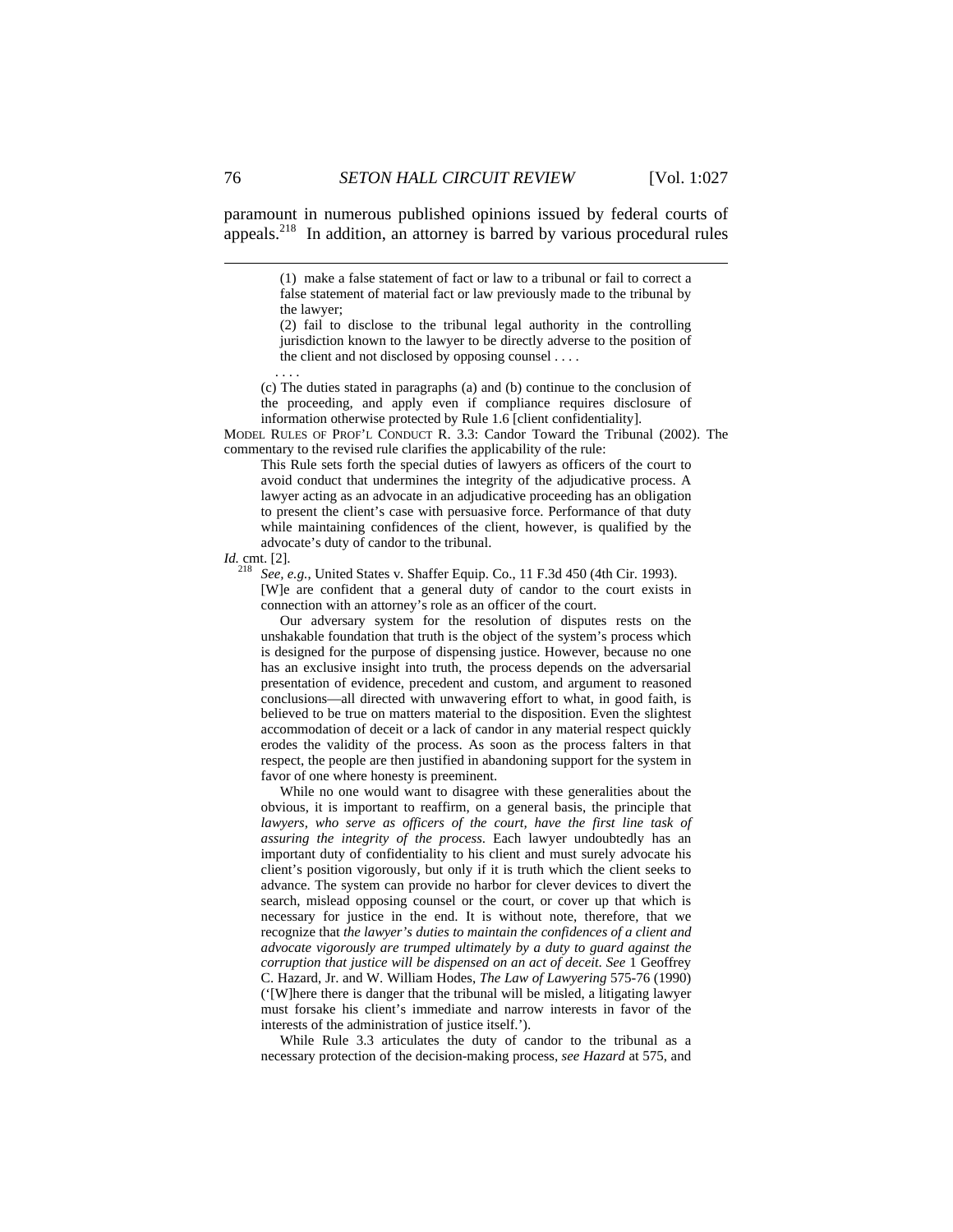paramount in numerous published opinions issued by federal courts of appeals.[218] In addition, an attorney is barred by various procedural rules

---

> (1) make a false statement of fact or law to a tribunal or fail to correct a false statement of material fact or law previously made to the tribunal by the lawyer;
>
> (2) fail to disclose to the tribunal legal authority in the controlling jurisdiction known to the lawyer to be directly adverse to the position of the client and not disclosed by opposing counsel . . . .
>
> . . . .
>
> (c) The duties stated in paragraphs (a) and (b) continue to the conclusion of the proceeding, and apply even if compliance requires disclosure of information otherwise protected by Rule 1.6 [client confidentiality].

MODEL RULES OF PROF'L CONDUCT R. 3.3: Candor Toward the Tribunal (2002). The commentary to the revised rule clarifies the applicability of the rule:

> This Rule sets forth the special duties of lawyers as officers of the court to avoid conduct that undermines the integrity of the adjudicative process. A lawyer acting as an advocate in an adjudicative proceeding has an obligation to present the client's case with persuasive force. Performance of that duty while maintaining confidences of the client, however, is qualified by the advocate's duty of candor to the tribunal.

*Id.* cmt. [2].

[218] *See, e.g.*, United States v. Shaffer Equip. Co., 11 F.3d 450 (4th Cir. 1993).

> [W]e are confident that a general duty of candor to the court exists in connection with an attorney's role as an officer of the court.
>
> Our adversary system for the resolution of disputes rests on the unshakable foundation that truth is the object of the system's process which is designed for the purpose of dispensing justice. However, because no one has an exclusive insight into truth, the process depends on the adversarial presentation of evidence, precedent and custom, and argument to reasoned conclusions—all directed with unwavering effort to what, in good faith, is believed to be true on matters material to the disposition. Even the slightest accommodation of deceit or a lack of candor in any material respect quickly erodes the validity of the process. As soon as the process falters in that respect, the people are then justified in abandoning support for the system in favor of one where honesty is preeminent.
>
> While no one would want to disagree with these generalities about the obvious, it is important to reaffirm, on a general basis, the principle that *lawyers, who serve as officers of the court, have the first line task of assuring the integrity of the process*. Each lawyer undoubtedly has an important duty of confidentiality to his client and must surely advocate his client's position vigorously, but only if it is truth which the client seeks to advance. The system can provide no harbor for clever devices to divert the search, mislead opposing counsel or the court, or cover up that which is necessary for justice in the end. It is without note, therefore, that we recognize that *the lawyer's duties to maintain the confidences of a client and advocate vigorously are trumped ultimately by a duty to guard against the corruption that justice will be dispensed on an act of deceit. See* 1 Geoffrey C. Hazard, Jr. and W. William Hodes, *The Law of Lawyering* 575-76 (1990) ('[W]here there is danger that the tribunal will be misled, a litigating lawyer must forsake his client's immediate and narrow interests in favor of the interests of the administration of justice itself.').
>
> While Rule 3.3 articulates the duty of candor to the tribunal as a necessary protection of the decision-making process, *see Hazard* at 575, and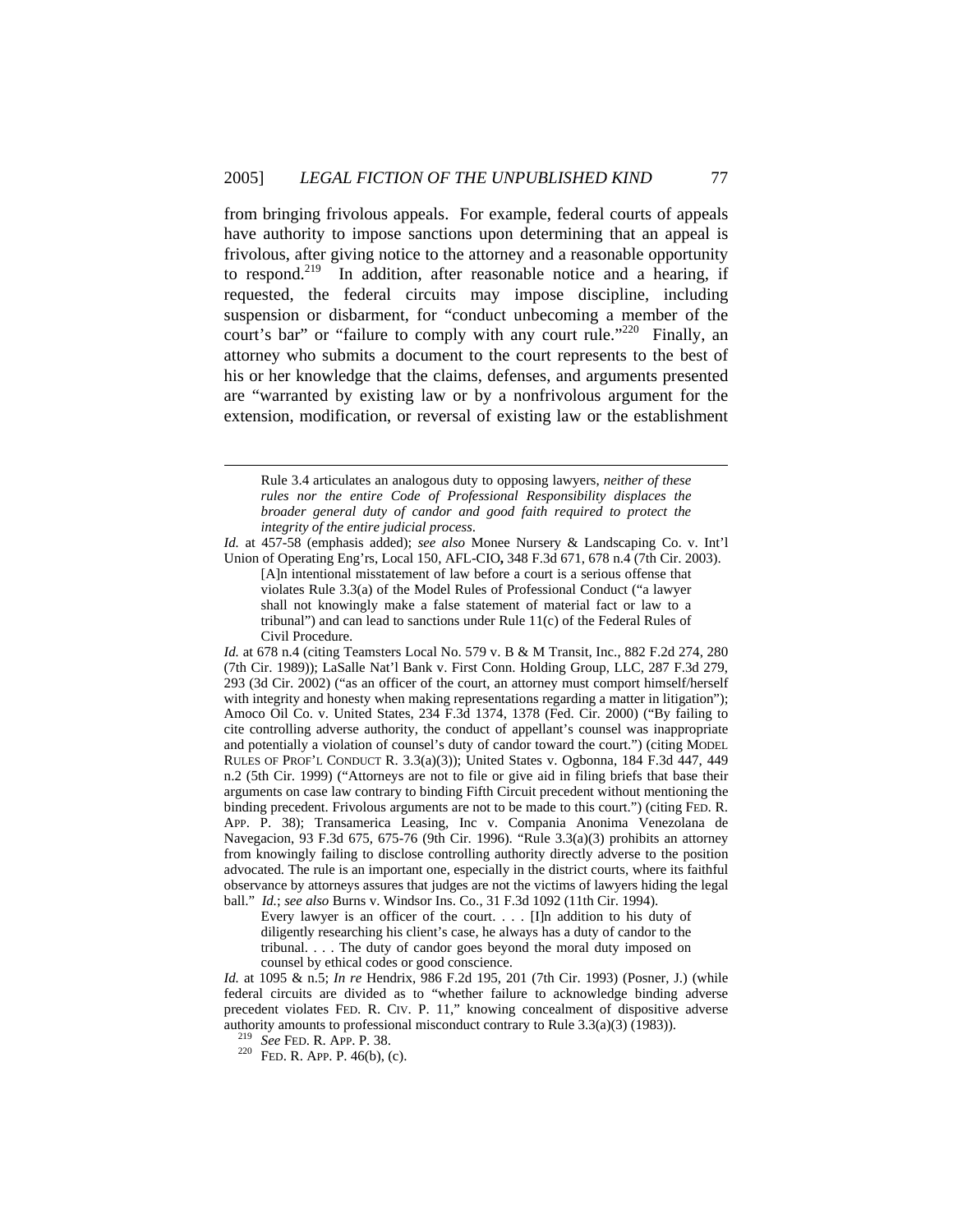from bringing frivolous appeals. For example, federal courts of appeals have authority to impose sanctions upon determining that an appeal is frivolous, after giving notice to the attorney and a reasonable opportunity to respond.[219] In addition, after reasonable notice and a hearing, if requested, the federal circuits may impose discipline, including suspension or disbarment, for "conduct unbecoming a member of the court's bar" or "failure to comply with any court rule."[220] Finally, an attorney who submits a document to the court represents to the best of his or her knowledge that the claims, defenses, and arguments presented are "warranted by existing law or by a nonfrivolous argument for the extension, modification, or reversal of existing law or the establishment

---

> Rule 3.4 articulates an analogous duty to opposing lawyers, *neither of these rules nor the entire Code of Professional Responsibility displaces the broader general duty of candor and good faith required to protect the integrity of the entire judicial process*.

*Id.* at 457-58 (emphasis added); *see also* Monee Nursery & Landscaping Co. v. Int'l Union of Operating Eng'rs, Local 150, AFL-CIO**,** 348 F.3d 671, 678 n.4 (7th Cir. 2003).

> [A]n intentional misstatement of law before a court is a serious offense that violates Rule 3.3(a) of the Model Rules of Professional Conduct ("a lawyer shall not knowingly make a false statement of material fact or law to a tribunal") and can lead to sanctions under Rule 11(c) of the Federal Rules of Civil Procedure.

*Id.* at 678 n.4 (citing Teamsters Local No. 579 v. B & M Transit, Inc., 882 F.2d 274, 280 (7th Cir. 1989)); LaSalle Nat'l Bank v. First Conn. Holding Group, LLC, 287 F.3d 279, 293 (3d Cir. 2002) ("as an officer of the court, an attorney must comport himself/herself with integrity and honesty when making representations regarding a matter in litigation"); Amoco Oil Co. v. United States, 234 F.3d 1374, 1378 (Fed. Cir. 2000) ("By failing to cite controlling adverse authority, the conduct of appellant's counsel was inappropriate and potentially a violation of counsel's duty of candor toward the court.") (citing MODEL RULES OF PROF'L CONDUCT R. 3.3(a)(3)); United States v. Ogbonna, 184 F.3d 447, 449 n.2 (5th Cir. 1999) ("Attorneys are not to file or give aid in filing briefs that base their arguments on case law contrary to binding Fifth Circuit precedent without mentioning the binding precedent. Frivolous arguments are not to be made to this court.") (citing FED. R. APP. P. 38); Transamerica Leasing, Inc v. Compania Anonima Venezolana de Navegacion, 93 F.3d 675, 675-76 (9th Cir. 1996). "Rule 3.3(a)(3) prohibits an attorney from knowingly failing to disclose controlling authority directly adverse to the position advocated. The rule is an important one, especially in the district courts, where its faithful observance by attorneys assures that judges are not the victims of lawyers hiding the legal ball." *Id.*; *see also* Burns v. Windsor Ins. Co., 31 F.3d 1092 (11th Cir. 1994).

> Every lawyer is an officer of the court. . . . [I]n addition to his duty of diligently researching his client's case, he always has a duty of candor to the tribunal. . . . The duty of candor goes beyond the moral duty imposed on counsel by ethical codes or good conscience.

*Id.* at 1095 & n.5; *In re* Hendrix, 986 F.2d 195, 201 (7th Cir. 1993) (Posner, J.) (while federal circuits are divided as to "whether failure to acknowledge binding adverse precedent violates FED. R. CIV. P. 11," knowing concealment of dispositive adverse authority amounts to professional misconduct contrary to Rule 3.3(a)(3) (1983)).

[219] *See* FED. R. APP. P. 38.

[220] FED. R. APP. P. 46(b), (c).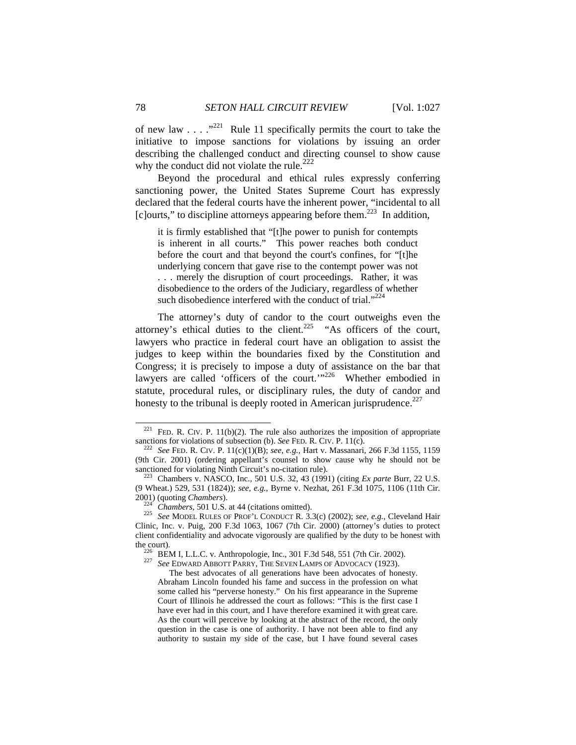of new law . . . ."[221] Rule 11 specifically permits the court to take the initiative to impose sanctions for violations by issuing an order describing the challenged conduct and directing counsel to show cause why the conduct did not violate the rule.[222]

Beyond the procedural and ethical rules expressly conferring sanctioning power, the United States Supreme Court has expressly declared that the federal courts have the inherent power, "incidental to all [c]ourts," to discipline attorneys appearing before them.[223] In addition,

> it is firmly established that "[t]he power to punish for contempts is inherent in all courts." This power reaches both conduct before the court and that beyond the court's confines, for "[t]he underlying concern that gave rise to the contempt power was not . . . merely the disruption of court proceedings. Rather, it was disobedience to the orders of the Judiciary, regardless of whether such disobedience interfered with the conduct of trial."[224]

The attorney's duty of candor to the court outweighs even the attorney's ethical duties to the client.[225] "As officers of the court, lawyers who practice in federal court have an obligation to assist the judges to keep within the boundaries fixed by the Constitution and Congress; it is precisely to impose a duty of assistance on the bar that lawyers are called 'officers of the court.'"[226] Whether embodied in statute, procedural rules, or disciplinary rules, the duty of candor and honesty to the tribunal is deeply rooted in American jurisprudence.[227]

---

[221] FED. R. CIV. P. 11(b)(2). The rule also authorizes the imposition of appropriate sanctions for violations of subsection (b). *See* FED. R. CIV. P. 11(c).

[222] *See* FED. R. CIV. P. 11(c)(1)(B); *see, e.g.*, Hart v. Massanari, 266 F.3d 1155, 1159 (9th Cir. 2001) (ordering appellant's counsel to show cause why he should not be sanctioned for violating Ninth Circuit's no-citation rule).

[223] Chambers v. NASCO, Inc., 501 U.S. 32, 43 (1991) (citing *Ex parte* Burr, 22 U.S. (9 Wheat.) 529, 531 (1824)); *see, e.g.*, Byrne v. Nezhat, 261 F.3d 1075, 1106 (11th Cir. 2001) (quoting *Chambers*).

[224] *Chambers*, 501 U.S. at 44 (citations omitted).

[225] *See* MODEL RULES OF PROF'L CONDUCT R. 3.3(c) (2002); *see, e.g.*, Cleveland Hair Clinic, Inc. v. Puig, 200 F.3d 1063, 1067 (7th Cir. 2000) (attorney's duties to protect client confidentiality and advocate vigorously are qualified by the duty to be honest with the court).

[226] BEM I, L.L.C. v. Anthropologie, Inc., 301 F.3d 548, 551 (7th Cir. 2002).

[227] *See* EDWARD ABBOTT PARRY, THE SEVEN LAMPS OF ADVOCACY (1923).

> The best advocates of all generations have been advocates of honesty. Abraham Lincoln founded his fame and success in the profession on what some called his "perverse honesty." On his first appearance in the Supreme Court of Illinois he addressed the court as follows: "This is the first case I have ever had in this court, and I have therefore examined it with great care. As the court will perceive by looking at the abstract of the record, the only question in the case is one of authority. I have not been able to find any authority to sustain my side of the case, but I have found several cases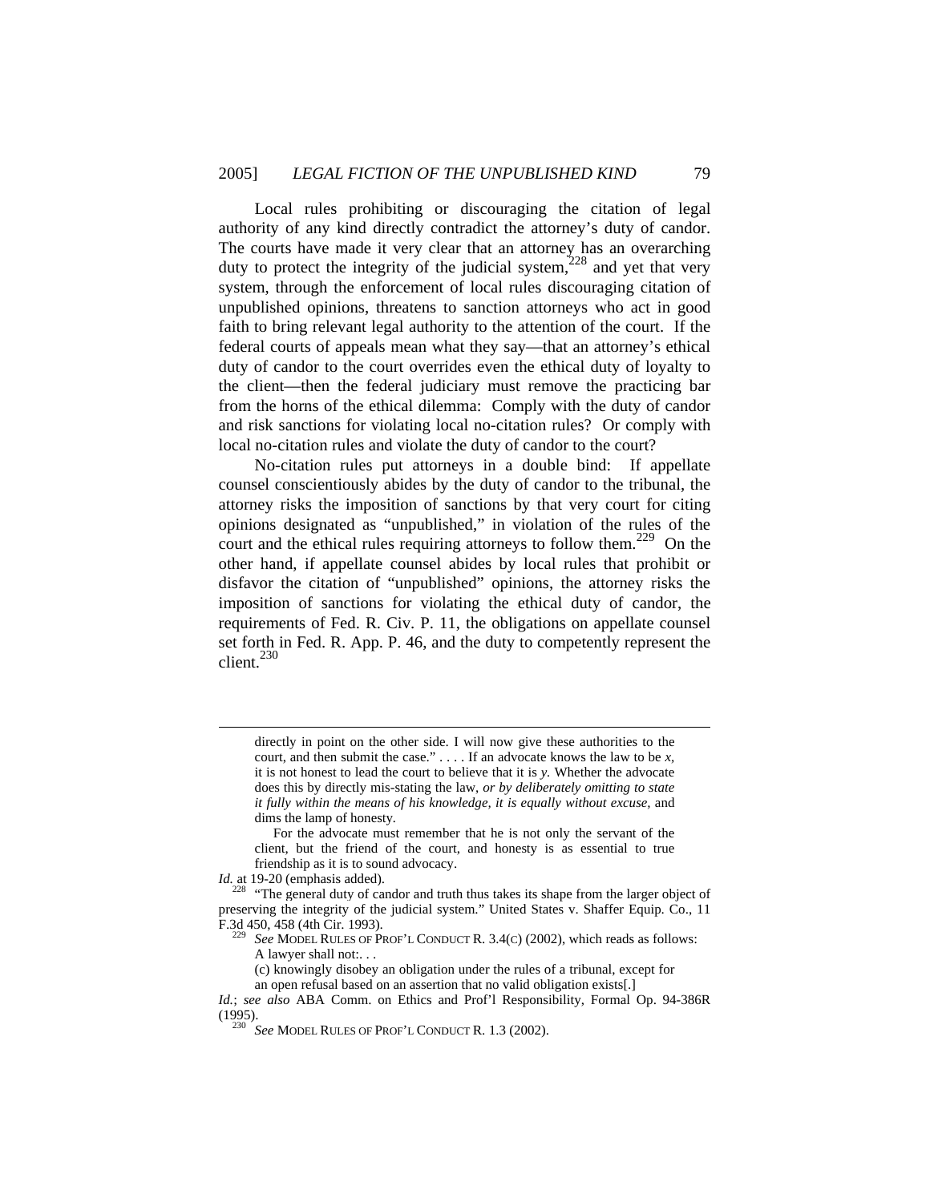Local rules prohibiting or discouraging the citation of legal authority of any kind directly contradict the attorney's duty of candor. The courts have made it very clear that an attorney has an overarching duty to protect the integrity of the judicial system,[228] and yet that very system, through the enforcement of local rules discouraging citation of unpublished opinions, threatens to sanction attorneys who act in good faith to bring relevant legal authority to the attention of the court. If the federal courts of appeals mean what they say—that an attorney's ethical duty of candor to the court overrides even the ethical duty of loyalty to the client—then the federal judiciary must remove the practicing bar from the horns of the ethical dilemma: Comply with the duty of candor and risk sanctions for violating local no-citation rules? Or comply with local no-citation rules and violate the duty of candor to the court?

No-citation rules put attorneys in a double bind: If appellate counsel conscientiously abides by the duty of candor to the tribunal, the attorney risks the imposition of sanctions by that very court for citing opinions designated as "unpublished," in violation of the rules of the court and the ethical rules requiring attorneys to follow them.[229] On the other hand, if appellate counsel abides by local rules that prohibit or disfavor the citation of "unpublished" opinions, the attorney risks the imposition of sanctions for violating the ethical duty of candor, the requirements of Fed. R. Civ. P. 11, the obligations on appellate counsel set forth in Fed. R. App. P. 46, and the duty to competently represent the client.[230]

---

> directly in point on the other side. I will now give these authorities to the court, and then submit the case." . . . . If an advocate knows the law to be *x*, it is not honest to lead the court to believe that it is *y*. Whether the advocate does this by directly mis-stating the law, *or by deliberately omitting to state it fully within the means of his knowledge, it is equally without excuse*, and dims the lamp of honesty.
>
> For the advocate must remember that he is not only the servant of the client, but the friend of the court, and honesty is as essential to true friendship as it is to sound advocacy.

*Id.* at 19-20 (emphasis added).

[228] "The general duty of candor and truth thus takes its shape from the larger object of preserving the integrity of the judicial system." United States v. Shaffer Equip. Co., 11 F.3d 450, 458 (4th Cir. 1993).

[229] *See* MODEL RULES OF PROF'L CONDUCT R. 3.4(C) (2002), which reads as follows:

> A lawyer shall not:. . .
>
> (c) knowingly disobey an obligation under the rules of a tribunal, except for an open refusal based on an assertion that no valid obligation exists[.]

*Id.*; *see also* ABA Comm. on Ethics and Prof'l Responsibility, Formal Op. 94-386R (1995).

[230] *See* MODEL RULES OF PROF'L CONDUCT R. 1.3 (2002).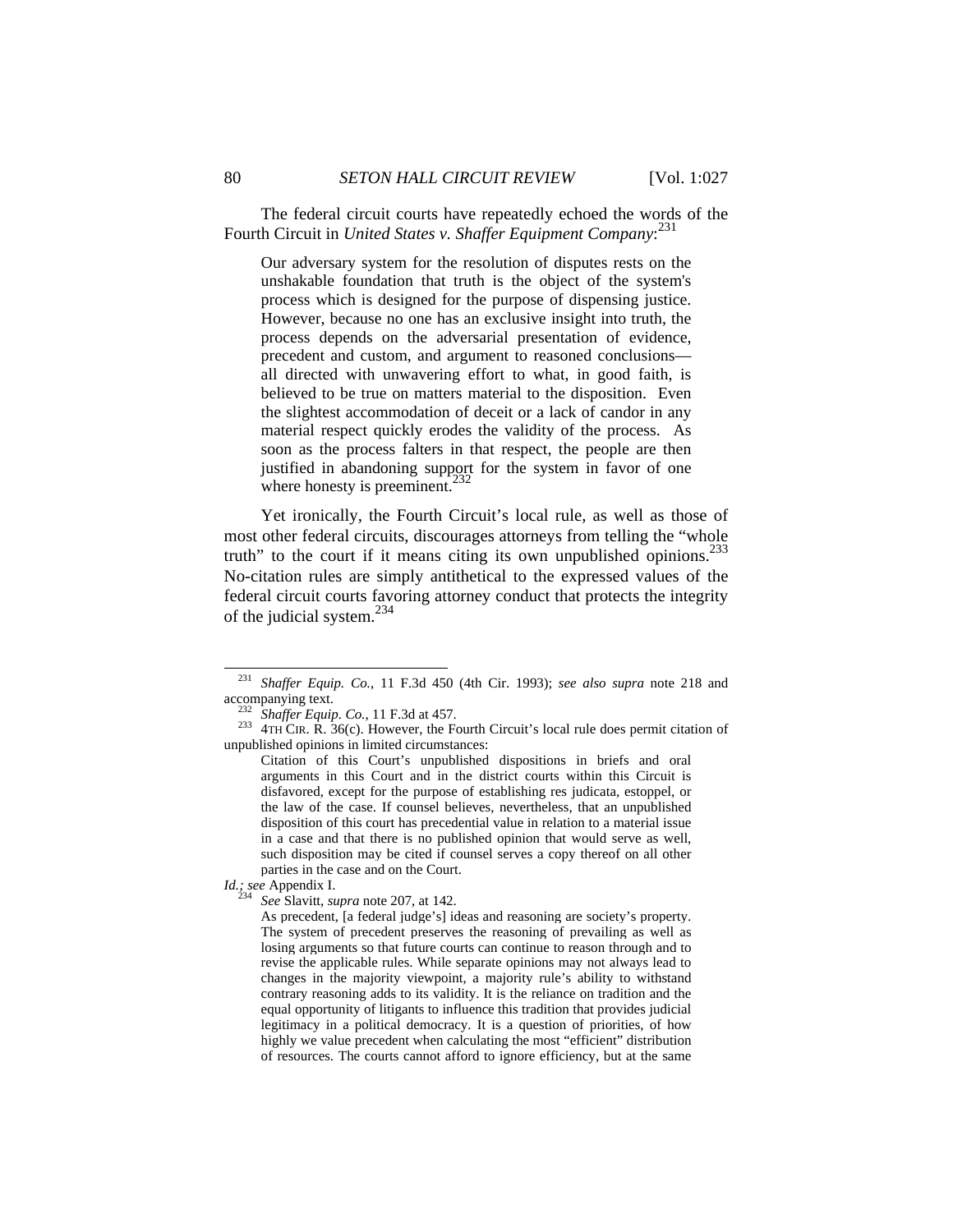The federal circuit courts have repeatedly echoed the words of the Fourth Circuit in *United States v. Shaffer Equipment Company*:[231]

> Our adversary system for the resolution of disputes rests on the unshakable foundation that truth is the object of the system's process which is designed for the purpose of dispensing justice. However, because no one has an exclusive insight into truth, the process depends on the adversarial presentation of evidence, precedent and custom, and argument to reasoned conclusions—all directed with unwavering effort to what, in good faith, is believed to be true on matters material to the disposition. Even the slightest accommodation of deceit or a lack of candor in any material respect quickly erodes the validity of the process. As soon as the process falters in that respect, the people are then justified in abandoning support for the system in favor of one where honesty is preeminent.[232]

Yet ironically, the Fourth Circuit's local rule, as well as those of most other federal circuits, discourages attorneys from telling the "whole truth" to the court if it means citing its own unpublished opinions.[233] No-citation rules are simply antithetical to the expressed values of the federal circuit courts favoring attorney conduct that protects the integrity of the judicial system.[234]

---

[231] *Shaffer Equip. Co.*, 11 F.3d 450 (4th Cir. 1993); *see also supra* note 218 and accompanying text.

[232] *Shaffer Equip. Co.*, 11 F.3d at 457.

[233] 4TH CIR. R. 36(c). However, the Fourth Circuit's local rule does permit citation of unpublished opinions in limited circumstances:

> Citation of this Court's unpublished dispositions in briefs and oral arguments in this Court and in the district courts within this Circuit is disfavored, except for the purpose of establishing res judicata, estoppel, or the law of the case. If counsel believes, nevertheless, that an unpublished disposition of this court has precedential value in relation to a material issue in a case and that there is no published opinion that would serve as well, such disposition may be cited if counsel serves a copy thereof on all other parties in the case and on the Court.

*Id.*; *see* Appendix I.

[234] *See* Slavitt, *supra* note 207, at 142.

> As precedent, [a federal judge's] ideas and reasoning are society's property. The system of precedent preserves the reasoning of prevailing as well as losing arguments so that future courts can continue to reason through and to revise the applicable rules. While separate opinions may not always lead to changes in the majority viewpoint, a majority rule's ability to withstand contrary reasoning adds to its validity. It is the reliance on tradition and the equal opportunity of litigants to influence this tradition that provides judicial legitimacy in a political democracy. It is a question of priorities, of how highly we value precedent when calculating the most "efficient" distribution of resources. The courts cannot afford to ignore efficiency, but at the same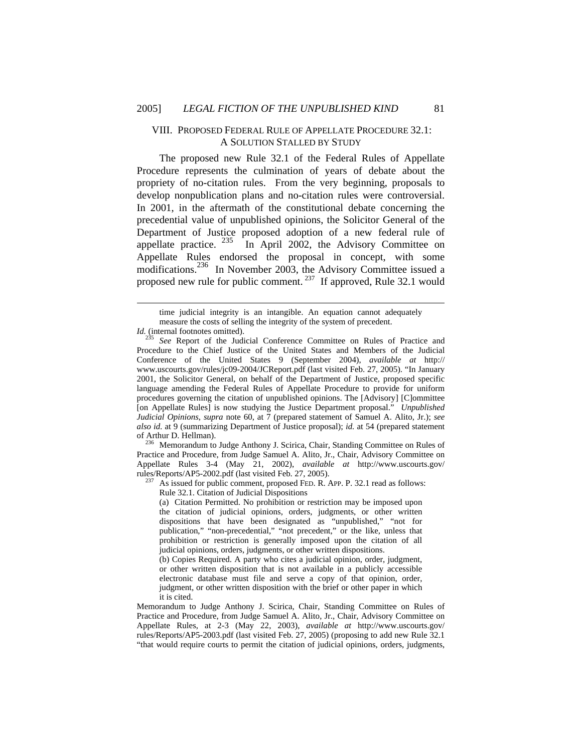## VIII. PROPOSED FEDERAL RULE OF APPELLATE PROCEDURE 32.1: A SOLUTION STALLED BY STUDY

The proposed new Rule 32.1 of the Federal Rules of Appellate Procedure represents the culmination of years of debate about the propriety of no-citation rules. From the very beginning, proposals to develop nonpublication plans and no-citation rules were controversial. In 2001, in the aftermath of the constitutional debate concerning the precedential value of unpublished opinions, the Solicitor General of the Department of Justice proposed adoption of a new federal rule of appellate practice. [235] In April 2002, the Advisory Committee on Appellate Rules endorsed the proposal in concept, with some modifications.[236] In November 2003, the Advisory Committee issued a proposed new rule for public comment. [237] If approved, Rule 32.1 would

---

> time judicial integrity is an intangible. An equation cannot adequately measure the costs of selling the integrity of the system of precedent.

*Id.* (internal footnotes omitted).

[235] *See* Report of the Judicial Conference Committee on Rules of Practice and Procedure to the Chief Justice of the United States and Members of the Judicial Conference of the United States 9 (September 2004), *available at* http://www.uscourts.gov/rules/jc09-2004/JCReport.pdf (last visited Feb. 27, 2005). "In January 2001, the Solicitor General, on behalf of the Department of Justice, proposed specific language amending the Federal Rules of Appellate Procedure to provide for uniform procedures governing the citation of unpublished opinions. The [Advisory] [C]ommittee [on Appellate Rules] is now studying the Justice Department proposal." *Unpublished Judicial Opinions*, *supra* note 60, at 7 (prepared statement of Samuel A. Alito, Jr.); *see also id.* at 9 (summarizing Department of Justice proposal); *id.* at 54 (prepared statement of Arthur D. Hellman).

[236] Memorandum to Judge Anthony J. Scirica, Chair, Standing Committee on Rules of Practice and Procedure, from Judge Samuel A. Alito, Jr., Chair, Advisory Committee on Appellate Rules 3-4 (May 21, 2002), *available at* http://www.uscourts.gov/rules/Reports/AP5-2002.pdf (last visited Feb. 27, 2005).

[237] As issued for public comment, proposed FED. R. APP. P. 32.1 read as follows:

> Rule 32.1. Citation of Judicial Dispositions
>
> (a) Citation Permitted. No prohibition or restriction may be imposed upon the citation of judicial opinions, orders, judgments, or other written dispositions that have been designated as "unpublished," "not for publication," "non-precedential," "not precedent," or the like, unless that prohibition or restriction is generally imposed upon the citation of all judicial opinions, orders, judgments, or other written dispositions.
>
> (b) Copies Required. A party who cites a judicial opinion, order, judgment, or other written disposition that is not available in a publicly accessible electronic database must file and serve a copy of that opinion, order, judgment, or other written disposition with the brief or other paper in which it is cited.

Memorandum to Judge Anthony J. Scirica, Chair, Standing Committee on Rules of Practice and Procedure, from Judge Samuel A. Alito, Jr., Chair, Advisory Committee on Appellate Rules, at 2-3 (May 22, 2003), *available at* http://www.uscourts.gov/rules/Reports/AP5-2003.pdf (last visited Feb. 27, 2005) (proposing to add new Rule 32.1 "that would require courts to permit the citation of judicial opinions, orders, judgments,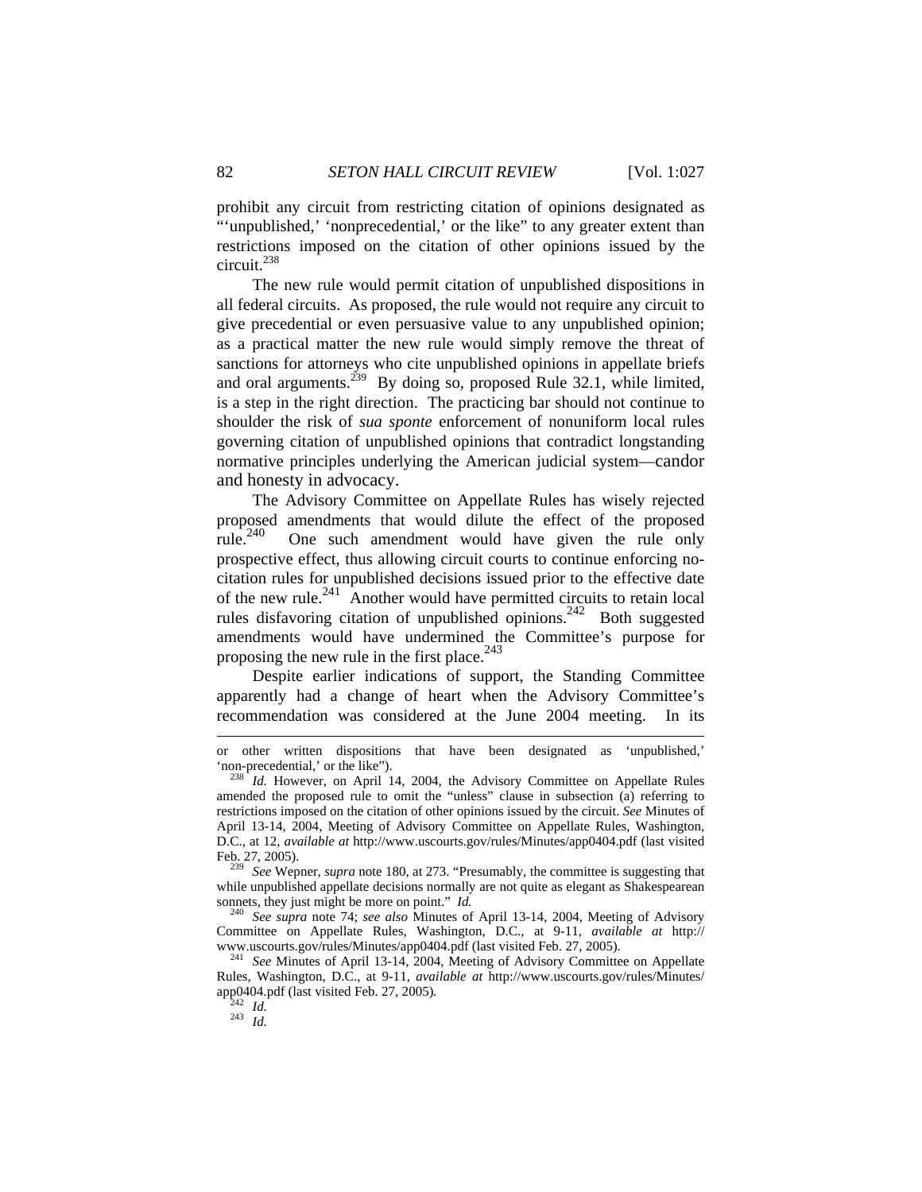prohibit any circuit from restricting citation of opinions designated as "'unpublished,' 'nonprecedential,' or the like" to any greater extent than restrictions imposed on the citation of other opinions issued by the circuit.[238]

The new rule would permit citation of unpublished dispositions in all federal circuits. As proposed, the rule would not require any circuit to give precedential or even persuasive value to any unpublished opinion; as a practical matter the new rule would simply remove the threat of sanctions for attorneys who cite unpublished opinions in appellate briefs and oral arguments.[239] By doing so, proposed Rule 32.1, while limited, is a step in the right direction. The practicing bar should not continue to shoulder the risk of *sua sponte* enforcement of nonuniform local rules governing citation of unpublished opinions that contradict longstanding normative principles underlying the American judicial system—candor and honesty in advocacy.

The Advisory Committee on Appellate Rules has wisely rejected proposed amendments that would dilute the effect of the proposed rule.[240] One such amendment would have given the rule only prospective effect, thus allowing circuit courts to continue enforcing no-citation rules for unpublished decisions issued prior to the effective date of the new rule.[241] Another would have permitted circuits to retain local rules disfavoring citation of unpublished opinions.[242] Both suggested amendments would have undermined the Committee's purpose for proposing the new rule in the first place.[243]

Despite earlier indications of support, the Standing Committee apparently had a change of heart when the Advisory Committee's recommendation was considered at the June 2004 meeting. In its

---

or other written dispositions that have been designated as 'unpublished,' 'non-precedential,' or the like").

[238] *Id.* However, on April 14, 2004, the Advisory Committee on Appellate Rules amended the proposed rule to omit the "unless" clause in subsection (a) referring to restrictions imposed on the citation of other opinions issued by the circuit. *See* Minutes of April 13-14, 2004, Meeting of Advisory Committee on Appellate Rules, Washington, D.C., at 12, *available at* http://www.uscourts.gov/rules/Minutes/app0404.pdf (last visited Feb. 27, 2005).

[239] *See* Wepner, *supra* note 180, at 273. "Presumably, the committee is suggesting that while unpublished appellate decisions normally are not quite as elegant as Shakespearean sonnets, they just might be more on point." *Id.*

[240] *See supra* note 74; *see also* Minutes of April 13-14, 2004, Meeting of Advisory Committee on Appellate Rules, Washington, D.C., at 9-11, *available at* http://www.uscourts.gov/rules/Minutes/app0404.pdf (last visited Feb. 27, 2005).

[241] *See* Minutes of April 13-14, 2004, Meeting of Advisory Committee on Appellate Rules, Washington, D.C., at 9-11, *available at* http://www.uscourts.gov/rules/Minutes/app0404.pdf (last visited Feb. 27, 2005).

[242] *Id.*

[243] *Id.*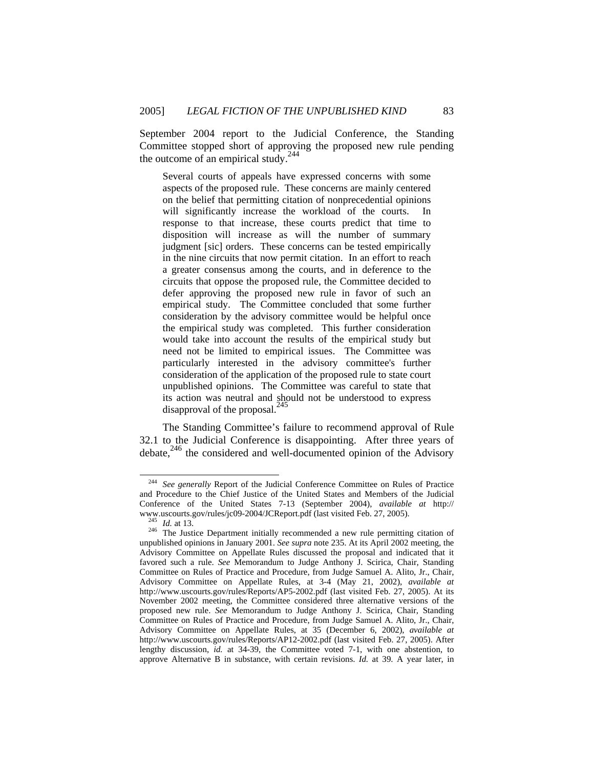September 2004 report to the Judicial Conference, the Standing Committee stopped short of approving the proposed new rule pending the outcome of an empirical study.[244]

> Several courts of appeals have expressed concerns with some aspects of the proposed rule. These concerns are mainly centered on the belief that permitting citation of nonprecedential opinions will significantly increase the workload of the courts. In response to that increase, these courts predict that time to disposition will increase as will the number of summary judgment [sic] orders. These concerns can be tested empirically in the nine circuits that now permit citation. In an effort to reach a greater consensus among the courts, and in deference to the circuits that oppose the proposed rule, the Committee decided to defer approving the proposed new rule in favor of such an empirical study. The Committee concluded that some further consideration by the advisory committee would be helpful once the empirical study was completed. This further consideration would take into account the results of the empirical study but need not be limited to empirical issues. The Committee was particularly interested in the advisory committee's further consideration of the application of the proposed rule to state court unpublished opinions. The Committee was careful to state that its action was neutral and should not be understood to express disapproval of the proposal.[245]

The Standing Committee's failure to recommend approval of Rule 32.1 to the Judicial Conference is disappointing. After three years of debate,[246] the considered and well-documented opinion of the Advisory

---

[244] *See generally* Report of the Judicial Conference Committee on Rules of Practice and Procedure to the Chief Justice of the United States and Members of the Judicial Conference of the United States 7-13 (September 2004), *available at* http://www.uscourts.gov/rules/jc09-2004/JCReport.pdf (last visited Feb. 27, 2005).

[245] *Id.* at 13.

[246] The Justice Department initially recommended a new rule permitting citation of unpublished opinions in January 2001. *See supra* note 235. At its April 2002 meeting, the Advisory Committee on Appellate Rules discussed the proposal and indicated that it favored such a rule. *See* Memorandum to Judge Anthony J. Scirica, Chair, Standing Committee on Rules of Practice and Procedure, from Judge Samuel A. Alito, Jr., Chair, Advisory Committee on Appellate Rules, at 3-4 (May 21, 2002), *available at* http://www.uscourts.gov/rules/Reports/AP5-2002.pdf (last visited Feb. 27, 2005). At its November 2002 meeting, the Committee considered three alternative versions of the proposed new rule. *See* Memorandum to Judge Anthony J. Scirica, Chair, Standing Committee on Rules of Practice and Procedure, from Judge Samuel A. Alito, Jr., Chair, Advisory Committee on Appellate Rules, at 35 (December 6, 2002), *available at* http://www.uscourts.gov/rules/Reports/AP12-2002.pdf (last visited Feb. 27, 2005). After lengthy discussion, *id.* at 34-39, the Committee voted 7-1, with one abstention, to approve Alternative B in substance, with certain revisions. *Id.* at 39. A year later, in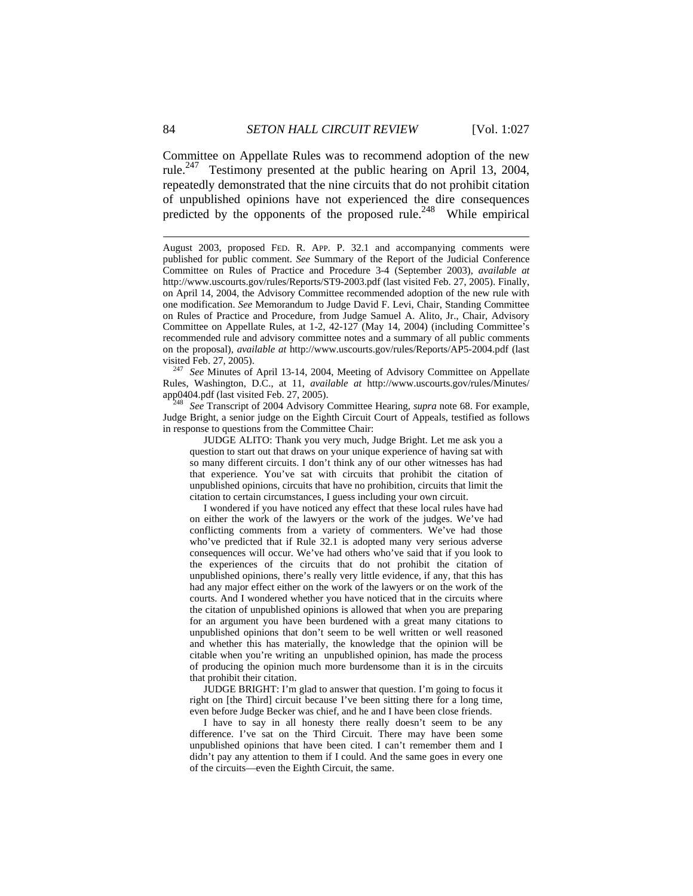Committee on Appellate Rules was to recommend adoption of the new rule.[247] Testimony presented at the public hearing on April 13, 2004, repeatedly demonstrated that the nine circuits that do not prohibit citation of unpublished opinions have not experienced the dire consequences predicted by the opponents of the proposed rule.[248] While empirical

---

August 2003, proposed FED. R. APP. P. 32.1 and accompanying comments were published for public comment. *See* Summary of the Report of the Judicial Conference Committee on Rules of Practice and Procedure 3-4 (September 2003), *available at* http://www.uscourts.gov/rules/Reports/ST9-2003.pdf (last visited Feb. 27, 2005). Finally, on April 14, 2004, the Advisory Committee recommended adoption of the new rule with one modification. *See* Memorandum to Judge David F. Levi, Chair, Standing Committee on Rules of Practice and Procedure, from Judge Samuel A. Alito, Jr., Chair, Advisory Committee on Appellate Rules, at 1-2, 42-127 (May 14, 2004) (including Committee's recommended rule and advisory committee notes and a summary of all public comments on the proposal), *available at* http://www.uscourts.gov/rules/Reports/AP5-2004.pdf (last visited Feb. 27, 2005).

[247] *See* Minutes of April 13-14, 2004, Meeting of Advisory Committee on Appellate Rules, Washington, D.C., at 11, *available at* http://www.uscourts.gov/rules/Minutes/app0404.pdf (last visited Feb. 27, 2005).

[248] *See* Transcript of 2004 Advisory Committee Hearing, *supra* note 68. For example, Judge Bright, a senior judge on the Eighth Circuit Court of Appeals, testified as follows in response to questions from the Committee Chair:

> JUDGE ALITO: Thank you very much, Judge Bright. Let me ask you a question to start out that draws on your unique experience of having sat with so many different circuits. I don't think any of our other witnesses has had that experience. You've sat with circuits that prohibit the citation of unpublished opinions, circuits that have no prohibition, circuits that limit the citation to certain circumstances, I guess including your own circuit.
>
> I wondered if you have noticed any effect that these local rules have had on either the work of the lawyers or the work of the judges. We've had conflicting comments from a variety of commenters. We've had those who've predicted that if Rule 32.1 is adopted many very serious adverse consequences will occur. We've had others who've said that if you look to the experiences of the circuits that do not prohibit the citation of unpublished opinions, there's really very little evidence, if any, that this has had any major effect either on the work of the lawyers or on the work of the courts. And I wondered whether you have noticed that in the circuits where the citation of unpublished opinions is allowed that when you are preparing for an argument you have been burdened with a great many citations to unpublished opinions that don't seem to be well written or well reasoned and whether this has materially, the knowledge that the opinion will be citable when you're writing an unpublished opinion, has made the process of producing the opinion much more burdensome than it is in the circuits that prohibit their citation.
>
> JUDGE BRIGHT: I'm glad to answer that question. I'm going to focus it right on [the Third] circuit because I've been sitting there for a long time, even before Judge Becker was chief, and he and I have been close friends.
>
> I have to say in all honesty there really doesn't seem to be any difference. I've sat on the Third Circuit. There may have been some unpublished opinions that have been cited. I can't remember them and I didn't pay any attention to them if I could. And the same goes in every one of the circuits—even the Eighth Circuit, the same.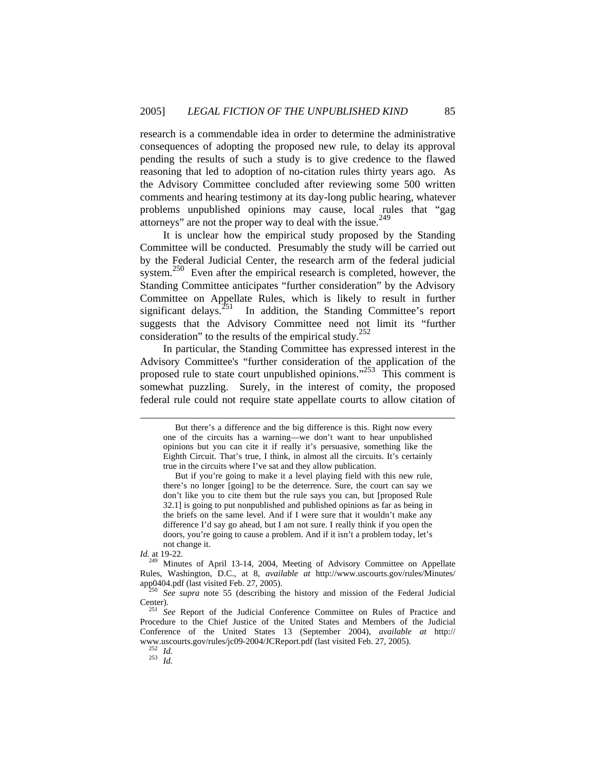research is a commendable idea in order to determine the administrative consequences of adopting the proposed new rule, to delay its approval pending the results of such a study is to give credence to the flawed reasoning that led to adoption of no-citation rules thirty years ago. As the Advisory Committee concluded after reviewing some 500 written comments and hearing testimony at its day-long public hearing, whatever problems unpublished opinions may cause, local rules that "gag attorneys" are not the proper way to deal with the issue.[249]

It is unclear how the empirical study proposed by the Standing Committee will be conducted. Presumably the study will be carried out by the Federal Judicial Center, the research arm of the federal judicial system.[250] Even after the empirical research is completed, however, the Standing Committee anticipates "further consideration" by the Advisory Committee on Appellate Rules, which is likely to result in further significant delays.[251] In addition, the Standing Committee's report suggests that the Advisory Committee need not limit its "further consideration" to the results of the empirical study.[252]

In particular, the Standing Committee has expressed interest in the Advisory Committee's "further consideration of the application of the proposed rule to state court unpublished opinions."[253] This comment is somewhat puzzling. Surely, in the interest of comity, the proposed federal rule could not require state appellate courts to allow citation of

---

> But there's a difference and the big difference is this. Right now every one of the circuits has a warning—we don't want to hear unpublished opinions but you can cite it if really it's persuasive, something like the Eighth Circuit. That's true, I think, in almost all the circuits. It's certainly true in the circuits where I've sat and they allow publication.
>
> But if you're going to make it a level playing field with this new rule, there's no longer [going] to be the deterrence. Sure, the court can say we don't like you to cite them but the rule says you can, but [proposed Rule 32.1] is going to put nonpublished and published opinions as far as being in the briefs on the same level. And if I were sure that it wouldn't make any difference I'd say go ahead, but I am not sure. I really think if you open the doors, you're going to cause a problem. And if it isn't a problem today, let's not change it.

*Id.* at 19-22.

[249] Minutes of April 13-14, 2004, Meeting of Advisory Committee on Appellate Rules, Washington, D.C., at 8, *available at* http://www.uscourts.gov/rules/Minutes/app0404.pdf (last visited Feb. 27, 2005).

[250] *See supra* note 55 (describing the history and mission of the Federal Judicial Center).

[251] *See* Report of the Judicial Conference Committee on Rules of Practice and Procedure to the Chief Justice of the United States and Members of the Judicial Conference of the United States 13 (September 2004), *available at* http://www.uscourts.gov/rules/jc09-2004/JCReport.pdf (last visited Feb. 27, 2005).

[252] *Id.*

[253] *Id.*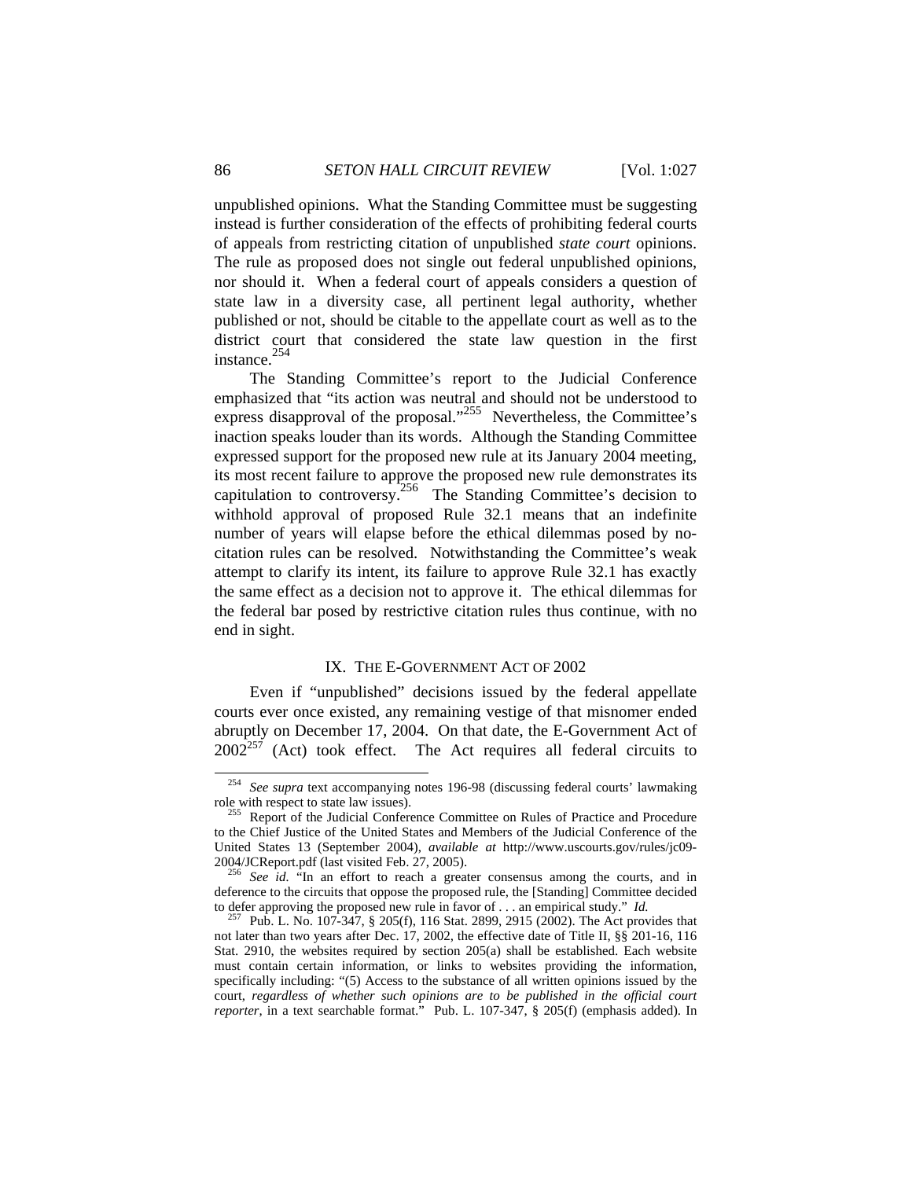unpublished opinions. What the Standing Committee must be suggesting instead is further consideration of the effects of prohibiting federal courts of appeals from restricting citation of unpublished *state court* opinions. The rule as proposed does not single out federal unpublished opinions, nor should it. When a federal court of appeals considers a question of state law in a diversity case, all pertinent legal authority, whether published or not, should be citable to the appellate court as well as to the district court that considered the state law question in the first instance.[254]

The Standing Committee's report to the Judicial Conference emphasized that "its action was neutral and should not be understood to express disapproval of the proposal."[255] Nevertheless, the Committee's inaction speaks louder than its words. Although the Standing Committee expressed support for the proposed new rule at its January 2004 meeting, its most recent failure to approve the proposed new rule demonstrates its capitulation to controversy.[256] The Standing Committee's decision to withhold approval of proposed Rule 32.1 means that an indefinite number of years will elapse before the ethical dilemmas posed by no-citation rules can be resolved. Notwithstanding the Committee's weak attempt to clarify its intent, its failure to approve Rule 32.1 has exactly the same effect as a decision not to approve it. The ethical dilemmas for the federal bar posed by restrictive citation rules thus continue, with no end in sight.

## IX. THE E-GOVERNMENT ACT OF 2002

Even if "unpublished" decisions issued by the federal appellate courts ever once existed, any remaining vestige of that misnomer ended abruptly on December 17, 2004. On that date, the E-Government Act of 2002[257] (Act) took effect. The Act requires all federal circuits to

---

[254] *See supra* text accompanying notes 196-98 (discussing federal courts' lawmaking role with respect to state law issues).

[255] Report of the Judicial Conference Committee on Rules of Practice and Procedure to the Chief Justice of the United States and Members of the Judicial Conference of the United States 13 (September 2004), *available at* http://www.uscourts.gov/rules/jc09-2004/JCReport.pdf (last visited Feb. 27, 2005).

[256] *See id.* "In an effort to reach a greater consensus among the courts, and in deference to the circuits that oppose the proposed rule, the [Standing] Committee decided to defer approving the proposed new rule in favor of . . . an empirical study." *Id.*

[257] Pub. L. No. 107-347, § 205(f), 116 Stat. 2899, 2915 (2002). The Act provides that not later than two years after Dec. 17, 2002, the effective date of Title II, §§ 201-16, 116 Stat. 2910, the websites required by section 205(a) shall be established. Each website must contain certain information, or links to websites providing the information, specifically including: "(5) Access to the substance of all written opinions issued by the court, *regardless of whether such opinions are to be published in the official court reporter*, in a text searchable format." Pub. L. 107-347, § 205(f) (emphasis added). In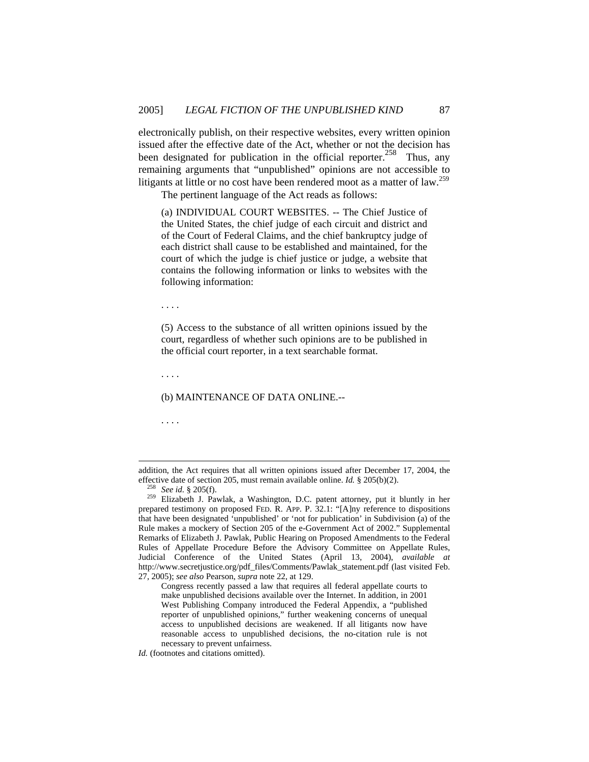electronically publish, on their respective websites, every written opinion issued after the effective date of the Act, whether or not the decision has been designated for publication in the official reporter.[258] Thus, any remaining arguments that "unpublished" opinions are not accessible to litigants at little or no cost have been rendered moot as a matter of law.[259]

The pertinent language of the Act reads as follows:

> (a) INDIVIDUAL COURT WEBSITES. -- The Chief Justice of the United States, the chief judge of each circuit and district and of the Court of Federal Claims, and the chief bankruptcy judge of each district shall cause to be established and maintained, for the court of which the judge is chief justice or judge, a website that contains the following information or links to websites with the following information:
>
> . . . .
>
> (5) Access to the substance of all written opinions issued by the court, regardless of whether such opinions are to be published in the official court reporter, in a text searchable format.
>
> . . . .
>
> (b) MAINTENANCE OF DATA ONLINE.--
>
> . . . .

---

addition, the Act requires that all written opinions issued after December 17, 2004, the effective date of section 205, must remain available online. *Id.* § 205(b)(2).

[258] *See id.* § 205(f).

[259] Elizabeth J. Pawlak, a Washington, D.C. patent attorney, put it bluntly in her prepared testimony on proposed FED. R. APP. P. 32.1: "[A]ny reference to dispositions that have been designated 'unpublished' or 'not for publication' in Subdivision (a) of the Rule makes a mockery of Section 205 of the e-Government Act of 2002." Supplemental Remarks of Elizabeth J. Pawlak, Public Hearing on Proposed Amendments to the Federal Rules of Appellate Procedure Before the Advisory Committee on Appellate Rules, Judicial Conference of the United States (April 13, 2004), *available at* http://www.secretjustice.org/pdf_files/Comments/Pawlak_statement.pdf (last visited Feb. 27, 2005); *see also* Pearson, *supra* note 22, at 129.

> Congress recently passed a law that requires all federal appellate courts to make unpublished decisions available over the Internet. In addition, in 2001 West Publishing Company introduced the Federal Appendix, a "published reporter of unpublished opinions," further weakening concerns of unequal access to unpublished decisions are weakened. If all litigants now have reasonable access to unpublished decisions, the no-citation rule is not necessary to prevent unfairness.

*Id.* (footnotes and citations omitted).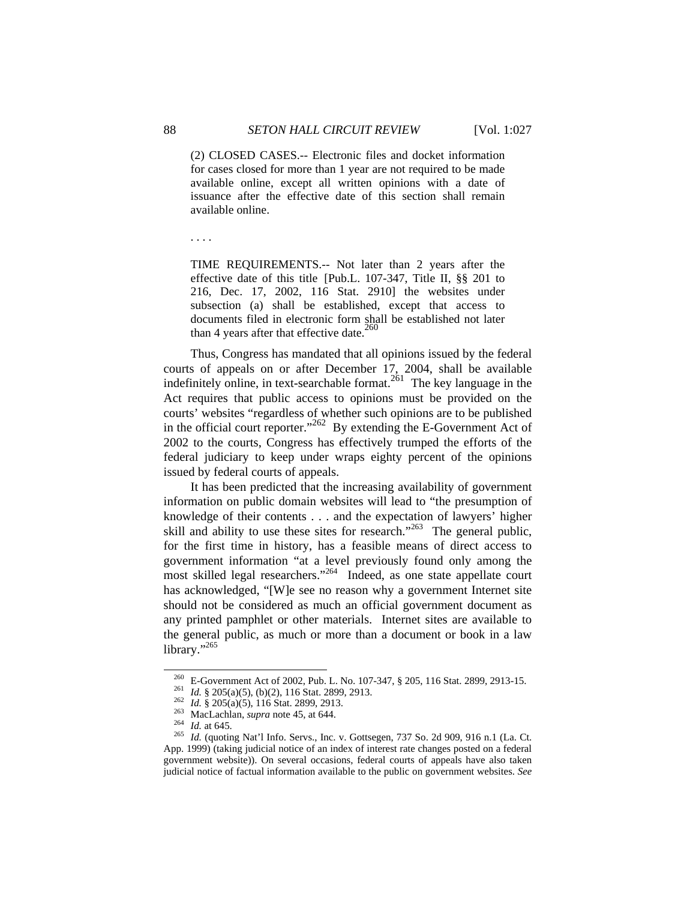> (2) CLOSED CASES.-- Electronic files and docket information for cases closed for more than 1 year are not required to be made available online, except all written opinions with a date of issuance after the effective date of this section shall remain available online.
>
> . . . .
>
> TIME REQUIREMENTS.-- Not later than 2 years after the effective date of this title [Pub.L. 107-347, Title II, §§ 201 to 216, Dec. 17, 2002, 116 Stat. 2910] the websites under subsection (a) shall be established, except that access to documents filed in electronic form shall be established not later than 4 years after that effective date.[260]

Thus, Congress has mandated that all opinions issued by the federal courts of appeals on or after December 17, 2004, shall be available indefinitely online, in text-searchable format.[261] The key language in the Act requires that public access to opinions must be provided on the courts' websites "regardless of whether such opinions are to be published in the official court reporter."[262] By extending the E-Government Act of 2002 to the courts, Congress has effectively trumped the efforts of the federal judiciary to keep under wraps eighty percent of the opinions issued by federal courts of appeals.

It has been predicted that the increasing availability of government information on public domain websites will lead to "the presumption of knowledge of their contents . . . and the expectation of lawyers' higher skill and ability to use these sites for research."[263] The general public, for the first time in history, has a feasible means of direct access to government information "at a level previously found only among the most skilled legal researchers."[264] Indeed, as one state appellate court has acknowledged, "[W]e see no reason why a government Internet site should not be considered as much an official government document as any printed pamphlet or other materials. Internet sites are available to the general public, as much or more than a document or book in a law library."[265]

---

[260] E-Government Act of 2002, Pub. L. No. 107-347, § 205, 116 Stat. 2899, 2913-15.

[261] *Id.* § 205(a)(5), (b)(2), 116 Stat. 2899, 2913.

[262] *Id.* § 205(a)(5), 116 Stat. 2899, 2913.

[263] MacLachlan, *supra* note 45, at 644.

[264] *Id.* at 645.

[265] *Id.* (quoting Nat'l Info. Servs., Inc. v. Gottsegen, 737 So. 2d 909, 916 n.1 (La. Ct. App. 1999) (taking judicial notice of an index of interest rate changes posted on a federal government website)). On several occasions, federal courts of appeals have also taken judicial notice of factual information available to the public on government websites. *See*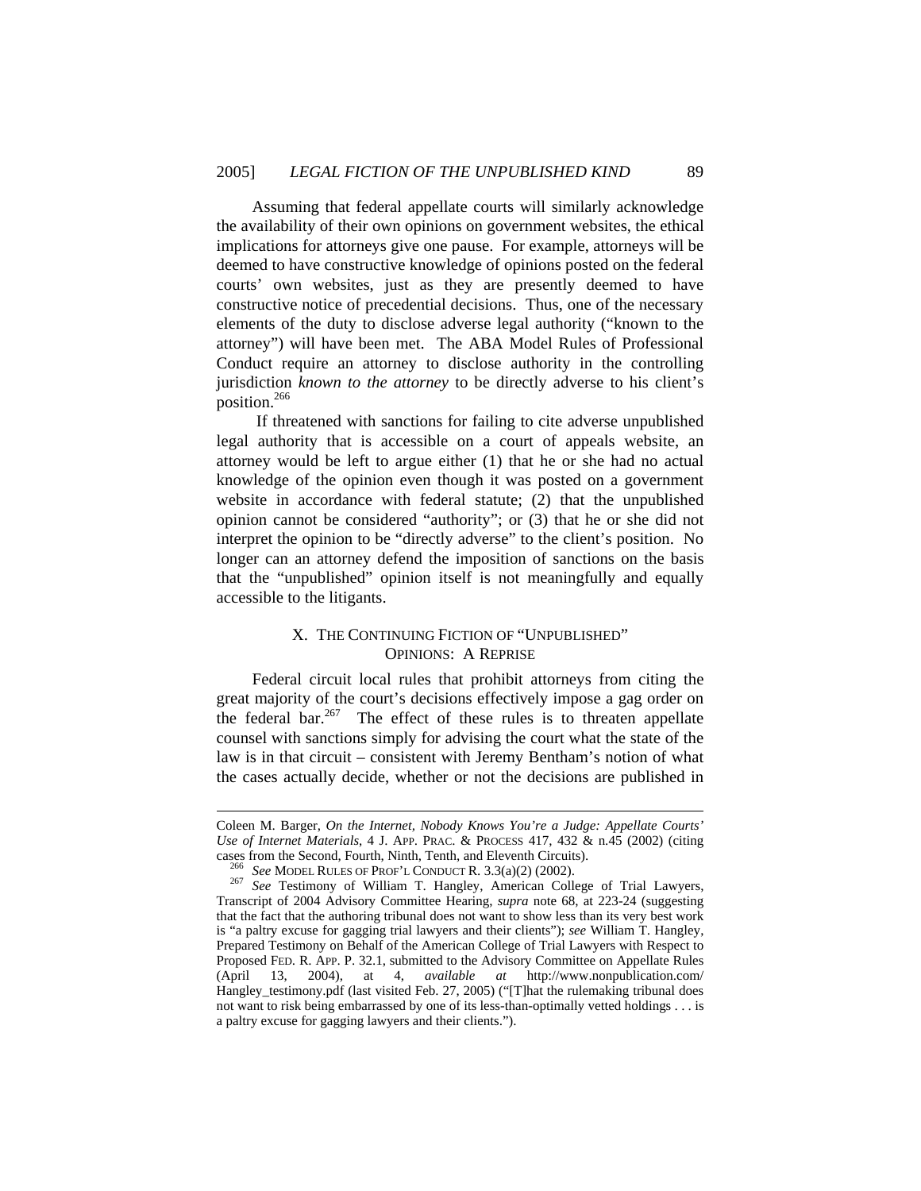Assuming that federal appellate courts will similarly acknowledge the availability of their own opinions on government websites, the ethical implications for attorneys give one pause. For example, attorneys will be deemed to have constructive knowledge of opinions posted on the federal courts' own websites, just as they are presently deemed to have constructive notice of precedential decisions. Thus, one of the necessary elements of the duty to disclose adverse legal authority ("known to the attorney") will have been met. The ABA Model Rules of Professional Conduct require an attorney to disclose authority in the controlling jurisdiction *known to the attorney* to be directly adverse to his client's position.[266]

If threatened with sanctions for failing to cite adverse unpublished legal authority that is accessible on a court of appeals website, an attorney would be left to argue either (1) that he or she had no actual knowledge of the opinion even though it was posted on a government website in accordance with federal statute; (2) that the unpublished opinion cannot be considered "authority"; or (3) that he or she did not interpret the opinion to be "directly adverse" to the client's position. No longer can an attorney defend the imposition of sanctions on the basis that the "unpublished" opinion itself is not meaningfully and equally accessible to the litigants.

## X. THE CONTINUING FICTION OF "UNPUBLISHED" OPINIONS: A REPRISE

Federal circuit local rules that prohibit attorneys from citing the great majority of the court's decisions effectively impose a gag order on the federal bar.[267] The effect of these rules is to threaten appellate counsel with sanctions simply for advising the court what the state of the law is in that circuit – consistent with Jeremy Bentham's notion of what the cases actually decide, whether or not the decisions are published in

---

Coleen M. Barger, *On the Internet, Nobody Knows You're a Judge: Appellate Courts' Use of Internet Materials*, 4 J. APP. PRAC. & PROCESS 417, 432 & n.45 (2002) (citing cases from the Second, Fourth, Ninth, Tenth, and Eleventh Circuits).

[266] *See* MODEL RULES OF PROF'L CONDUCT R. 3.3(a)(2) (2002).

[267] *See* Testimony of William T. Hangley, American College of Trial Lawyers, Transcript of 2004 Advisory Committee Hearing, *supra* note 68, at 223-24 (suggesting that the fact that the authoring tribunal does not want to show less than its very best work is "a paltry excuse for gagging trial lawyers and their clients"); *see* William T. Hangley, Prepared Testimony on Behalf of the American College of Trial Lawyers with Respect to Proposed FED. R. APP. P. 32.1, submitted to the Advisory Committee on Appellate Rules (April 13, 2004), at 4, *available at* http://www.nonpublication.com/Hangley_testimony.pdf (last visited Feb. 27, 2005) ("[T]hat the rulemaking tribunal does not want to risk being embarrassed by one of its less-than-optimally vetted holdings . . . is a paltry excuse for gagging lawyers and their clients.").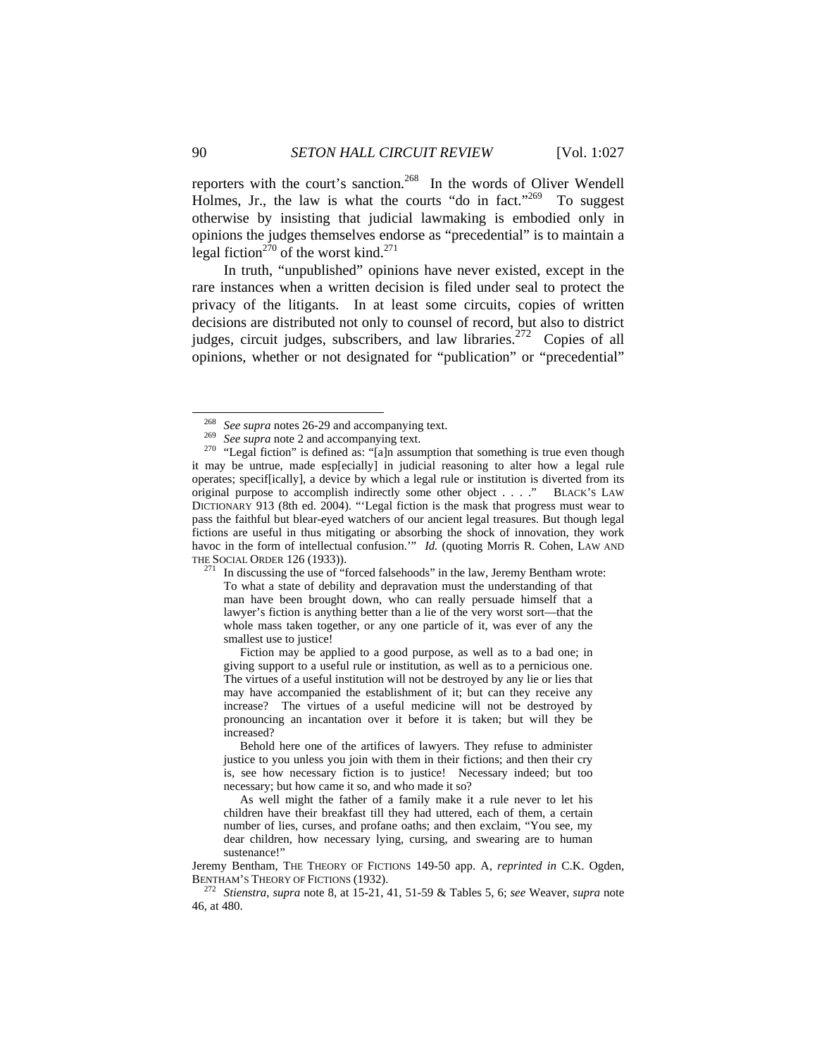reporters with the court's sanction.[268] In the words of Oliver Wendell Holmes, Jr., the law is what the courts "do in fact."[269] To suggest otherwise by insisting that judicial lawmaking is embodied only in opinions the judges themselves endorse as "precedential" is to maintain a legal fiction[270] of the worst kind.[271]

In truth, "unpublished" opinions have never existed, except in the rare instances when a written decision is filed under seal to protect the privacy of the litigants. In at least some circuits, copies of written decisions are distributed not only to counsel of record, but also to district judges, circuit judges, subscribers, and law libraries.[272] Copies of all opinions, whether or not designated for "publication" or "precedential"

---

[268] *See supra* notes 26-29 and accompanying text.

[269] *See supra* note 2 and accompanying text.

[270] "Legal fiction" is defined as: "[a]n assumption that something is true even though it may be untrue, made esp[ecially] in judicial reasoning to alter how a legal rule operates; specif[ically], a device by which a legal rule or institution is diverted from its original purpose to accomplish indirectly some other object . . . ." BLACK'S LAW DICTIONARY 913 (8th ed. 2004). "'Legal fiction is the mask that progress must wear to pass the faithful but blear-eyed watchers of our ancient legal treasures. But though legal fictions are useful in thus mitigating or absorbing the shock of innovation, they work havoc in the form of intellectual confusion.'" *Id.* (quoting Morris R. Cohen, LAW AND THE SOCIAL ORDER 126 (1933)).

[271] In discussing the use of "forced falsehoods" in the law, Jeremy Bentham wrote:

> To what a state of debility and depravation must the understanding of that man have been brought down, who can really persuade himself that a lawyer's fiction is anything better than a lie of the very worst sort—that the whole mass taken together, or any one particle of it, was ever of any the smallest use to justice!
>
> Fiction may be applied to a good purpose, as well as to a bad one; in giving support to a useful rule or institution, as well as to a pernicious one. The virtues of a useful institution will not be destroyed by any lie or lies that may have accompanied the establishment of it; but can they receive any increase? The virtues of a useful medicine will not be destroyed by pronouncing an incantation over it before it is taken; but will they be increased?
>
> Behold here one of the artifices of lawyers. They refuse to administer justice to you unless you join with them in their fictions; and then their cry is, see how necessary fiction is to justice! Necessary indeed; but too necessary; but how came it so, and who made it so?
>
> As well might the father of a family make it a rule never to let his children have their breakfast till they had uttered, each of them, a certain number of lies, curses, and profane oaths; and then exclaim, "You see, my dear children, how necessary lying, cursing, and swearing are to human sustenance!"

Jeremy Bentham, THE THEORY OF FICTIONS 149-50 app. A, *reprinted in* C.K. Ogden, BENTHAM'S THEORY OF FICTIONS (1932).

[272] *Stienstra*, *supra* note 8, at 15-21, 41, 51-59 & Tables 5, 6; *see* Weaver, *supra* note 46, at 480.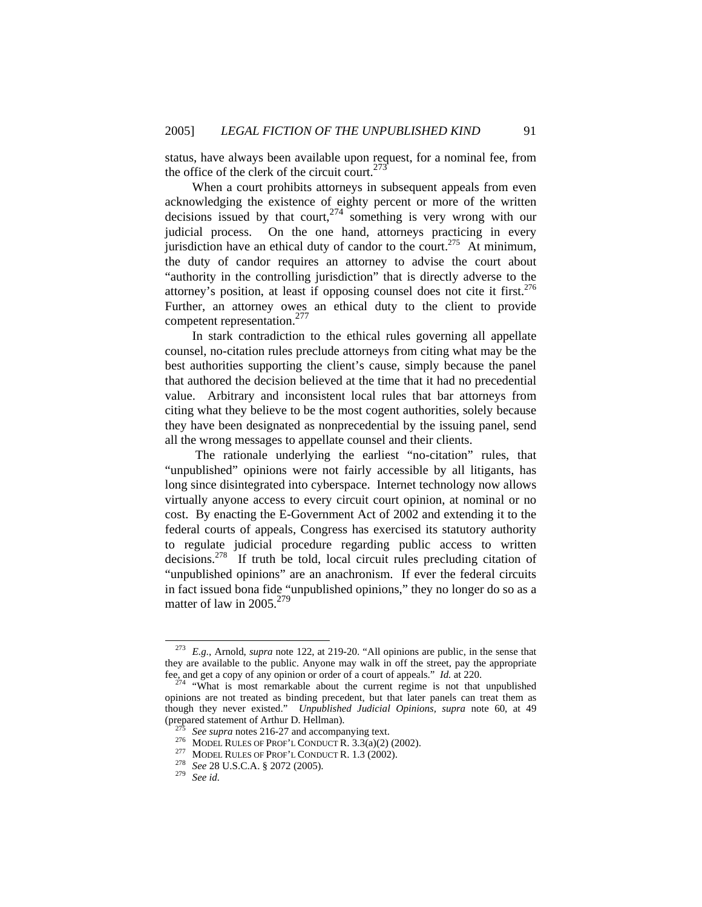status, have always been available upon request, for a nominal fee, from the office of the clerk of the circuit court.[273]

When a court prohibits attorneys in subsequent appeals from even acknowledging the existence of eighty percent or more of the written decisions issued by that court,[274] something is very wrong with our judicial process. On the one hand, attorneys practicing in every jurisdiction have an ethical duty of candor to the court.[275] At minimum, the duty of candor requires an attorney to advise the court about "authority in the controlling jurisdiction" that is directly adverse to the attorney's position, at least if opposing counsel does not cite it first.[276] Further, an attorney owes an ethical duty to the client to provide competent representation.[277]

In stark contradiction to the ethical rules governing all appellate counsel, no-citation rules preclude attorneys from citing what may be the best authorities supporting the client's cause, simply because the panel that authored the decision believed at the time that it had no precedential value. Arbitrary and inconsistent local rules that bar attorneys from citing what they believe to be the most cogent authorities, solely because they have been designated as nonprecedential by the issuing panel, send all the wrong messages to appellate counsel and their clients.

The rationale underlying the earliest "no-citation" rules, that "unpublished" opinions were not fairly accessible by all litigants, has long since disintegrated into cyberspace. Internet technology now allows virtually anyone access to every circuit court opinion, at nominal or no cost. By enacting the E-Government Act of 2002 and extending it to the federal courts of appeals, Congress has exercised its statutory authority to regulate judicial procedure regarding public access to written decisions.[278] If truth be told, local circuit rules precluding citation of "unpublished opinions" are an anachronism. If ever the federal circuits in fact issued bona fide "unpublished opinions," they no longer do so as a matter of law in 2005.[279]

---

[273] *E.g.*, Arnold, *supra* note 122, at 219-20. "All opinions are public, in the sense that they are available to the public. Anyone may walk in off the street, pay the appropriate fee, and get a copy of any opinion or order of a court of appeals." *Id.* at 220.

[274] "What is most remarkable about the current regime is not that unpublished opinions are not treated as binding precedent, but that later panels can treat them as though they never existed." *Unpublished Judicial Opinions*, *supra* note 60, at 49 (prepared statement of Arthur D. Hellman).

[275] *See supra* notes 216-27 and accompanying text.

[276] MODEL RULES OF PROF'L CONDUCT R. 3.3(a)(2) (2002).

[277] MODEL RULES OF PROF'L CONDUCT R. 1.3 (2002).

[278] *See* 28 U.S.C.A. § 2072 (2005).

[279] *See id.*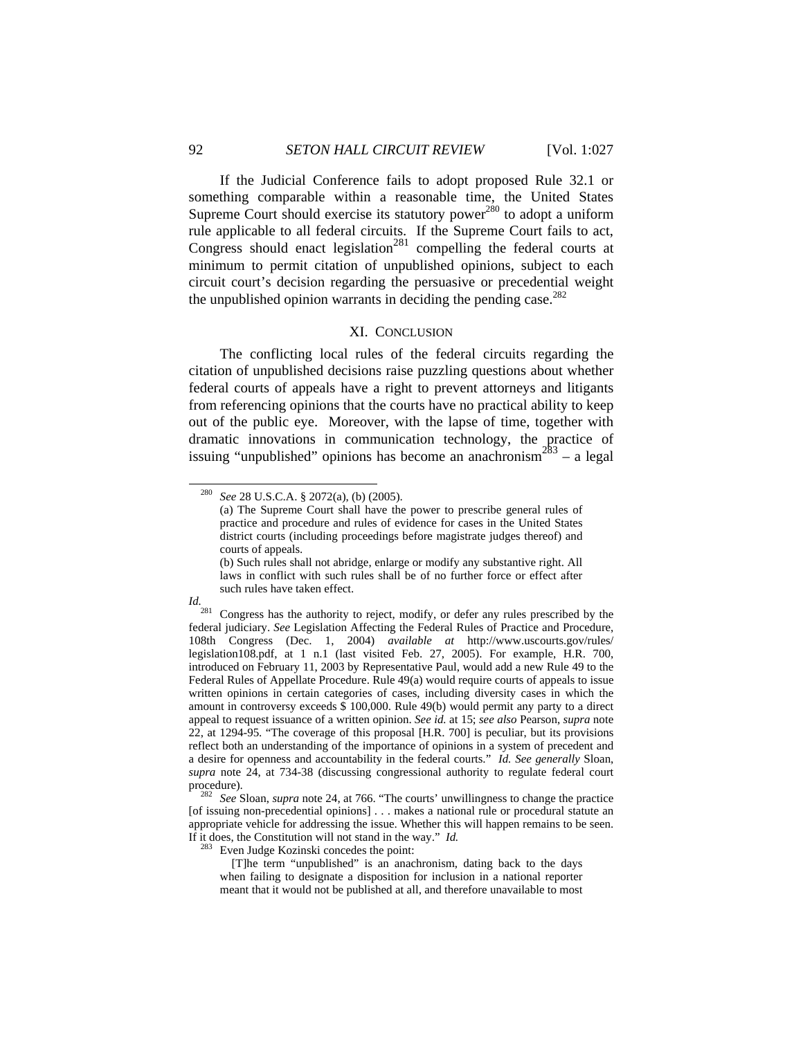If the Judicial Conference fails to adopt proposed Rule 32.1 or something comparable within a reasonable time, the United States Supreme Court should exercise its statutory power[280] to adopt a uniform rule applicable to all federal circuits. If the Supreme Court fails to act, Congress should enact legislation[281] compelling the federal courts at minimum to permit citation of unpublished opinions, subject to each circuit court's decision regarding the persuasive or precedential weight the unpublished opinion warrants in deciding the pending case.[282]

## XI. CONCLUSION

The conflicting local rules of the federal circuits regarding the citation of unpublished decisions raise puzzling questions about whether federal courts of appeals have a right to prevent attorneys and litigants from referencing opinions that the courts have no practical ability to keep out of the public eye. Moreover, with the lapse of time, together with dramatic innovations in communication technology, the practice of issuing "unpublished" opinions has become an anachronism[283] – a legal

---

[280] *See* 28 U.S.C.A. § 2072(a), (b) (2005).

> (a) The Supreme Court shall have the power to prescribe general rules of practice and procedure and rules of evidence for cases in the United States district courts (including proceedings before magistrate judges thereof) and courts of appeals.
>
> (b) Such rules shall not abridge, enlarge or modify any substantive right. All laws in conflict with such rules shall be of no further force or effect after such rules have taken effect.

*Id.*

[281] Congress has the authority to reject, modify, or defer any rules prescribed by the federal judiciary. *See* Legislation Affecting the Federal Rules of Practice and Procedure, 108th Congress (Dec. 1, 2004) *available at* http://www.uscourts.gov/rules/legislation108.pdf, at 1 n.1 (last visited Feb. 27, 2005). For example, H.R. 700, introduced on February 11, 2003 by Representative Paul, would add a new Rule 49 to the Federal Rules of Appellate Procedure. Rule 49(a) would require courts of appeals to issue written opinions in certain categories of cases, including diversity cases in which the amount in controversy exceeds $ 100,000. Rule 49(b) would permit any party to a direct appeal to request issuance of a written opinion. *See id.* at 15; *see also* Pearson, *supra* note 22, at 1294-95. "The coverage of this proposal [H.R. 700] is peculiar, but its provisions reflect both an understanding of the importance of opinions in a system of precedent and a desire for openness and accountability in the federal courts." *Id. See generally* Sloan, *supra* note 24, at 734-38 (discussing congressional authority to regulate federal court procedure).

[282] *See* Sloan, *supra* note 24, at 766. "The courts' unwillingness to change the practice [of issuing non-precedential opinions] . . . makes a national rule or procedural statute an appropriate vehicle for addressing the issue. Whether this will happen remains to be seen. If it does, the Constitution will not stand in the way." *Id.*

[283] Even Judge Kozinski concedes the point:

> [T]he term "unpublished" is an anachronism, dating back to the days when failing to designate a disposition for inclusion in a national reporter meant that it would not be published at all, and therefore unavailable to most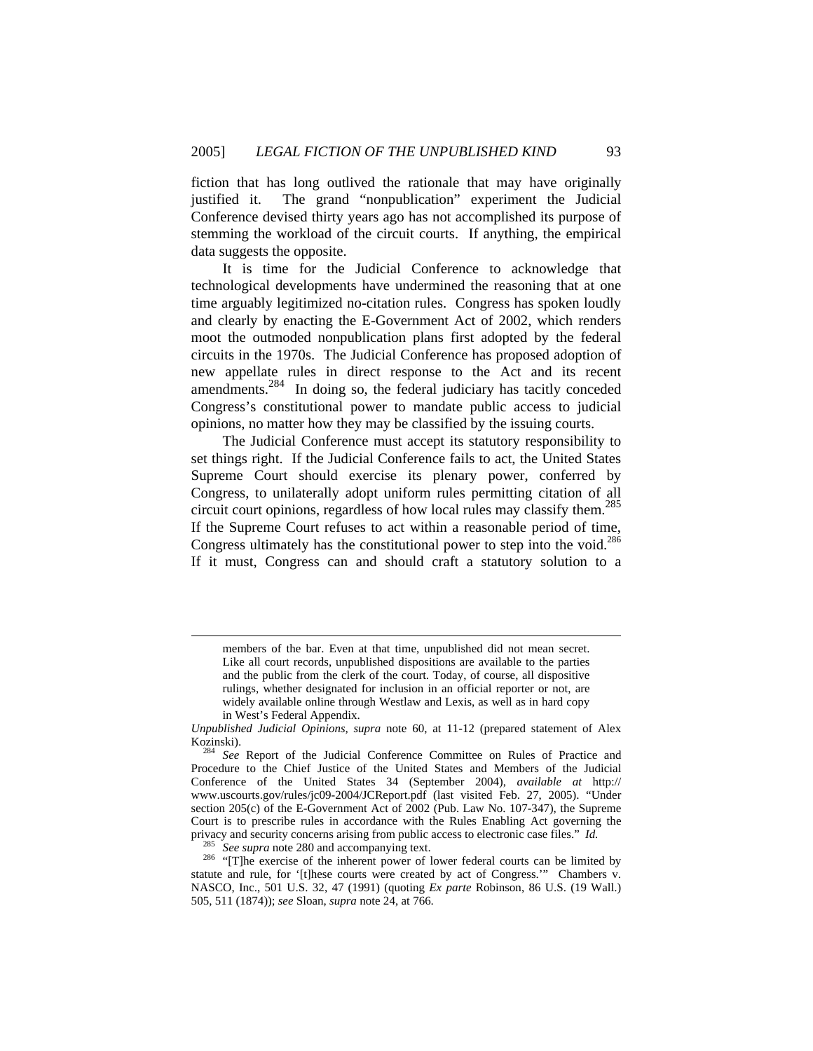fiction that has long outlived the rationale that may have originally justified it. The grand "nonpublication" experiment the Judicial Conference devised thirty years ago has not accomplished its purpose of stemming the workload of the circuit courts. If anything, the empirical data suggests the opposite.

It is time for the Judicial Conference to acknowledge that technological developments have undermined the reasoning that at one time arguably legitimized no-citation rules. Congress has spoken loudly and clearly by enacting the E-Government Act of 2002, which renders moot the outmoded nonpublication plans first adopted by the federal circuits in the 1970s. The Judicial Conference has proposed adoption of new appellate rules in direct response to the Act and its recent amendments.[284] In doing so, the federal judiciary has tacitly conceded Congress's constitutional power to mandate public access to judicial opinions, no matter how they may be classified by the issuing courts.

The Judicial Conference must accept its statutory responsibility to set things right. If the Judicial Conference fails to act, the United States Supreme Court should exercise its plenary power, conferred by Congress, to unilaterally adopt uniform rules permitting citation of all circuit court opinions, regardless of how local rules may classify them.[285] If the Supreme Court refuses to act within a reasonable period of time, Congress ultimately has the constitutional power to step into the void.[286] If it must, Congress can and should craft a statutory solution to a

---

> members of the bar. Even at that time, unpublished did not mean secret. Like all court records, unpublished dispositions are available to the parties and the public from the clerk of the court. Today, of course, all dispositive rulings, whether designated for inclusion in an official reporter or not, are widely available online through Westlaw and Lexis, as well as in hard copy in West's Federal Appendix.

*Unpublished Judicial Opinions*, *supra* note 60, at 11-12 (prepared statement of Alex Kozinski).

[284] *See* Report of the Judicial Conference Committee on Rules of Practice and Procedure to the Chief Justice of the United States and Members of the Judicial Conference of the United States 34 (September 2004), *available at* http://www.uscourts.gov/rules/jc09-2004/JCReport.pdf (last visited Feb. 27, 2005). "Under section 205(c) of the E-Government Act of 2002 (Pub. Law No. 107-347), the Supreme Court is to prescribe rules in accordance with the Rules Enabling Act governing the privacy and security concerns arising from public access to electronic case files." *Id.*

[285] *See supra* note 280 and accompanying text.

[286] "[T]he exercise of the inherent power of lower federal courts can be limited by statute and rule, for '[t]hese courts were created by act of Congress.'" Chambers v. NASCO, Inc., 501 U.S. 32, 47 (1991) (quoting *Ex parte* Robinson, 86 U.S. (19 Wall.) 505, 511 (1874)); *see* Sloan, *supra* note 24, at 766.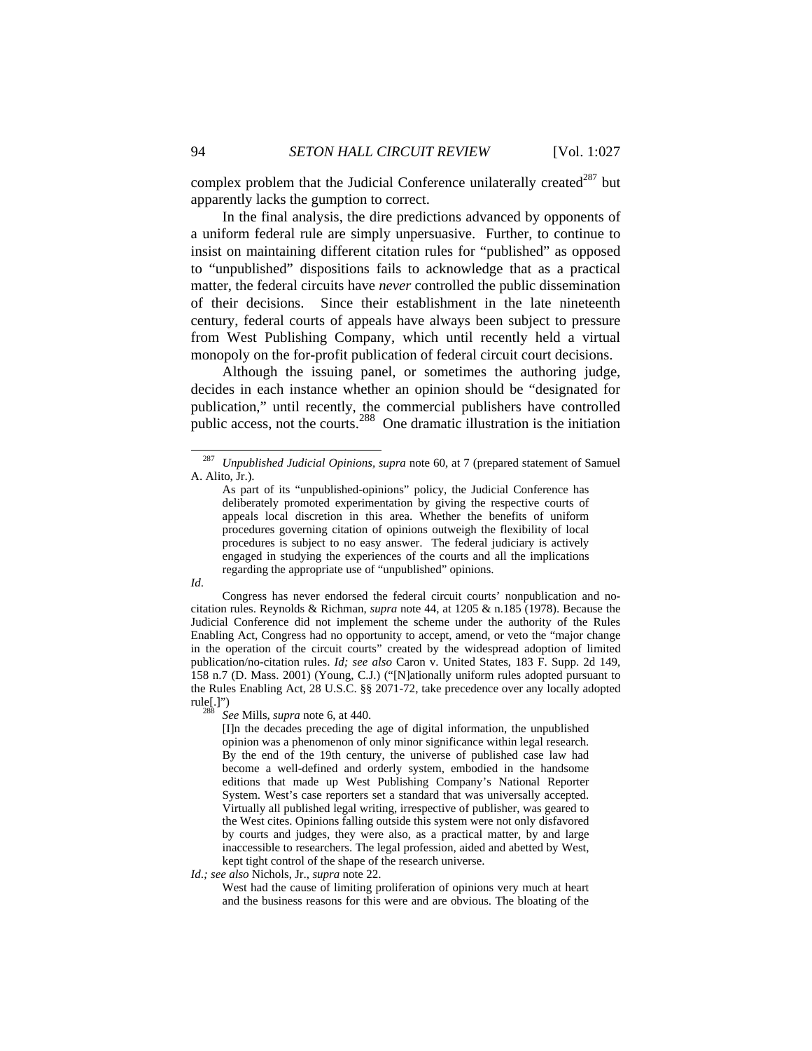complex problem that the Judicial Conference unilaterally created[287] but apparently lacks the gumption to correct.

In the final analysis, the dire predictions advanced by opponents of a uniform federal rule are simply unpersuasive. Further, to continue to insist on maintaining different citation rules for "published" as opposed to "unpublished" dispositions fails to acknowledge that as a practical matter, the federal circuits have *never* controlled the public dissemination of their decisions. Since their establishment in the late nineteenth century, federal courts of appeals have always been subject to pressure from West Publishing Company, which until recently held a virtual monopoly on the for-profit publication of federal circuit court decisions.

Although the issuing panel, or sometimes the authoring judge, decides in each instance whether an opinion should be "designated for publication," until recently, the commercial publishers have controlled public access, not the courts.[288] One dramatic illustration is the initiation

---

[287] *Unpublished Judicial Opinions*, *supra* note 60, at 7 (prepared statement of Samuel A. Alito, Jr.).

> As part of its "unpublished-opinions" policy, the Judicial Conference has deliberately promoted experimentation by giving the respective courts of appeals local discretion in this area. Whether the benefits of uniform procedures governing citation of opinions outweigh the flexibility of local procedures is subject to no easy answer. The federal judiciary is actively engaged in studying the experiences of the courts and all the implications regarding the appropriate use of "unpublished" opinions.

*Id*.

Congress has never endorsed the federal circuit courts' nonpublication and no-citation rules. Reynolds & Richman, *supra* note 44, at 1205 & n.185 (1978). Because the Judicial Conference did not implement the scheme under the authority of the Rules Enabling Act, Congress had no opportunity to accept, amend, or veto the "major change in the operation of the circuit courts" created by the widespread adoption of limited publication/no-citation rules. *Id; see also* Caron v. United States, 183 F. Supp. 2d 149, 158 n.7 (D. Mass. 2001) (Young, C.J.) ("[N]ationally uniform rules adopted pursuant to the Rules Enabling Act, 28 U.S.C. §§ 2071-72, take precedence over any locally adopted rule[.]")

[288] *See* Mills, *supra* note 6, at 440.

> [I]n the decades preceding the age of digital information, the unpublished opinion was a phenomenon of only minor significance within legal research. By the end of the 19th century, the universe of published case law had become a well-defined and orderly system, embodied in the handsome editions that made up West Publishing Company's National Reporter System. West's case reporters set a standard that was universally accepted. Virtually all published legal writing, irrespective of publisher, was geared to the West cites. Opinions falling outside this system were not only disfavored by courts and judges, they were also, as a practical matter, by and large inaccessible to researchers. The legal profession, aided and abetted by West, kept tight control of the shape of the research universe.

*Id.; see also* Nichols, Jr., *supra* note 22.

> West had the cause of limiting proliferation of opinions very much at heart and the business reasons for this were and are obvious. The bloating of the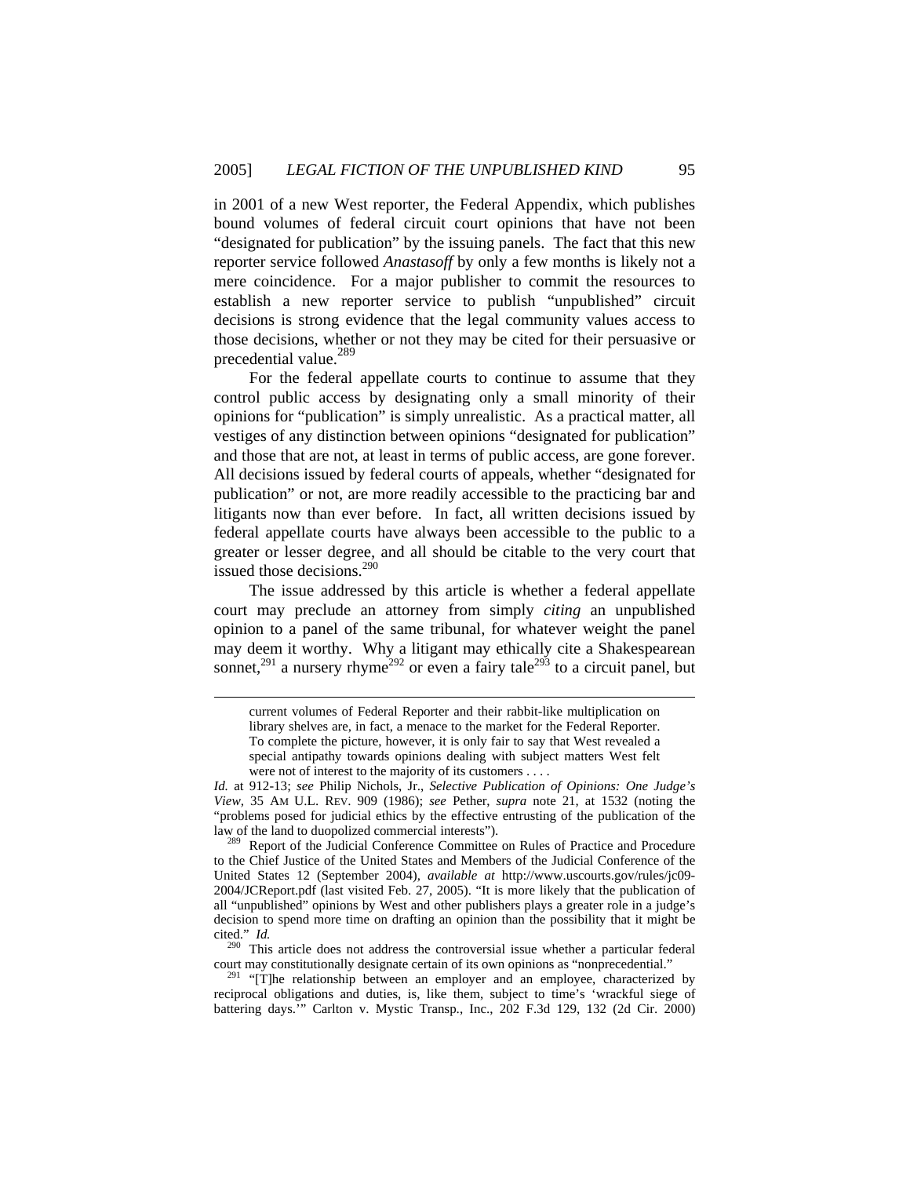in 2001 of a new West reporter, the Federal Appendix, which publishes bound volumes of federal circuit court opinions that have not been "designated for publication" by the issuing panels. The fact that this new reporter service followed *Anastasoff* by only a few months is likely not a mere coincidence. For a major publisher to commit the resources to establish a new reporter service to publish "unpublished" circuit decisions is strong evidence that the legal community values access to those decisions, whether or not they may be cited for their persuasive or precedential value.[289]

For the federal appellate courts to continue to assume that they control public access by designating only a small minority of their opinions for "publication" is simply unrealistic. As a practical matter, all vestiges of any distinction between opinions "designated for publication" and those that are not, at least in terms of public access, are gone forever. All decisions issued by federal courts of appeals, whether "designated for publication" or not, are more readily accessible to the practicing bar and litigants now than ever before. In fact, all written decisions issued by federal appellate courts have always been accessible to the public to a greater or lesser degree, and all should be citable to the very court that issued those decisions.[290]

The issue addressed by this article is whether a federal appellate court may preclude an attorney from simply *citing* an unpublished opinion to a panel of the same tribunal, for whatever weight the panel may deem it worthy. Why a litigant may ethically cite a Shakespearean sonnet,[291] a nursery rhyme[292] or even a fairy tale[293] to a circuit panel, but

---

> current volumes of Federal Reporter and their rabbit-like multiplication on library shelves are, in fact, a menace to the market for the Federal Reporter. To complete the picture, however, it is only fair to say that West revealed a special antipathy towards opinions dealing with subject matters West felt were not of interest to the majority of its customers . . . .

*Id.* at 912-13; *see* Philip Nichols, Jr., *Selective Publication of Opinions: One Judge's View*, 35 AM U.L. REV. 909 (1986); *see* Pether, *supra* note 21, at 1532 (noting the "problems posed for judicial ethics by the effective entrusting of the publication of the law of the land to duopolized commercial interests").

[289] Report of the Judicial Conference Committee on Rules of Practice and Procedure to the Chief Justice of the United States and Members of the Judicial Conference of the United States 12 (September 2004), *available at* http://www.uscourts.gov/rules/jc09-2004/JCReport.pdf (last visited Feb. 27, 2005). "It is more likely that the publication of all "unpublished" opinions by West and other publishers plays a greater role in a judge's decision to spend more time on drafting an opinion than the possibility that it might be cited." *Id.*

[290] This article does not address the controversial issue whether a particular federal court may constitutionally designate certain of its own opinions as "nonprecedential."

[291] "[T]he relationship between an employer and an employee, characterized by reciprocal obligations and duties, is, like them, subject to time's 'wrackful siege of battering days.'" Carlton v. Mystic Transp., Inc., 202 F.3d 129, 132 (2d Cir. 2000)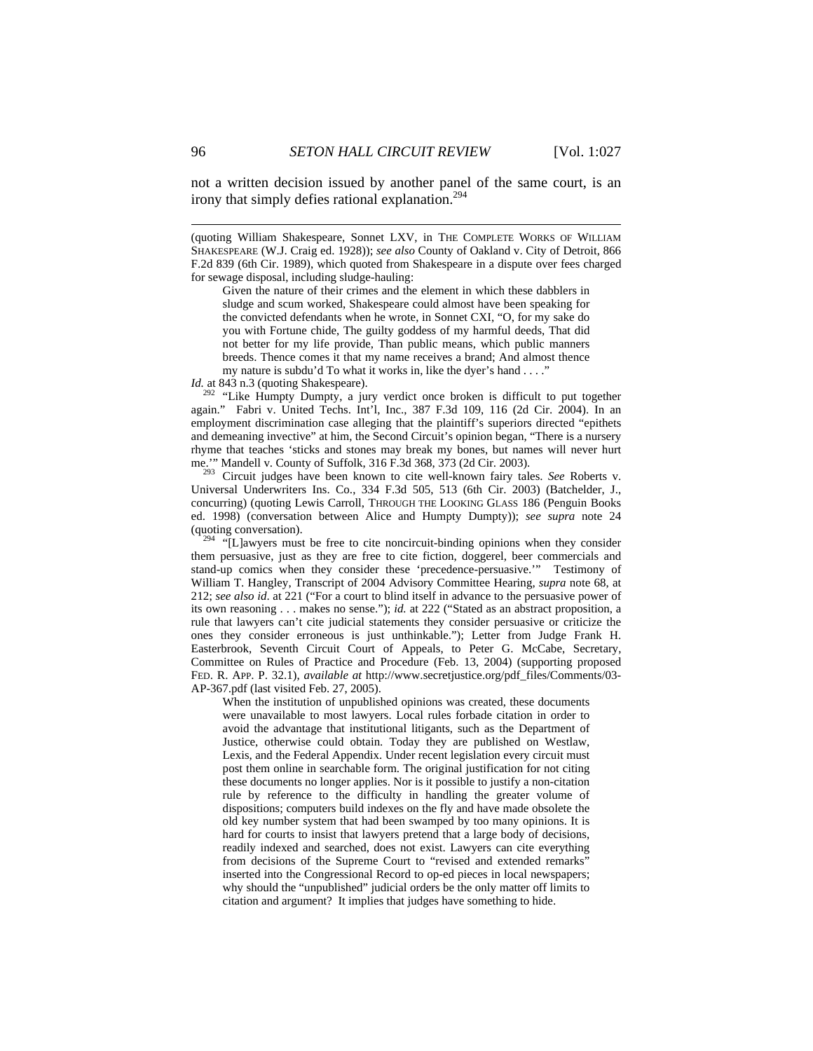not a written decision issued by another panel of the same court, is an irony that simply defies rational explanation.[294]

---

(quoting William Shakespeare, Sonnet LXV, in THE COMPLETE WORKS OF WILLIAM SHAKESPEARE (W.J. Craig ed. 1928)); *see also* County of Oakland v. City of Detroit, 866 F.2d 839 (6th Cir. 1989), which quoted from Shakespeare in a dispute over fees charged for sewage disposal, including sludge-hauling:

> Given the nature of their crimes and the element in which these dabblers in sludge and scum worked, Shakespeare could almost have been speaking for the convicted defendants when he wrote, in Sonnet CXI, "O, for my sake do you with Fortune chide, The guilty goddess of my harmful deeds, That did not better for my life provide, Than public means, which public manners breeds. Thence comes it that my name receives a brand; And almost thence my nature is subdu'd To what it works in, like the dyer's hand . . . ."

*Id.* at 843 n.3 (quoting Shakespeare).

[292] "Like Humpty Dumpty, a jury verdict once broken is difficult to put together again." Fabri v. United Techs. Int'l, Inc., 387 F.3d 109, 116 (2d Cir. 2004). In an employment discrimination case alleging that the plaintiff's superiors directed "epithets and demeaning invective" at him, the Second Circuit's opinion began, "There is a nursery rhyme that teaches 'sticks and stones may break my bones, but names will never hurt me.'" Mandell v. County of Suffolk, 316 F.3d 368, 373 (2d Cir. 2003).

[293] Circuit judges have been known to cite well-known fairy tales. *See* Roberts v. Universal Underwriters Ins. Co., 334 F.3d 505, 513 (6th Cir. 2003) (Batchelder, J., concurring) (quoting Lewis Carroll, THROUGH THE LOOKING GLASS 186 (Penguin Books ed. 1998) (conversation between Alice and Humpty Dumpty)); *see supra* note 24 (quoting conversation).

[294] "[L]awyers must be free to cite noncircuit-binding opinions when they consider them persuasive, just as they are free to cite fiction, doggerel, beer commercials and stand-up comics when they consider these 'precedence-persuasive.'" Testimony of William T. Hangley, Transcript of 2004 Advisory Committee Hearing, *supra* note 68, at 212; *see also id.* at 221 ("For a court to blind itself in advance to the persuasive power of its own reasoning . . . makes no sense."); *id.* at 222 ("Stated as an abstract proposition, a rule that lawyers can't cite judicial statements they consider persuasive or criticize the ones they consider erroneous is just unthinkable."); Letter from Judge Frank H. Easterbrook, Seventh Circuit Court of Appeals, to Peter G. McCabe, Secretary, Committee on Rules of Practice and Procedure (Feb. 13, 2004) (supporting proposed FED. R. APP. P. 32.1), *available at* http://www.secretjustice.org/pdf_files/Comments/03-AP-367.pdf (last visited Feb. 27, 2005).

> When the institution of unpublished opinions was created, these documents were unavailable to most lawyers. Local rules forbade citation in order to avoid the advantage that institutional litigants, such as the Department of Justice, otherwise could obtain. Today they are published on Westlaw, Lexis, and the Federal Appendix. Under recent legislation every circuit must post them online in searchable form. The original justification for not citing these documents no longer applies. Nor is it possible to justify a non-citation rule by reference to the difficulty in handling the greater volume of dispositions; computers build indexes on the fly and have made obsolete the old key number system that had been swamped by too many opinions. It is hard for courts to insist that lawyers pretend that a large body of decisions, readily indexed and searched, does not exist. Lawyers can cite everything from decisions of the Supreme Court to "revised and extended remarks" inserted into the Congressional Record to op-ed pieces in local newspapers; why should the "unpublished" judicial orders be the only matter off limits to citation and argument? It implies that judges have something to hide.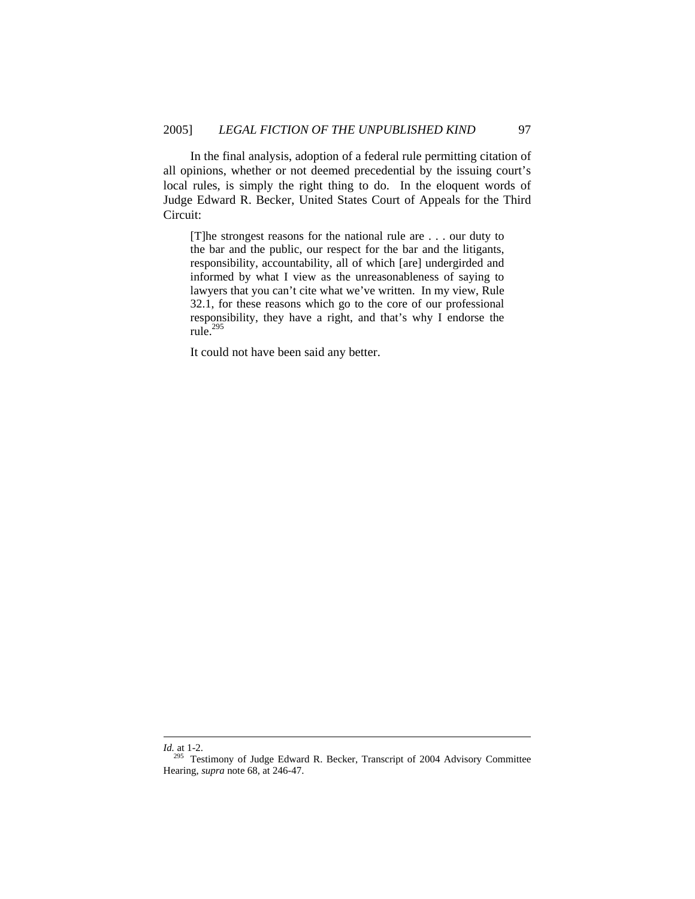In the final analysis, adoption of a federal rule permitting citation of all opinions, whether or not deemed precedential by the issuing court's local rules, is simply the right thing to do. In the eloquent words of Judge Edward R. Becker, United States Court of Appeals for the Third Circuit:

> [T]he strongest reasons for the national rule are . . . our duty to the bar and the public, our respect for the bar and the litigants, responsibility, accountability, all of which [are] undergirded and informed by what I view as the unreasonableness of saying to lawyers that you can't cite what we've written. In my view, Rule 32.1, for these reasons which go to the core of our professional responsibility, they have a right, and that's why I endorse the rule.[295]

It could not have been said any better.

---

*Id.* at 1-2.

[295] Testimony of Judge Edward R. Becker, Transcript of 2004 Advisory Committee Hearing, *supra* note 68, at 246-47.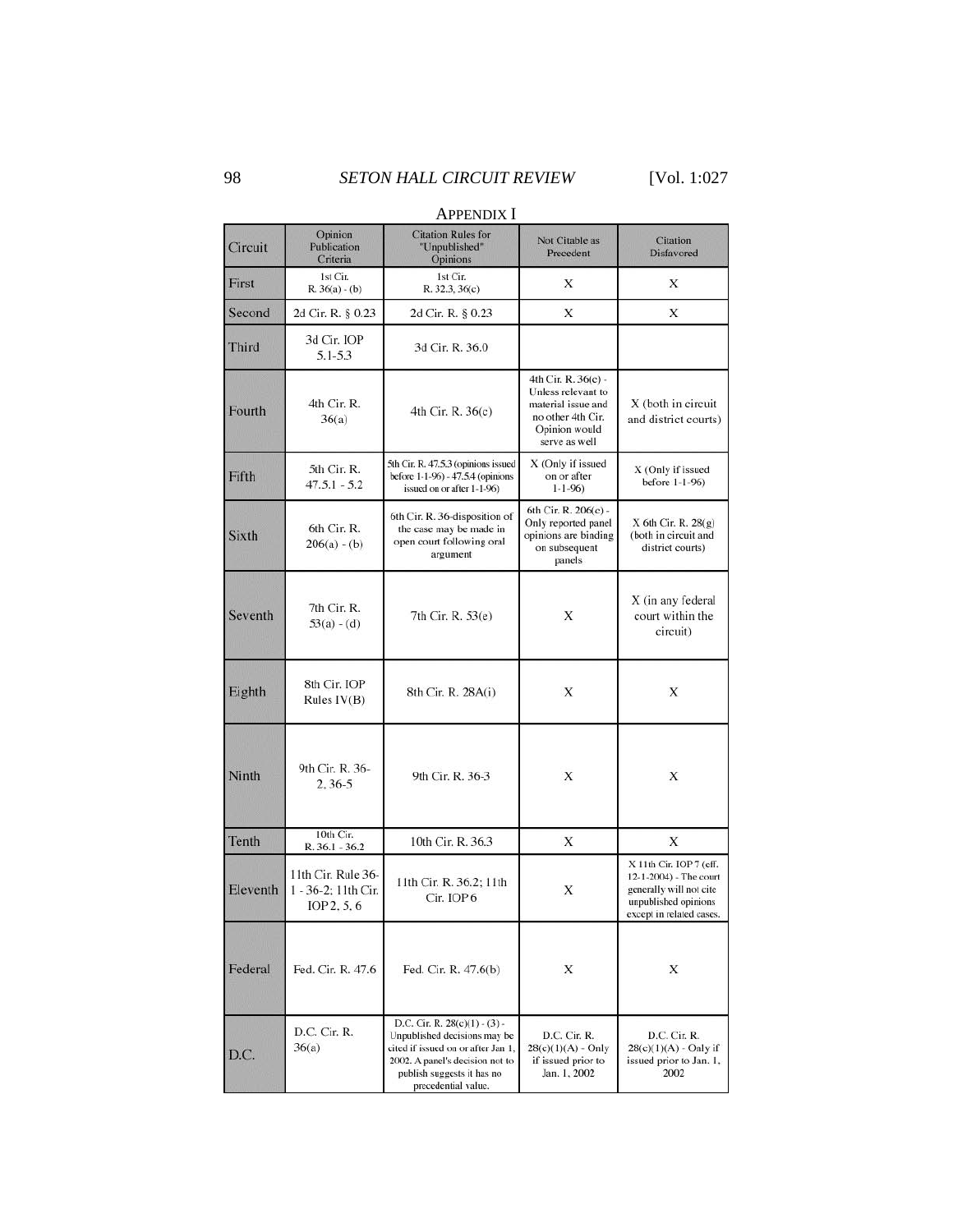# Appendix I

| Circuit | Opinion Publication Criteria | Citation Rules for "Unpublished" Opinions | Not Citable as Precedent | Citation Disfavored |
|---|---|---|---|---|
| First | 1st Cir. R. 36(a) - (b) | 1st Cir. R. 32.3, 36(c) | X | X |
| Second | 2d Cir. R. § 0.23 | 2d Cir. R. § 0.23 | X | X |
| Third | 3d Cir. IOP 5.1-5.3 | 3d Cir. R. 36.0 | | |
| Fourth | 4th Cir. R. 36(a) | 4th Cir. R. 36(c) | 4th Cir. R. 36(c) - Unless relevant to material issue and no other 4th Cir. Opinion would serve as well | X (both in circuit and district courts) |
| Fifth | 5th Cir. R. 47.5.1 - 5.2 | 5th Cir. R. 47.5.3 (opinions issued before 1-1-96) - 47.5.4 (opinions issued on or after 1-1-96) | X (Only if issued on or after 1-1-96) | X (Only if issued before 1-1-96) |
| Sixth | 6th Cir. R. 206(a) - (b) | 6th Cir. R. 36-disposition of the case may be made in open court following oral argument | 6th Cir. R. 206(c) - Only reported panel opinions are binding on subsequent panels | X 6th Cir. R. 28(g) (both in circuit and district courts) |
| Seventh | 7th Cir. R. 53(a) - (d) | 7th Cir. R. 53(e) | X | X (in any federal court within the circuit) |
| Eighth | 8th Cir. IOP Rules IV(B) | 8th Cir. R. 28A(i) | X | X |
| Ninth | 9th Cir. R. 36-2, 36-5 | 9th Cir. R. 36-3 | X | X |
| Tenth | 10th Cir. R. 36.1 - 36.2 | 10th Cir. R. 36.3 | X | X |
| Eleventh | 11th Cir. Rule 36-1 - 36-2; 11th Cir. IOP 2, 5, 6 | 11th Cir. R. 36.2; 11th Cir. IOP 6 | X | X 11th Cir. IOP 7 (eff. 12-1-2004) - The court generally will not cite unpublished opinions except in related cases. |
| Federal | Fed. Cir. R. 47.6 | Fed. Cir. R. 47.6(b) | X | X |
| D.C. | D.C. Cir. R. 36(a) | D.C. Cir. R. 28(c)(1) - (3) - Unpublished decisions may be cited if issued on or after Jan 1, 2002. A panel's decision not to publish suggests it has no precedential value. | D.C. Cir. R. 28(c)(1)(A) - Only if issued prior to Jan. 1, 2002 | D.C. Cir. R. 28(c)(1)(A) - Only if issued prior to Jan. 1, 2002 |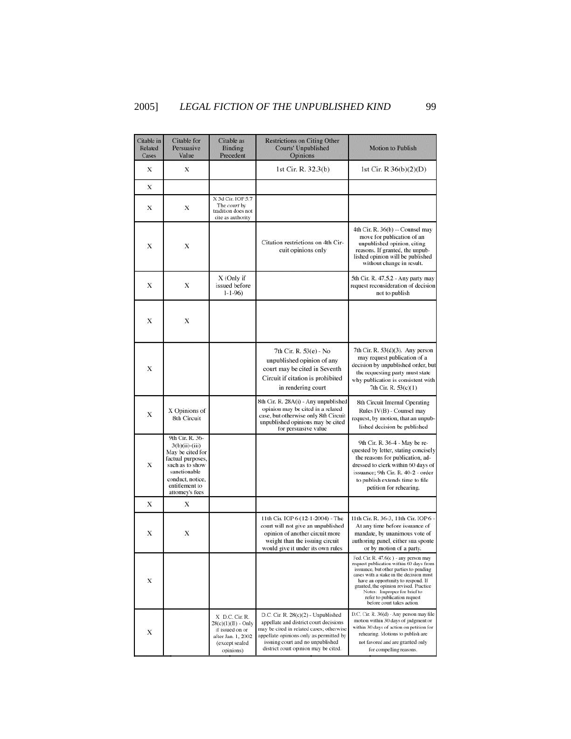| Citable in Related Cases | Citable for Persuasive Value | Citable as Binding Precedent | Restrictions on Citing Other Courts' Unpublished Opinions | Motion to Publish |
|---|---|---|---|---|
| X | X | | 1st Cir. R. 32.3(b) | 1st Cir. R 36(b)(2)(D) |
| X | | | | |
| X | X | X 3d Cir. IOP 5.7 The *court* by tradition does not cite as authority | | |
| X | X | | Citation restrictions on 4th Circuit opinions only | 4th Cir. R. 36(b) -- Counsel may move for publication of an unpublished opinion, citing reasons. If granted, the unpublished opinion will be published without change in result. |
| X | X | X (Only if issued before 1-1-96) | | 5th Cir. R. 47.5.2 - Any party may request reconsideration of decision not to publish |
| X | X | | | |
| X | | | 7th Cir. R. 53(e) - No unpublished opinion of any court may be cited in Seventh Circuit if citation is prohibited in rendering court | 7th Cir. R. 53(d)(3). Any person may request publication of a decision by unpublished order, but the requesting party must state why publication is consistent with 7th Cir. R. 53(c)(1) |
| X | X Opinions of 8th Circuit | | 8th Cir. R. 28A(i) - Any unpublished opinion may be cited in a related case, but otherwise only 8th Circuit unpublished opinions may be cited for persuasive value | 8th Circuit Internal Operating Rules IV(B) - Counsel may request, by motion, that an unpublished decision be published |
| X | 9th Cir. R. 36-3(b)(ii)-(iii) May be cited for factual purposes, such as to show sanctionable conduct, notice, entitlement to attorney's fees | | | 9th Cir. R. 36-4 - May be requested by letter, stating concisely the reasons for publication, addressed to clerk within 60 days of issuance; 9th Cir. R. 40-2 - order to publish extends time to file petition for rehearing. |
| X | X | | | |
| X | X | | 11th Cir. IOP 6 (12-1-2004) - The court will not give an unpublished opinion of another circuit more weight than the issuing circuit would give it under its own rules | 11th Cir. R. 36-3, 11th Cir. IOP 6 - At any time before issuance of mandate, by unanimous vote of authoring panel, either sua sponte or by motion of a party. |
| X | | | | Fed. Cir. R. 47.6(c) - any person may request publication within 60 days from issuance, but other parties to pending cases with a stake in the decision must have an opportunity to respond. If granted, the opinion revised. Practice Notes: Improper for brief to refer to publication request before court takes action. |
| X | | X D.C. Cir. R. 28(c)(1)(B) - Only if issued on or after Jan. 1, 2002 (except sealed opinions) | D.C. Cir. R. 28(c)(2) - Unpublished appellate and district court decisions may be cited in related cases; otherwise appellate opinions only as permitted by issuing court and no unpublished district court opinion may be cited. | D.C. Cir. R. 36(d) - Any person may file motion within 30 days of judgment or within 30 days of action on petition for rehearing. Motions to publish are not favored and are granted only for compelling reasons. |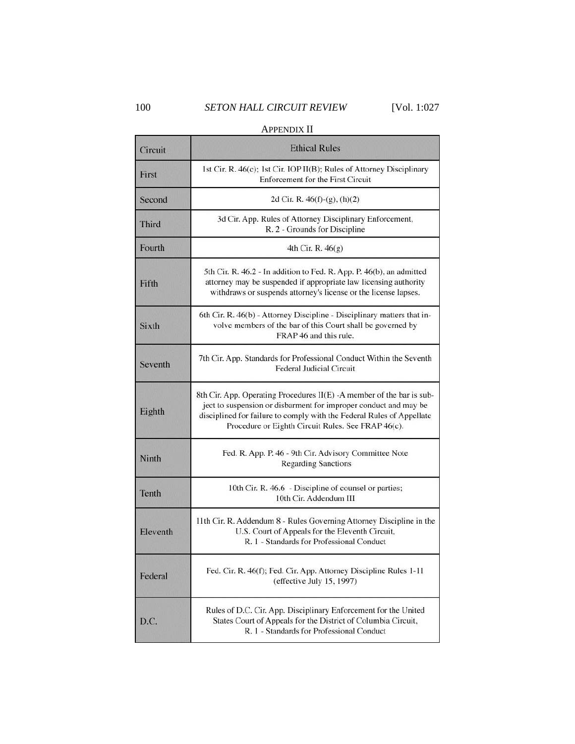APPENDIX II

| Circuit | Ethical Rules |
|---|---|
| First | 1st Cir. R. 46(c); 1st Cir. IOP II(B); Rules of Attorney Disciplinary Enforcement for the First Circuit |
| Second | 2d Cir. R. 46(f)-(g), (h)(2) |
| Third | 3d Cir. App. Rules of Attorney Disciplinary Enforcement, R. 2 - Grounds for Discipline |
| Fourth | 4th Cir. R. 46(g) |
| Fifth | 5th Cir. R. 46.2 - In addition to Fed. R. App. P. 46(b), an admitted attorney may be suspended if appropriate law licensing authority withdraws or suspends attorney's license or the license lapses. |
| Sixth | 6th Cir. R. 46(b) - Attorney Discipline - Disciplinary matters that involve members of the bar of this Court shall be governed by FRAP 46 and this rule. |
| Seventh | 7th Cir. App. Standards for Professional Conduct Within the Seventh Federal Judicial Circuit |
| Eighth | 8th Cir. App. Operating Procedures II(E) -A member of the bar is subject to suspension or disbarment for improper conduct and may be disciplined for failure to comply with the Federal Rules of Appellate Procedure or Eighth Circuit Rules. See FRAP 46(c). |
| Ninth | Fed. R. App. P. 46 - 9th Cir. Advisory Committee Note Regarding Sanctions |
| Tenth | 10th Cir. R. 46.6 - Discipline of counsel or parties; 10th Cir. Addendum III |
| Eleventh | 11th Cir. R. Addendum 8 - Rules Governing Attorney Discipline in the U.S. Court of Appeals for the Eleventh Circuit, R. 1 - Standards for Professional Conduct |
| Federal | Fed. Cir. R. 46(f); Fed. Cir. App. Attorney Discipline Rules 1-11 (effective July 15, 1997) |
| D.C. | Rules of D.C. Cir. App. Disciplinary Enforcement for the United States Court of Appeals for the District of Columbia Circuit, R. 1 - Standards for Professional Conduct |